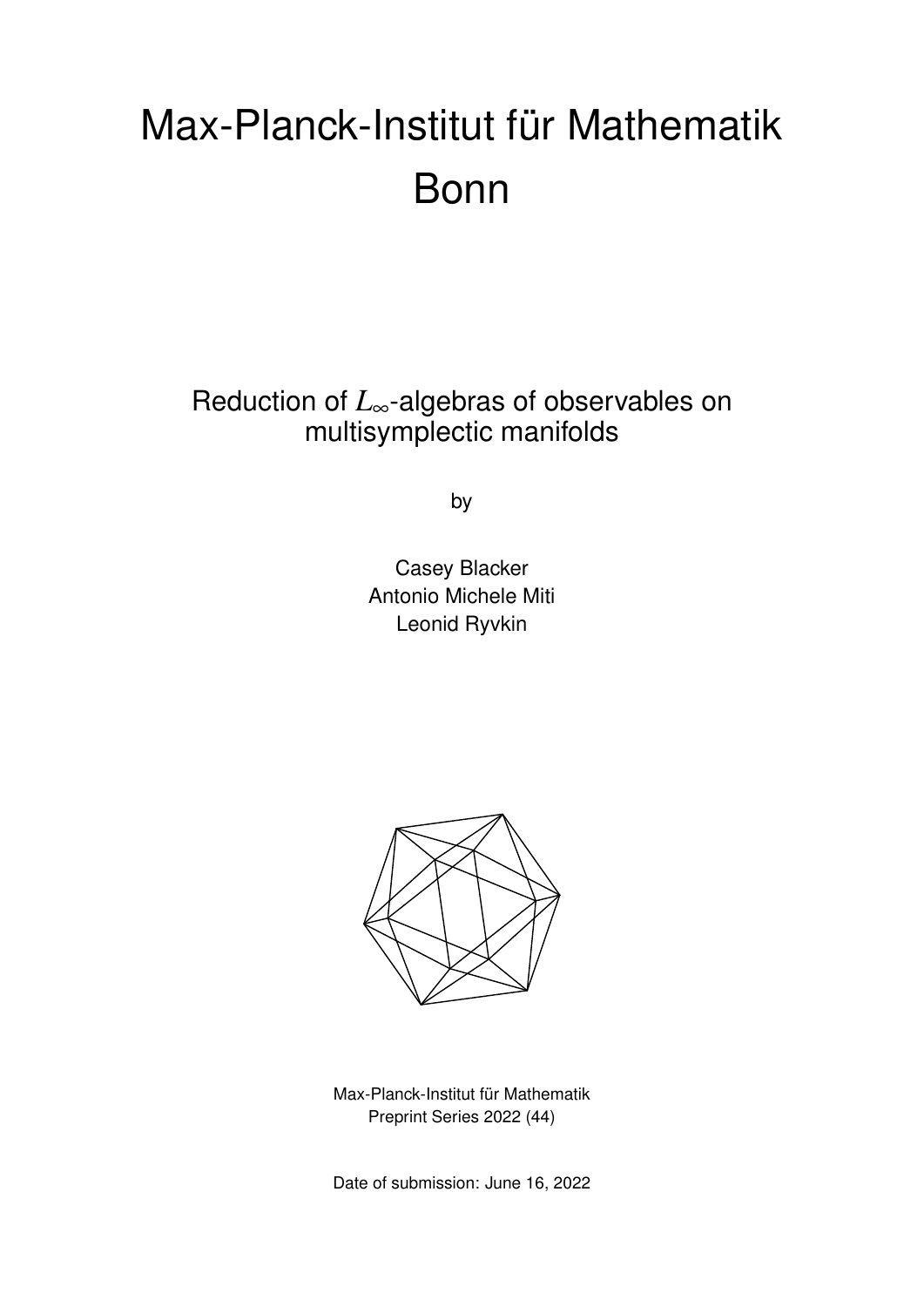# Max-Planck-Institut für Mathematik Bonn

## Reduction of $L_\infty$-algebras of observables on multisymplectic manifolds

by

Casey Blacker
Antonio Michele Miti
Leonid Ryvkin

Max-Planck-Institut für Mathematik
Preprint Series 2022 (44)

Date of submission: June 16, 2022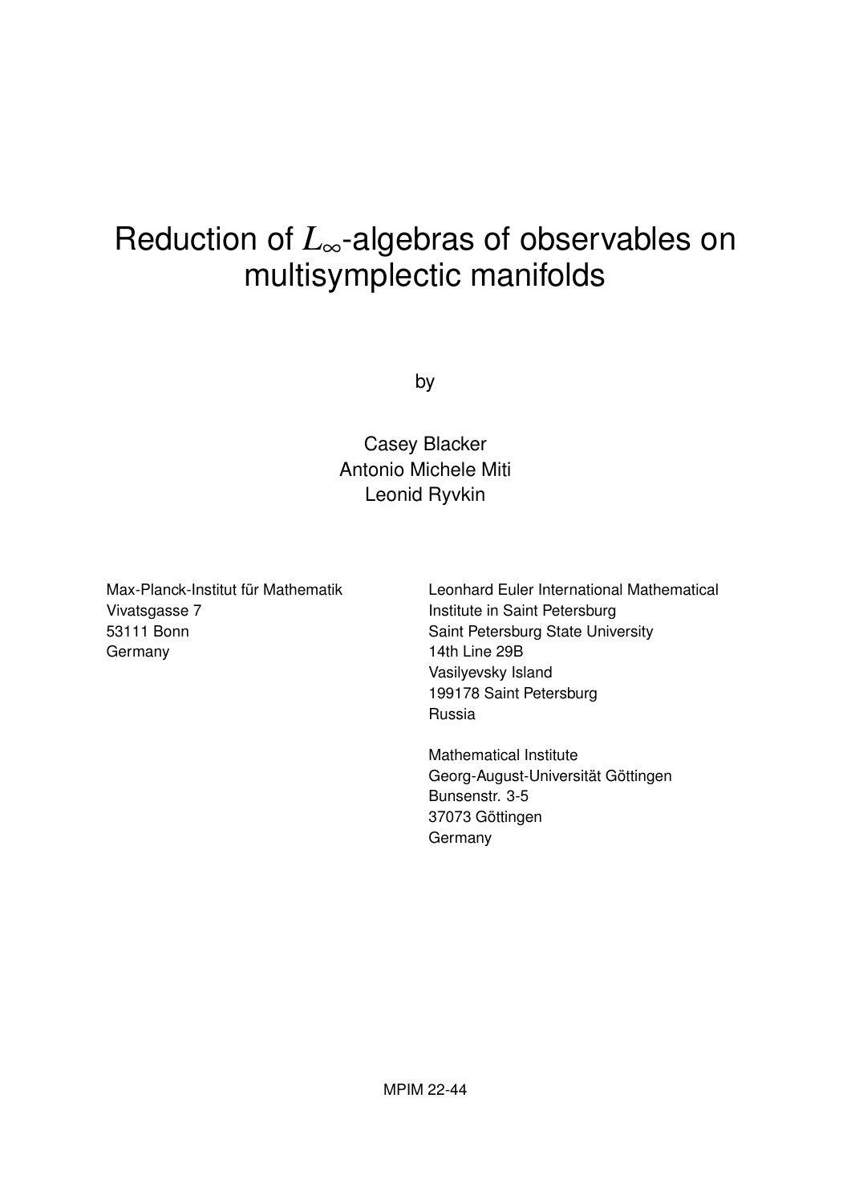# Reduction of $L_\infty$-algebras of observables on multisymplectic manifolds

by

Casey Blacker  
Antonio Michele Miti  
Leonid Ryvkin

Max-Planck-Institut für Mathematik  
Vivatsgasse 7  
53111 Bonn  
Germany

Leonhard Euler International Mathematical Institute in Saint Petersburg  
Saint Petersburg State University  
14th Line 29B  
Vasilyevsky Island  
199178 Saint Petersburg  
Russia

Mathematical Institute  
Georg-August-Universität Göttingen  
Bunsenstr. 3-5  
37073 Göttingen  
Germany

MPIM 22-44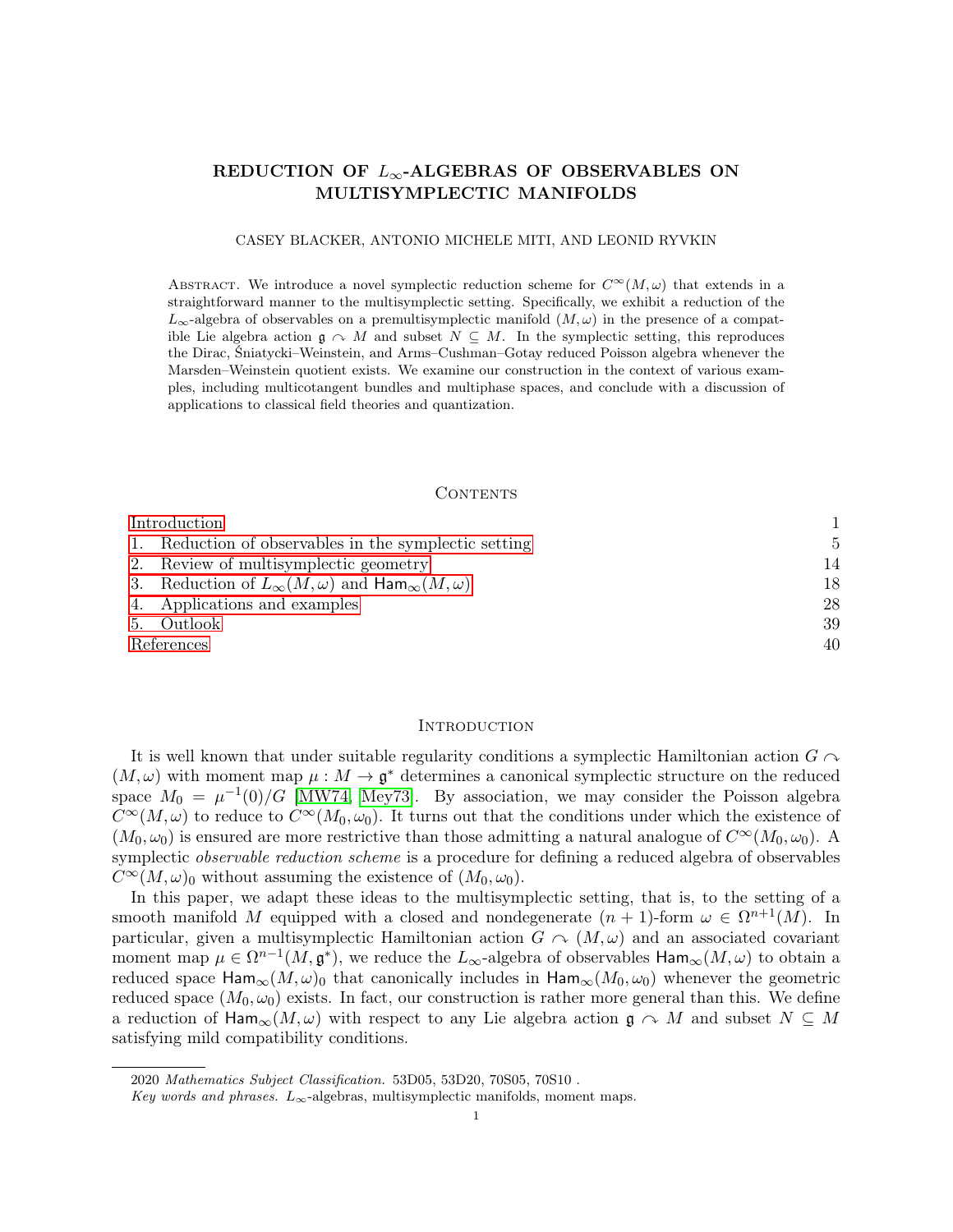# REDUCTION OF $L_\infty$-ALGEBRAS OF OBSERVABLES ON MULTISYMPLECTIC MANIFOLDS

CASEY BLACKER, ANTONIO MICHELE MITI, AND LEONID RYVKIN

Abstract. We introduce a novel symplectic reduction scheme for $C^\infty(M,\omega)$ that extends in a straightforward manner to the multisymplectic setting. Specifically, we exhibit a reduction of the $L_\infty$-algebra of observables on a premultisymplectic manifold $(M,\omega)$ in the presence of a compatible Lie algebra action $\mathfrak{g} \curvearrowright M$ and subset $N \subseteq M$. In the symplectic setting, this reproduces the Dirac, Śniatycki–Weinstein, and Arms–Cushman–Gotay reduced Poisson algebra whenever the Marsden–Weinstein quotient exists. We examine our construction in the context of various examples, including multicotangent bundles and multiphase spaces, and conclude with a discussion of applications to classical field theories and quantization.

## Contents

| | |
|---|---|
| Introduction | 1 |
| 1. Reduction of observables in the symplectic setting | 5 |
| 2. Review of multisymplectic geometry | 14 |
| 3. Reduction of $L_\infty(M,\omega)$ and $\mathsf{Ham}_\infty(M,\omega)$ | 18 |
| 4. Applications and examples | 28 |
| 5. Outlook | 39 |
| References | 40 |

## Introduction

It is well known that under suitable regularity conditions a symplectic Hamiltonian action $G \curvearrowright (M,\omega)$ with moment map $\mu : M \to \mathfrak{g}^*$ determines a canonical symplectic structure on the reduced space $M_0 = \mu^{-1}(0)/G$ [MW74, Mey73]. By association, we may consider the Poisson algebra $C^\infty(M,\omega)$ to reduce to $C^\infty(M_0,\omega_0)$. It turns out that the conditions under which the existence of $(M_0,\omega_0)$ is ensured are more restrictive than those admitting a natural analogue of $C^\infty(M_0,\omega_0)$. A symplectic *observable reduction scheme* is a procedure for defining a reduced algebra of observables $C^\infty(M,\omega)_0$ without assuming the existence of $(M_0,\omega_0)$.

In this paper, we adapt these ideas to the multisymplectic setting, that is, to the setting of a smooth manifold $M$ equipped with a closed and nondegenerate $(n+1)$-form $\omega \in \Omega^{n+1}(M)$. In particular, given a multisymplectic Hamiltonian action $G \curvearrowright (M,\omega)$ and an associated covariant moment map $\mu \in \Omega^{n-1}(M,\mathfrak{g}^*)$, we reduce the $L_\infty$-algebra of observables $\mathsf{Ham}_\infty(M,\omega)$ to obtain a reduced space $\mathsf{Ham}_\infty(M,\omega)_0$ that canonically includes in $\mathsf{Ham}_\infty(M_0,\omega_0)$ whenever the geometric reduced space $(M_0,\omega_0)$ exists. In fact, our construction is rather more general than this. We define a reduction of $\mathsf{Ham}_\infty(M,\omega)$ with respect to any Lie algebra action $\mathfrak{g} \curvearrowright M$ and subset $N \subseteq M$ satisfying mild compatibility conditions.

---

2020 *Mathematics Subject Classification.* 53D05, 53D20, 70S05, 70S10 .

*Key words and phrases.* $L_\infty$-algebras, multisymplectic manifolds, moment maps.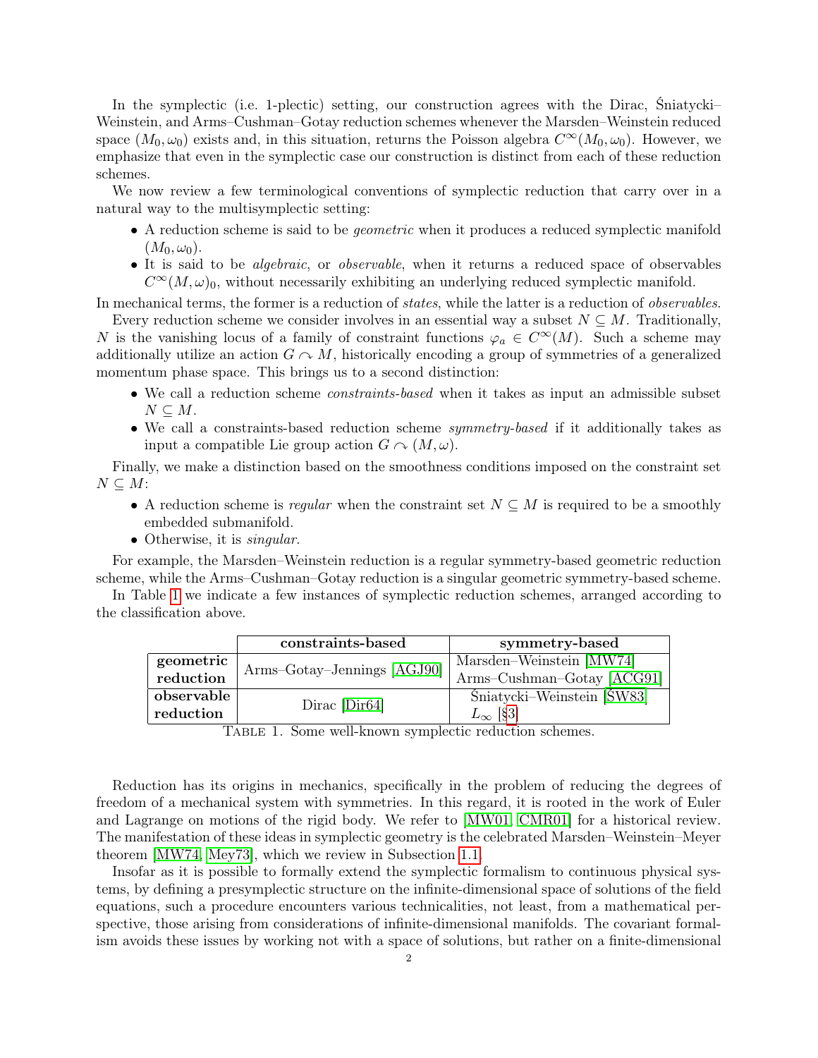In the symplectic (i.e. 1-plectic) setting, our construction agrees with the Dirac, Śniatycki–Weinstein, and Arms–Cushman–Gotay reduction schemes whenever the Marsden–Weinstein reduced space $(M_0, \omega_0)$ exists and, in this situation, returns the Poisson algebra $C^\infty(M_0, \omega_0)$. However, we emphasize that even in the symplectic case our construction is distinct from each of these reduction schemes.

We now review a few terminological conventions of symplectic reduction that carry over in a natural way to the multisymplectic setting:

- A reduction scheme is said to be *geometric* when it produces a reduced symplectic manifold $(M_0, \omega_0)$.
- It is said to be *algebraic*, or *observable*, when it returns a reduced space of observables $C^\infty(M,\omega)_0$, without necessarily exhibiting an underlying reduced symplectic manifold.

In mechanical terms, the former is a reduction of *states*, while the latter is a reduction of *observables*.

Every reduction scheme we consider involves in an essential way a subset $N \subseteq M$. Traditionally, $N$ is the vanishing locus of a family of constraint functions $\varphi_a \in C^\infty(M)$. Such a scheme may additionally utilize an action $G \curvearrowright M$, historically encoding a group of symmetries of a generalized momentum phase space. This brings us to a second distinction:

- We call a reduction scheme *constraints-based* when it takes as input an admissible subset $N \subseteq M$.
- We call a constraints-based reduction scheme *symmetry-based* if it additionally takes as input a compatible Lie group action $G \curvearrowright (M, \omega)$.

Finally, we make a distinction based on the smoothness conditions imposed on the constraint set $N \subseteq M$:

- A reduction scheme is *regular* when the constraint set $N \subseteq M$ is required to be a smoothly embedded submanifold.
- Otherwise, it is *singular*.

For example, the Marsden–Weinstein reduction is a regular symmetry-based geometric reduction scheme, while the Arms–Cushman–Gotay reduction is a singular geometric symmetry-based scheme.

In Table 1 we indicate a few instances of symplectic reduction schemes, arranged according to the classification above.

| | **constraints-based** | **symmetry-based** |
|---|---|---|
| **geometric reduction** | Arms–Gotay–Jennings [AGJ90] | Marsden–Weinstein [MW74]<br>Arms–Cushman–Gotay [ACG91] |
| **observable reduction** | Dirac [Dir64] | Śniatycki–Weinstein [ŚW83]<br>$L_\infty$ [§3] |

Table 1. Some well-known symplectic reduction schemes.

Reduction has its origins in mechanics, specifically in the problem of reducing the degrees of freedom of a mechanical system with symmetries. In this regard, it is rooted in the work of Euler and Lagrange on motions of the rigid body. We refer to [MW01, CMR01] for a historical review. The manifestation of these ideas in symplectic geometry is the celebrated Marsden–Weinstein–Meyer theorem [MW74, Mey73], which we review in Subsection 1.1.

Insofar as it is possible to formally extend the symplectic formalism to continuous physical systems, by defining a presymplectic structure on the infinite-dimensional space of solutions of the field equations, such a procedure encounters various technicalities, not least, from a mathematical perspective, those arising from considerations of infinite-dimensional manifolds. The covariant formalism avoids these issues by working not with a space of solutions, but rather on a finite-dimensional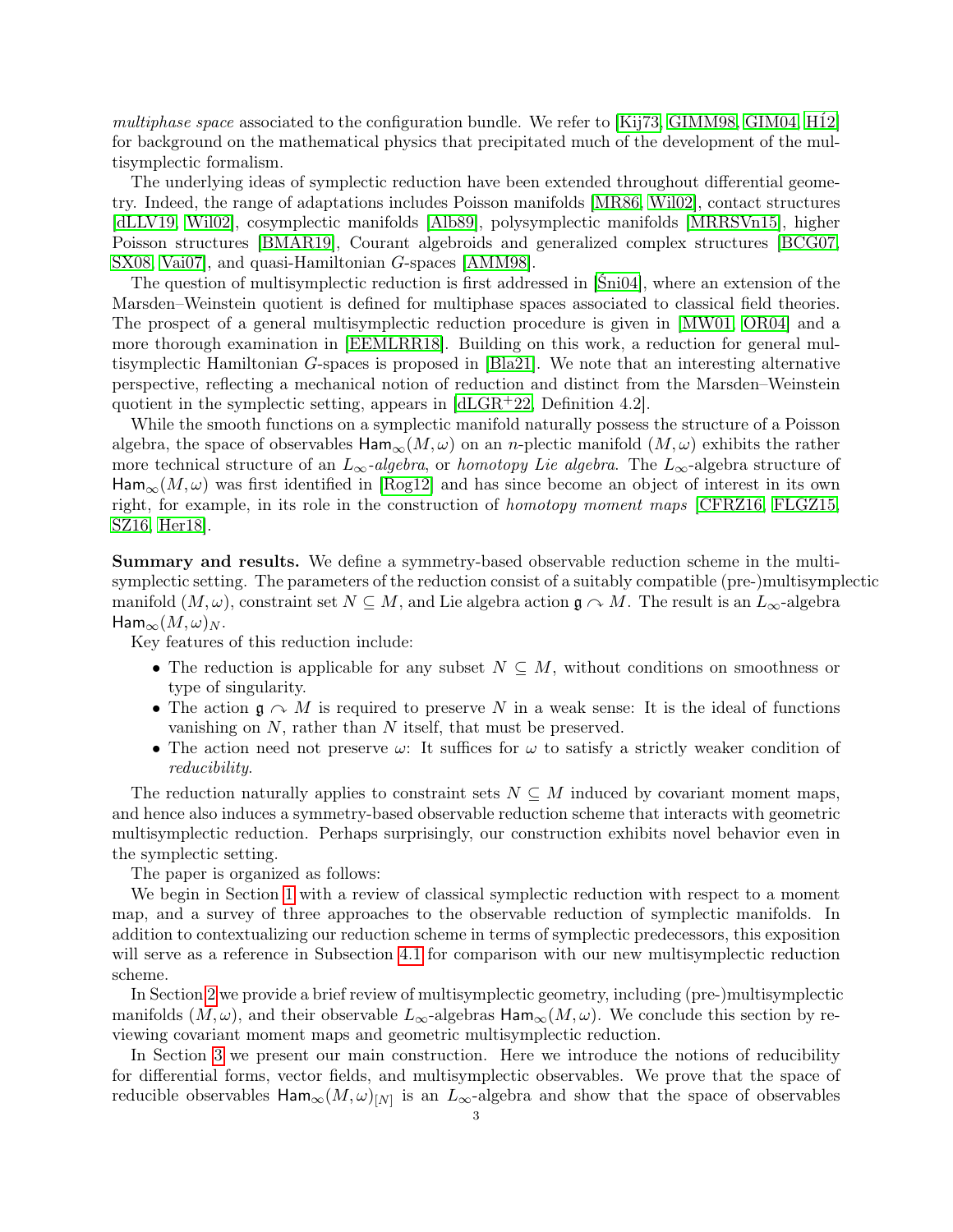*multiphase space* associated to the configuration bundle. We refer to [Kij73, GIMM98, GIM04, HÍ2] for background on the mathematical physics that precipitated much of the development of the multisymplectic formalism.

The underlying ideas of symplectic reduction have been extended throughout differential geometry. Indeed, the range of adaptations includes Poisson manifolds [MR86, Wil02], contact structures [dLLV19, Wil02], cosymplectic manifolds [Alb89], polysymplectic manifolds [MRRSVn15], higher Poisson structures [BMAR19], Courant algebroids and generalized complex structures [BCG07, SX08, Vai07], and quasi-Hamiltonian $G$-spaces [AMM98].

The question of multisymplectic reduction is first addressed in [Śni04], where an extension of the Marsden–Weinstein quotient is defined for multiphase spaces associated to classical field theories. The prospect of a general multisymplectic reduction procedure is given in [MW01, OR04] and a more thorough examination in [EEMLRR18]. Building on this work, a reduction for general multisymplectic Hamiltonian $G$-spaces is proposed in [Bla21]. We note that an interesting alternative perspective, reflecting a mechanical notion of reduction and distinct from the Marsden–Weinstein quotient in the symplectic setting, appears in [dLGR+22, Definition 4.2].

While the smooth functions on a symplectic manifold naturally possess the structure of a Poisson algebra, the space of observables $\mathsf{Ham}_\infty(M,\omega)$ on an $n$-plectic manifold $(M,\omega)$ exhibits the rather more technical structure of an $L_\infty$-*algebra*, or *homotopy Lie algebra*. The $L_\infty$-algebra structure of $\mathsf{Ham}_\infty(M,\omega)$ was first identified in [Rog12] and has since become an object of interest in its own right, for example, in its role in the construction of *homotopy moment maps* [CFRZ16, FLGZ15, SZ16, Her18].

**Summary and results.** We define a symmetry-based observable reduction scheme in the multisymplectic setting. The parameters of the reduction consist of a suitably compatible (pre-)multisymplectic manifold $(M,\omega)$, constraint set $N \subseteq M$, and Lie algebra action $\mathfrak{g} \curvearrowright M$. The result is an $L_\infty$-algebra $\mathsf{Ham}_\infty(M,\omega)_N$.

Key features of this reduction include:

- The reduction is applicable for any subset $N \subseteq M$, without conditions on smoothness or type of singularity.
- The action $\mathfrak{g} \curvearrowright M$ is required to preserve $N$ in a weak sense: It is the ideal of functions vanishing on $N$, rather than $N$ itself, that must be preserved.
- The action need not preserve $\omega$: It suffices for $\omega$ to satisfy a strictly weaker condition of *reducibility*.

The reduction naturally applies to constraint sets $N \subseteq M$ induced by covariant moment maps, and hence also induces a symmetry-based observable reduction scheme that interacts with geometric multisymplectic reduction. Perhaps surprisingly, our construction exhibits novel behavior even in the symplectic setting.

The paper is organized as follows:

We begin in Section 1 with a review of classical symplectic reduction with respect to a moment map, and a survey of three approaches to the observable reduction of symplectic manifolds. In addition to contextualizing our reduction scheme in terms of symplectic predecessors, this exposition will serve as a reference in Subsection 4.1 for comparison with our new multisymplectic reduction scheme.

In Section 2 we provide a brief review of multisymplectic geometry, including (pre-)multisymplectic manifolds $(M,\omega)$, and their observable $L_\infty$-algebras $\mathsf{Ham}_\infty(M,\omega)$. We conclude this section by reviewing covariant moment maps and geometric multisymplectic reduction.

In Section 3 we present our main construction. Here we introduce the notions of reducibility for differential forms, vector fields, and multisymplectic observables. We prove that the space of reducible observables $\mathsf{Ham}_\infty(M,\omega)_{[N]}$ is an $L_\infty$-algebra and show that the space of observables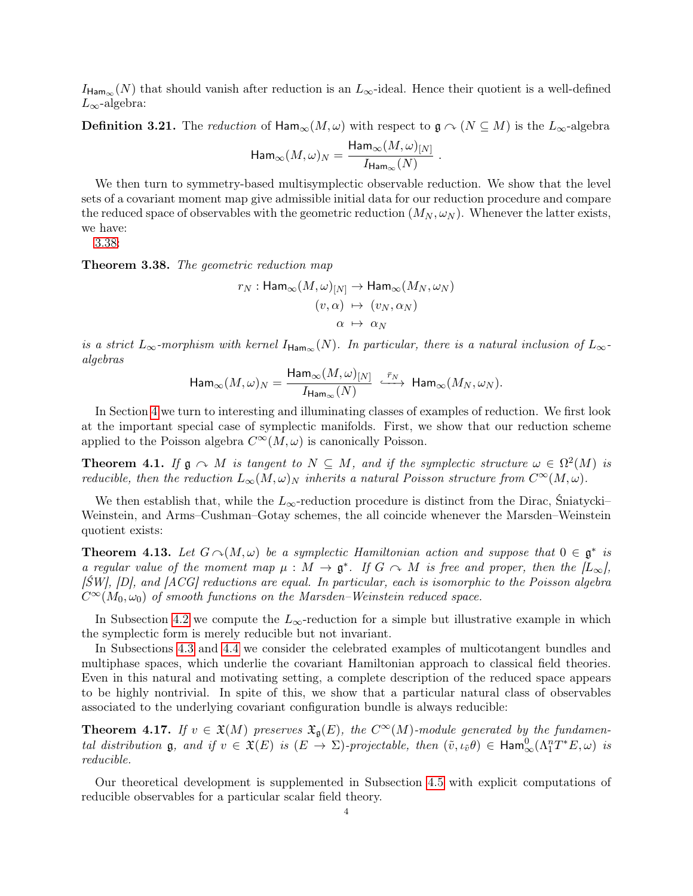$I_{\mathsf{Ham}_\infty}(N)$ that should vanish after reduction is an $L_\infty$-ideal. Hence their quotient is a well-defined $L_\infty$-algebra:

**Definition 3.21.** The *reduction* of $\mathsf{Ham}_\infty(M,\omega)$ with respect to $\mathfrak{g} \curvearrowright (N \subseteq M)$ is the $L_\infty$-algebra

$$\mathsf{Ham}_\infty(M,\omega)_N = \frac{\mathsf{Ham}_\infty(M,\omega)_{[N]}}{I_{\mathsf{Ham}_\infty}(N)} \ .$$

We then turn to symmetry-based multisymplectic observable reduction. We show that the level sets of a covariant moment map give admissible initial data for our reduction procedure and compare the reduced space of observables with the geometric reduction $(M_N, \omega_N)$. Whenever the latter exists, we have:

3.38:

**Theorem 3.38.** *The geometric reduction map*

$$\begin{aligned} r_N : \mathsf{Ham}_\infty(M,\omega)_{[N]} &\to \mathsf{Ham}_\infty(M_N,\omega_N) \\ (v,\alpha) &\mapsto (v_N, \alpha_N) \\ \alpha &\mapsto \alpha_N \end{aligned}$$

*is a strict $L_\infty$-morphism with kernel $I_{\mathsf{Ham}_\infty}(N)$. In particular, there is a natural inclusion of $L_\infty$-algebras*

$$\mathsf{Ham}_\infty(M,\omega)_N = \frac{\mathsf{Ham}_\infty(M,\omega)_{[N]}}{I_{\mathsf{Ham}_\infty}(N)} \xhookrightarrow{\bar{r}_N} \mathsf{Ham}_\infty(M_N,\omega_N).$$

In Section 4 we turn to interesting and illuminating classes of examples of reduction. We first look at the important special case of symplectic manifolds. First, we show that our reduction scheme applied to the Poisson algebra $C^\infty(M,\omega)$ is canonically Poisson.

**Theorem 4.1.** *If $\mathfrak{g} \curvearrowright M$ is tangent to $N \subseteq M$, and if the symplectic structure $\omega \in \Omega^2(M)$ is reducible, then the reduction $L_\infty(M,\omega)_N$ inherits a natural Poisson structure from $C^\infty(M,\omega)$.*

We then establish that, while the $L_\infty$-reduction procedure is distinct from the Dirac, Śniatycki–Weinstein, and Arms–Cushman–Gotay schemes, the all coincide whenever the Marsden–Weinstein quotient exists:

**Theorem 4.13.** *Let $G \curvearrowright (M,\omega)$ be a symplectic Hamiltonian action and suppose that $0 \in \mathfrak{g}^*$ is a regular value of the moment map $\mu : M \to \mathfrak{g}^*$. If $G \curvearrowright M$ is free and proper, then the [$L_\infty$], [ŚW], [D], and [ACG] reductions are equal. In particular, each is isomorphic to the Poisson algebra $C^\infty(M_0,\omega_0)$ of smooth functions on the Marsden–Weinstein reduced space.*

In Subsection 4.2 we compute the $L_\infty$-reduction for a simple but illustrative example in which the symplectic form is merely reducible but not invariant.

In Subsections 4.3 and 4.4 we consider the celebrated examples of multicotangent bundles and multiphase spaces, which underlie the covariant Hamiltonian approach to classical field theories. Even in this natural and motivating setting, a complete description of the reduced space appears to be highly nontrivial. In spite of this, we show that a particular natural class of observables associated to the underlying covariant configuration bundle is always reducible:

**Theorem 4.17.** *If $v \in \mathfrak{X}(M)$ preserves $\mathfrak{X}_\mathfrak{g}(E)$, the $C^\infty(M)$-module generated by the fundamental distribution $\mathfrak{g}$, and if $v \in \mathfrak{X}(E)$ is $(E \to \Sigma)$-projectable, then $(\tilde{v}, \iota_{\tilde{v}}\theta) \in \mathsf{Ham}^0_\infty(\Lambda^n_1 T^*E, \omega)$ is reducible.*

Our theoretical development is supplemented in Subsection 4.5 with explicit computations of reducible observables for a particular scalar field theory.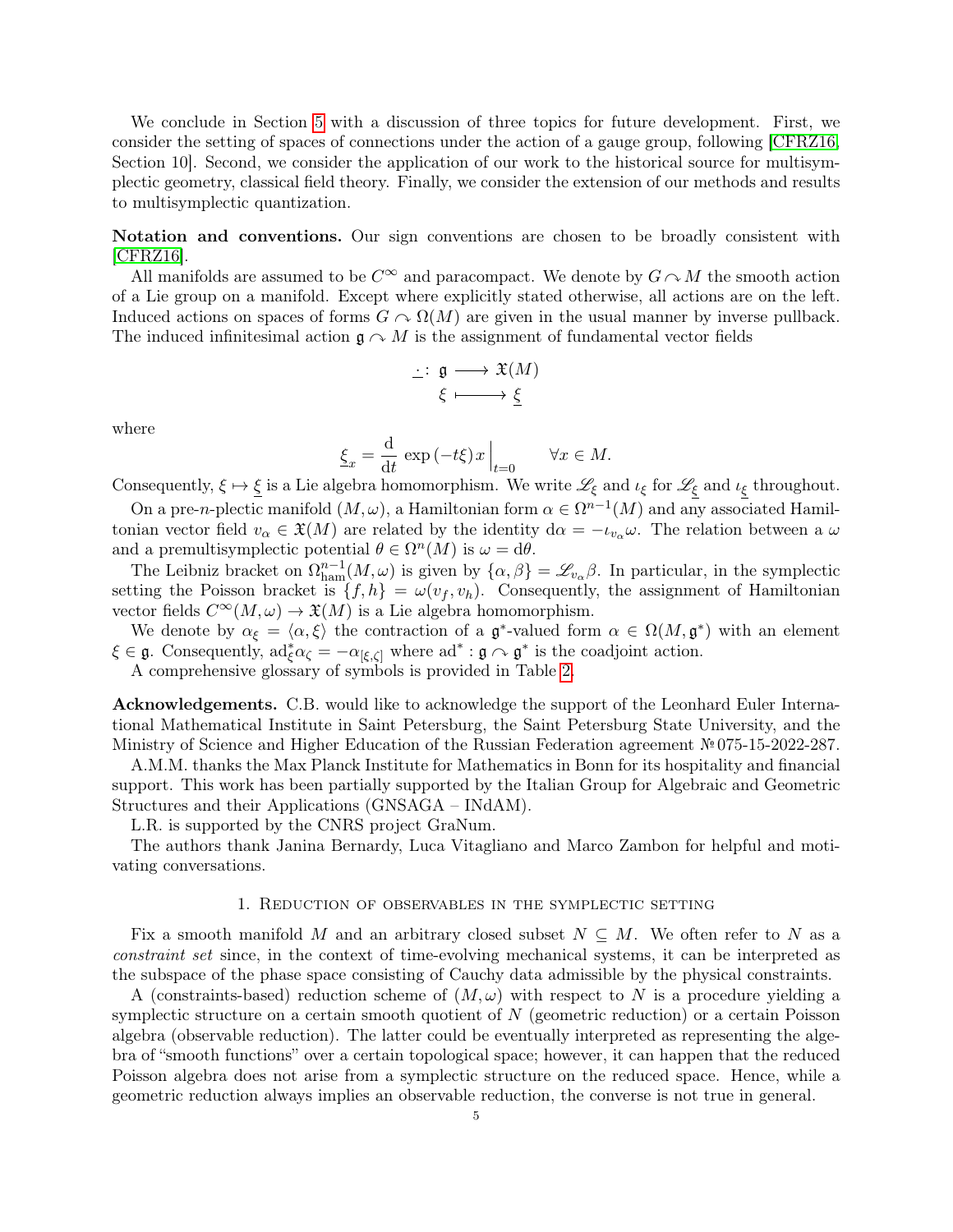We conclude in Section 5 with a discussion of three topics for future development. First, we consider the setting of spaces of connections under the action of a gauge group, following [CFRZ16, Section 10]. Second, we consider the application of our work to the historical source for multisymplectic geometry, classical field theory. Finally, we consider the extension of our methods and results to multisymplectic quantization.

**Notation and conventions.** Our sign conventions are chosen to be broadly consistent with [CFRZ16].

All manifolds are assumed to be $C^\infty$ and paracompact. We denote by $G \curvearrowright M$ the smooth action of a Lie group on a manifold. Except where explicitly stated otherwise, all actions are on the left. Induced actions on spaces of forms $G \curvearrowright \Omega(M)$ are given in the usual manner by inverse pullback. The induced infinitesimal action $\mathfrak{g} \curvearrowright M$ is the assignment of fundamental vector fields

$$
\begin{aligned}
\underline{\cdot}\colon\; \mathfrak{g} &\longrightarrow \mathfrak{X}(M) \\
\xi &\longmapsto \underline{\xi}
\end{aligned}
$$

where

$$
\underline{\xi}_x = \frac{\mathrm{d}}{\mathrm{d}t} \exp(-t\xi)\, x \Big|_{t=0} \qquad \forall x \in M.
$$

Consequently, $\xi \mapsto \underline{\xi}$ is a Lie algebra homomorphism. We write $\mathscr{L}_\xi$ and $\iota_\xi$ for $\mathscr{L}_{\underline{\xi}}$ and $\iota_{\underline{\xi}}$ throughout.

On a pre-$n$-plectic manifold $(M,\omega)$, a Hamiltonian form $\alpha \in \Omega^{n-1}(M)$ and any associated Hamiltonian vector field $v_\alpha \in \mathfrak{X}(M)$ are related by the identity $\mathrm{d}\alpha = -\iota_{v_\alpha}\omega$. The relation between a $\omega$ and a premultisymplectic potential $\theta \in \Omega^n(M)$ is $\omega = \mathrm{d}\theta$.

The Leibniz bracket on $\Omega^{n-1}_{\mathrm{ham}}(M,\omega)$ is given by $\{\alpha,\beta\} = \mathscr{L}_{v_\alpha}\beta$. In particular, in the symplectic setting the Poisson bracket is $\{f,h\} = \omega(v_f, v_h)$. Consequently, the assignment of Hamiltonian vector fields $C^\infty(M,\omega) \to \mathfrak{X}(M)$ is a Lie algebra homomorphism.

We denote by $\alpha_\xi = \langle \alpha, \xi\rangle$ the contraction of a $\mathfrak{g}^*$-valued form $\alpha \in \Omega(M,\mathfrak{g}^*)$ with an element $\xi \in \mathfrak{g}$. Consequently, $\mathrm{ad}^*_\xi \alpha_\zeta = -\alpha_{[\xi,\zeta]}$ where $\mathrm{ad}^*\colon \mathfrak{g} \curvearrowright \mathfrak{g}^*$ is the coadjoint action.

A comprehensive glossary of symbols is provided in Table 2.

**Acknowledgements.** C.B. would like to acknowledge the support of the Leonhard Euler International Mathematical Institute in Saint Petersburg, the Saint Petersburg State University, and the Ministry of Science and Higher Education of the Russian Federation agreement №075-15-2022-287.

A.M.M. thanks the Max Planck Institute for Mathematics in Bonn for its hospitality and financial support. This work has been partially supported by the Italian Group for Algebraic and Geometric Structures and their Applications (GNSAGA – INdAM).

L.R. is supported by the CNRS project GraNum.

The authors thank Janina Bernardy, Luca Vitagliano and Marco Zambon for helpful and motivating conversations.

## 1. Reduction of observables in the symplectic setting

Fix a smooth manifold $M$ and an arbitrary closed subset $N \subseteq M$. We often refer to $N$ as a *constraint set* since, in the context of time-evolving mechanical systems, it can be interpreted as the subspace of the phase space consisting of Cauchy data admissible by the physical constraints.

A (constraints-based) reduction scheme of $(M,\omega)$ with respect to $N$ is a procedure yielding a symplectic structure on a certain smooth quotient of $N$ (geometric reduction) or a certain Poisson algebra (observable reduction). The latter could be eventually interpreted as representing the algebra of "smooth functions" over a certain topological space; however, it can happen that the reduced Poisson algebra does not arise from a symplectic structure on the reduced space. Hence, while a geometric reduction always implies an observable reduction, the converse is not true in general.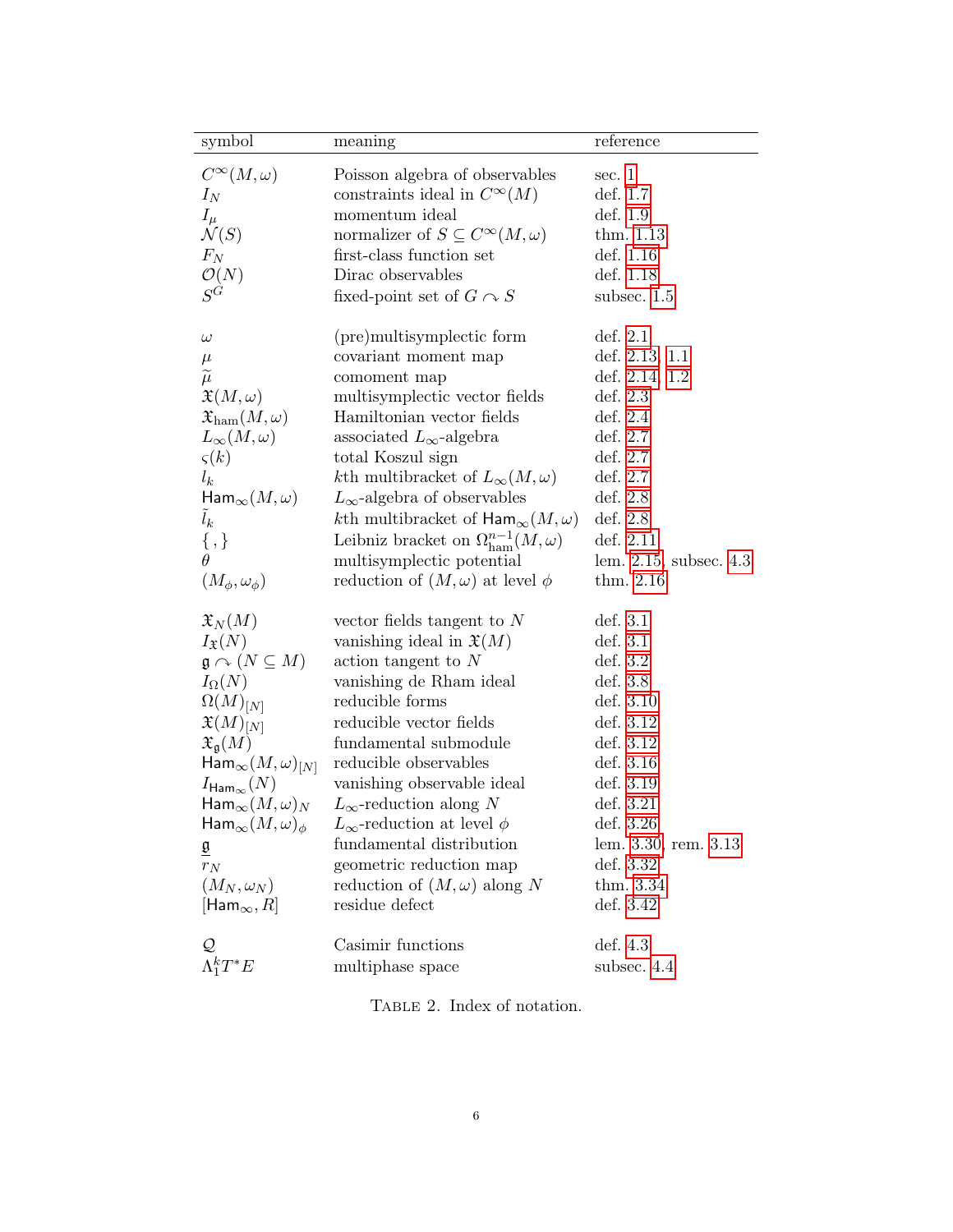| symbol | meaning | reference |
| --- | --- | --- |
| $C^\infty(M,\omega)$ | Poisson algebra of observables | sec. 1 |
| $I_N$ | constraints ideal in $C^\infty(M)$ | def. 1.7 |
| $I_\mu$ | momentum ideal | def. 1.9 |
| $\mathcal{N}(S)$ | normalizer of $S \subseteq C^\infty(M,\omega)$ | thm. 1.13 |
| $F_N$ | first-class function set | def. 1.16 |
| $\mathcal{O}(N)$ | Dirac observables | def. 1.18 |
| $S^G$ | fixed-point set of $G \curvearrowright S$ | subsec. 1.5 |
| $\omega$ | (pre)multisymplectic form | def. 2.1 |
| $\mu$ | covariant moment map | def. 2.13, 1.1 |
| $\widetilde{\mu}$ | comoment map | def. 2.14, 1.2 |
| $\mathfrak{X}(M,\omega)$ | multisymplectic vector fields | def. 2.3 |
| $\mathfrak{X}_{\mathrm{ham}}(M,\omega)$ | Hamiltonian vector fields | def. 2.4 |
| $L_\infty(M,\omega)$ | associated $L_\infty$-algebra | def. 2.7 |
| $\varsigma(k)$ | total Koszul sign | def. 2.7 |
| $l_k$ | $k$th multibracket of $L_\infty(M,\omega)$ | def. 2.7 |
| $\mathsf{Ham}_\infty(M,\omega)$ | $L_\infty$-algebra of observables | def. 2.8 |
| $\tilde{l}_k$ | $k$th multibracket of $\mathsf{Ham}_\infty(M,\omega)$ | def. 2.8 |
| $\{\,,\}$ | Leibniz bracket on $\Omega^{n-1}_{\mathrm{ham}}(M,\omega)$ | def. 2.11 |
| $\theta$ | multisymplectic potential | lem. 2.15, subsec. 4.3 |
| $(M_\phi,\omega_\phi)$ | reduction of $(M,\omega)$ at level $\phi$ | thm. 2.16 |
| $\mathfrak{X}_N(M)$ | vector fields tangent to $N$ | def. 3.1 |
| $I_{\mathfrak{X}}(N)$ | vanishing ideal in $\mathfrak{X}(M)$ | def. 3.1 |
| $\mathfrak{g} \curvearrowright (N \subseteq M)$ | action tangent to $N$ | def. 3.2 |
| $I_\Omega(N)$ | vanishing de Rham ideal | def. 3.8 |
| $\Omega(M)_{[N]}$ | reducible forms | def. 3.10 |
| $\mathfrak{X}(M)_{[N]}$ | reducible vector fields | def. 3.12 |
| $\mathfrak{X}_{\mathfrak{g}}(M)$ | fundamental submodule | def. 3.12 |
| $\mathsf{Ham}_\infty(M,\omega)_{[N]}$ | reducible observables | def. 3.16 |
| $I_{\mathsf{Ham}_\infty}(N)$ | vanishing observable ideal | def. 3.19 |
| $\mathsf{Ham}_\infty(M,\omega)_N$ | $L_\infty$-reduction along $N$ | def. 3.21 |
| $\mathsf{Ham}_\infty(M,\omega)_\phi$ | $L_\infty$-reduction at level $\phi$ | def. 3.26 |
| $\underline{\mathfrak{g}}$ | fundamental distribution | lem. 3.30, rem. 3.13 |
| $r_N$ | geometric reduction map | def. 3.32 |
| $(M_N,\omega_N)$ | reduction of $(M,\omega)$ along $N$ | thm. 3.34 |
| $[\mathsf{Ham}_\infty, R]$ | residue defect | def. 3.42 |
| $\mathcal{Q}$ | Casimir functions | def. 4.3 |
| $\Lambda^k_1 T^*E$ | multiphase space | subsec. 4.4 |

Table 2. Index of notation.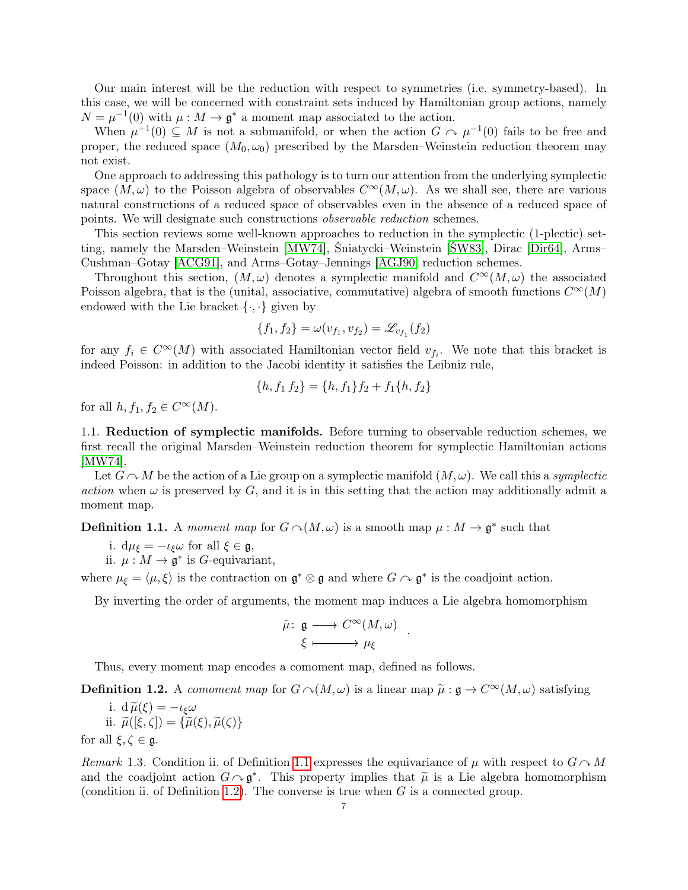Our main interest will be the reduction with respect to symmetries (i.e. symmetry-based). In this case, we will be concerned with constraint sets induced by Hamiltonian group actions, namely $N = \mu^{-1}(0)$ with $\mu : M \to \mathfrak{g}^*$ a moment map associated to the action.

When $\mu^{-1}(0) \subseteq M$ is not a submanifold, or when the action $G \curvearrowright \mu^{-1}(0)$ fails to be free and proper, the reduced space $(M_0, \omega_0)$ prescribed by the Marsden–Weinstein reduction theorem may not exist.

One approach to addressing this pathology is to turn our attention from the underlying symplectic space $(M, \omega)$ to the Poisson algebra of observables $C^\infty(M, \omega)$. As we shall see, there are various natural constructions of a reduced space of observables even in the absence of a reduced space of points. We will designate such constructions *observable reduction* schemes.

This section reviews some well-known approaches to reduction in the symplectic (1-plectic) setting, namely the Marsden–Weinstein [MW74], Śniatycki–Weinstein [ŚW83], Dirac [Dir64], Arms–Cushman–Gotay [ACG91], and Arms–Gotay–Jennings [AGJ90] reduction schemes.

Throughout this section, $(M, \omega)$ denotes a symplectic manifold and $C^\infty(M, \omega)$ the associated Poisson algebra, that is the (unital, associative, commutative) algebra of smooth functions $C^\infty(M)$ endowed with the Lie bracket $\{\cdot, \cdot\}$ given by

$$\{f_1, f_2\} = \omega(v_{f_1}, v_{f_2}) = \mathscr{L}_{v_{f_1}}(f_2)$$

for any $f_i \in C^\infty(M)$ with associated Hamiltonian vector field $v_{f_i}$. We note that this bracket is indeed Poisson: in addition to the Jacobi identity it satisfies the Leibniz rule,

$$\{h, f_1\, f_2\} = \{h, f_1\} f_2 + f_1 \{h, f_2\}$$

for all $h, f_1, f_2 \in C^\infty(M)$.

1.1. **Reduction of symplectic manifolds.** Before turning to observable reduction schemes, we first recall the original Marsden–Weinstein reduction theorem for symplectic Hamiltonian actions [MW74].

Let $G \curvearrowright M$ be the action of a Lie group on a symplectic manifold $(M, \omega)$. We call this a *symplectic action* when $\omega$ is preserved by $G$, and it is in this setting that the action may additionally admit a moment map.

**Definition 1.1.** A *moment map* for $G \curvearrowright (M, \omega)$ is a smooth map $\mu : M \to \mathfrak{g}^*$ such that

- i. $\mathrm{d}\mu_\xi = -\iota_\xi \omega$ for all $\xi \in \mathfrak{g}$,
- ii. $\mu : M \to \mathfrak{g}^*$ is $G$-equivariant,

where $\mu_\xi = \langle \mu, \xi \rangle$ is the contraction on $\mathfrak{g}^* \otimes \mathfrak{g}$ and where $G \curvearrowright \mathfrak{g}^*$ is the coadjoint action.

By inverting the order of arguments, the moment map induces a Lie algebra homomorphism

$$\begin{aligned} \tilde{\mu} \colon \mathfrak{g} &\longrightarrow C^\infty(M, \omega) \\ \xi &\longmapsto \mu_\xi \end{aligned} .$$

Thus, every moment map encodes a comoment map, defined as follows.

**Definition 1.2.** A *comoment map* for $G \curvearrowright (M, \omega)$ is a linear map $\widetilde{\mu} : \mathfrak{g} \to C^\infty(M, \omega)$ satisfying

- i. $\mathrm{d}\,\widetilde{\mu}(\xi) = -\iota_\xi \omega$
- ii. $\widetilde{\mu}([\xi, \zeta]) = \{\widetilde{\mu}(\xi), \widetilde{\mu}(\zeta)\}$

for all $\xi, \zeta \in \mathfrak{g}$.

*Remark* 1.3. Condition ii. of Definition 1.1 expresses the equivariance of $\mu$ with respect to $G \curvearrowright M$ and the coadjoint action $G \curvearrowright \mathfrak{g}^*$. This property implies that $\widetilde{\mu}$ is a Lie algebra homomorphism (condition ii. of Definition 1.2). The converse is true when $G$ is a connected group.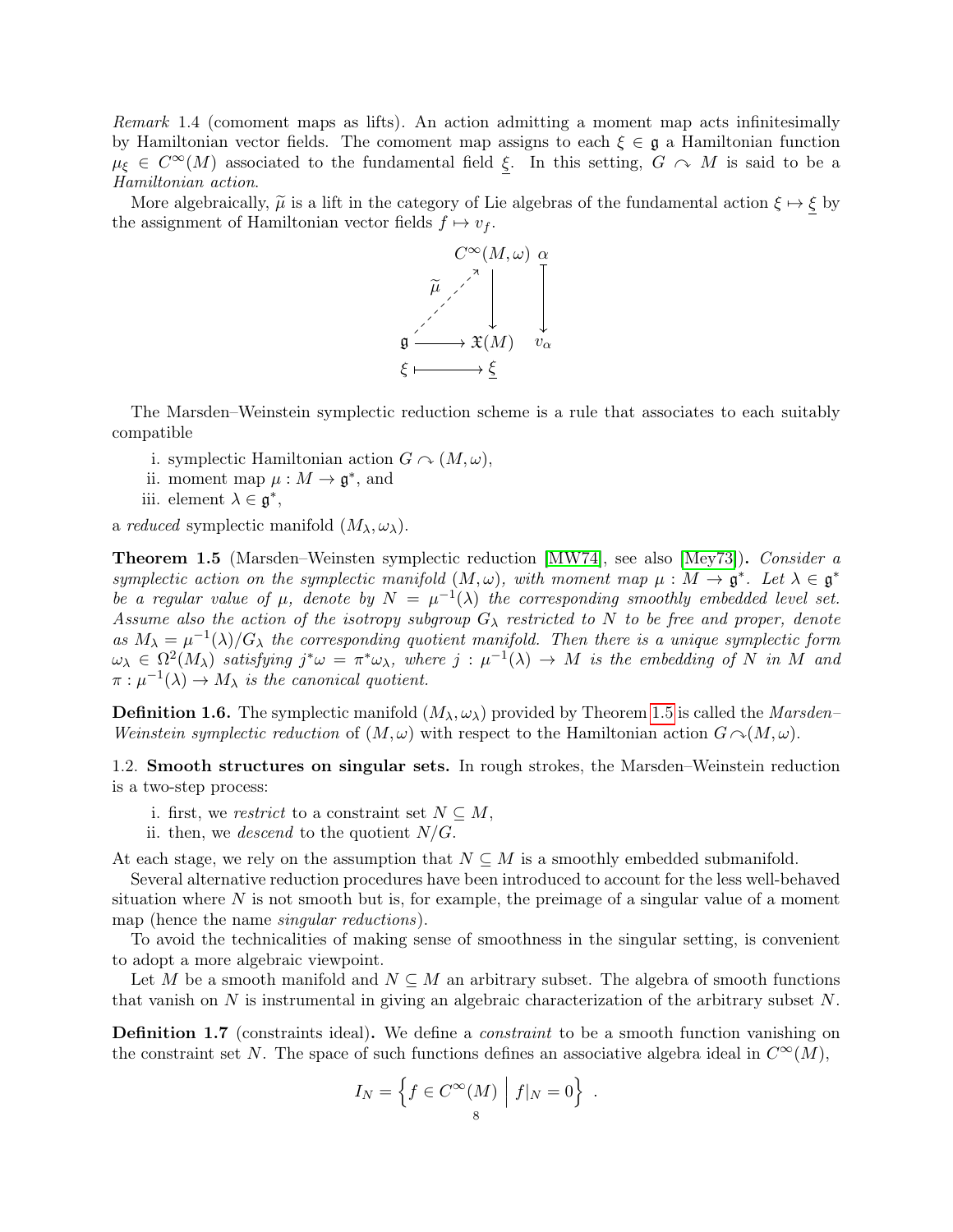*Remark* 1.4 (comoment maps as lifts). An action admitting a moment map acts infinitesimally by Hamiltonian vector fields. The comoment map assigns to each $\xi \in \mathfrak{g}$ a Hamiltonian function $\mu_\xi \in C^\infty(M)$ associated to the fundamental field $\underline{\xi}$. In this setting, $G \curvearrowright M$ is said to be a *Hamiltonian action*.

More algebraically, $\widetilde{\mu}$ is a lift in the category of Lie algebras of the fundamental action $\xi \mapsto \underline{\xi}$ by the assignment of Hamiltonian vector fields $f \mapsto v_f$.

$$
\begin{array}{ccc}
 & C^\infty(M,\omega) & \alpha \\
 {}^{\widetilde{\mu}} \nearrow & \downarrow & \downarrow \\
\mathfrak{g} & \longrightarrow \mathfrak{X}(M) & v_\alpha \\
\xi & \longmapsto \underline{\xi} &
\end{array}
$$

The Marsden–Weinstein symplectic reduction scheme is a rule that associates to each suitably compatible

i. symplectic Hamiltonian action $G \curvearrowright (M,\omega)$,
ii. moment map $\mu : M \to \mathfrak{g}^*$, and
iii. element $\lambda \in \mathfrak{g}^*$,

a *reduced* symplectic manifold $(M_\lambda, \omega_\lambda)$.

**Theorem 1.5** (Marsden–Weinsten symplectic reduction [MW74], see also [Mey73])**.** *Consider a symplectic action on the symplectic manifold $(M,\omega)$, with moment map $\mu : M \to \mathfrak{g}^*$. Let $\lambda \in \mathfrak{g}^*$ be a regular value of $\mu$, denote by $N = \mu^{-1}(\lambda)$ the corresponding smoothly embedded level set. Assume also the action of the isotropy subgroup $G_\lambda$ restricted to $N$ to be free and proper, denote as $M_\lambda = \mu^{-1}(\lambda)/G_\lambda$ the corresponding quotient manifold. Then there is a unique symplectic form $\omega_\lambda \in \Omega^2(M_\lambda)$ satisfying $j^*\omega = \pi^*\omega_\lambda$, where $j : \mu^{-1}(\lambda) \to M$ is the embedding of $N$ in $M$ and $\pi : \mu^{-1}(\lambda) \to M_\lambda$ is the canonical quotient.*

**Definition 1.6.** The symplectic manifold $(M_\lambda, \omega_\lambda)$ provided by Theorem 1.5 is called the *Marsden–Weinstein symplectic reduction* of $(M,\omega)$ with respect to the Hamiltonian $G \curvearrowright (M,\omega)$.

1.2. **Smooth structures on singular sets.** In rough strokes, the Marsden–Weinstein reduction is a two-step process:

i. first, we *restrict* to a constraint set $N \subseteq M$,
ii. then, we *descend* to the quotient $N/G$.

At each stage, we rely on the assumption that $N \subseteq M$ is a smoothly embedded submanifold.

Several alternative reduction procedures have been introduced to account for the less well-behaved situation where $N$ is not smooth but is, for example, the preimage of a singular value of a moment map (hence the name *singular reductions*).

To avoid the technicalities of making sense of smoothness in the singular setting, is convenient to adopt a more algebraic viewpoint.

Let $M$ be a smooth manifold and $N \subseteq M$ an arbitrary subset. The algebra of smooth functions that vanish on $N$ is instrumental in giving an algebraic characterization of the arbitrary subset $N$.

**Definition 1.7** (constraints ideal)**.** We define a *constraint* to be a smooth function vanishing on the constraint set $N$. The space of such functions defines an associative algebra ideal in $C^\infty(M)$,

$$
I_N = \left\{ f \in C^\infty(M) \;\middle|\; f|_N = 0 \right\} .
$$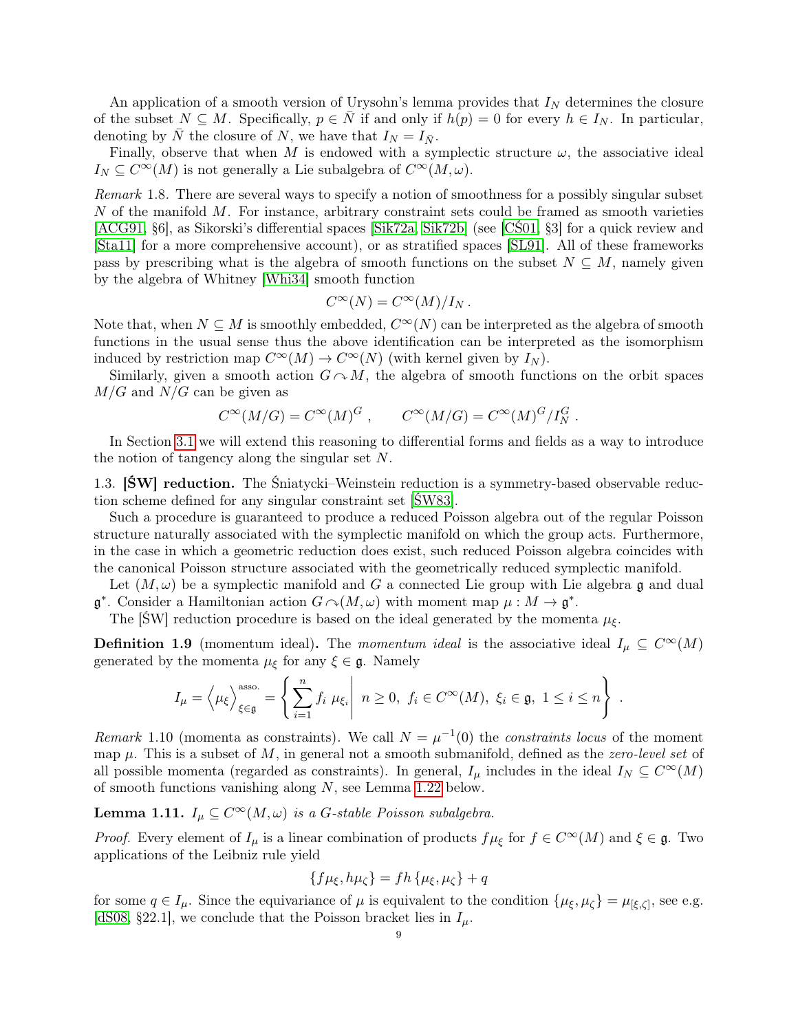An application of a smooth version of Urysohn's lemma provides that $I_N$ determines the closure of the subset $N \subseteq M$. Specifically, $p \in \bar{N}$ if and only if $h(p) = 0$ for every $h \in I_N$. In particular, denoting by $\bar{N}$ the closure of $N$, we have that $I_N = I_{\bar{N}}$.

Finally, observe that when $M$ is endowed with a symplectic structure $\omega$, the associative ideal $I_N \subseteq C^\infty(M)$ is not generally a Lie subalgebra of $C^\infty(M, \omega)$.

*Remark* 1.8. There are several ways to specify a notion of smoothness for a possibly singular subset $N$ of the manifold $M$. For instance, arbitrary constraint sets could be framed as smooth varieties [ACG91, §6], as Sikorski's differential spaces [Sik72a, Sik72b] (see [CŚ01, §3] for a quick review and [Sta11] for a more comprehensive account), or as stratified spaces [SL91]. All of these frameworks pass by prescribing what is the algebra of smooth functions on the subset $N \subseteq M$, namely given by the algebra of Whitney [Whi34] smooth function

$$C^\infty(N) = C^\infty(M)/I_N\,.$$

Note that, when $N \subseteq M$ is smoothly embedded, $C^\infty(N)$ can be interpreted as the algebra of smooth functions in the usual sense thus the above identification can be interpreted as the isomorphism induced by restriction map $C^\infty(M) \to C^\infty(N)$ (with kernel given by $I_N$).

Similarly, given a smooth action $G \curvearrowright M$, the algebra of smooth functions on the orbit spaces $M/G$ and $N/G$ can be given as

$$C^\infty(M/G) = C^\infty(M)^G\,, \qquad C^\infty(M/G) = C^\infty(M)^G/I_N^G\,.$$

In Section 3.1 we will extend this reasoning to differential forms and fields as a way to introduce the notion of tangency along the singular set $N$.

1.3. **[ŚW] reduction.** The Śniatycki–Weinstein reduction is a symmetry-based observable reduction scheme defined for any singular constraint set [ŚW83].

Such a procedure is guaranteed to produce a reduced Poisson algebra out of the regular Poisson structure naturally associated with the symplectic manifold on which the group acts. Furthermore, in the case in which a geometric reduction does exist, such reduced Poisson algebra coincides with the canonical Poisson structure associated with the geometrically reduced symplectic manifold.

Let $(M, \omega)$ be a symplectic manifold and $G$ a connected Lie group with Lie algebra $\mathfrak{g}$ and dual $\mathfrak{g}^*$. Consider a Hamiltonian action $G \curvearrowright (M, \omega)$ with moment map $\mu : M \to \mathfrak{g}^*$.

The [ŚW] reduction procedure is based on the ideal generated by the momenta $\mu_\xi$.

**Definition 1.9** (momentum ideal)**.** The *momentum ideal* is the associative ideal $I_\mu \subseteq C^\infty(M)$ generated by the momenta $\mu_\xi$ for any $\xi \in \mathfrak{g}$. Namely

$$I_\mu = \left\langle \mu_\xi \right\rangle_{\xi \in \mathfrak{g}}^{\text{asso.}} = \left\{ \sum_{i=1}^n f_i\ \mu_{\xi_i} \,\middle|\, n \geq 0,\ f_i \in C^\infty(M),\ \xi_i \in \mathfrak{g},\ 1 \leq i \leq n \right\}\,.$$

*Remark* 1.10 (momenta as constraints). We call $N = \mu^{-1}(0)$ the *constraints locus* of the moment map $\mu$. This is a subset of $M$, in general not a smooth submanifold, defined as the *zero-level set* of all possible momenta (regarded as constraints). In general, $I_\mu$ includes in the ideal $I_N \subseteq C^\infty(M)$ of smooth functions vanishing along $N$, see Lemma 1.22 below.

**Lemma 1.11.** *$I_\mu \subseteq C^\infty(M, \omega)$ is a $G$-stable Poisson subalgebra.*

*Proof.* Every element of $I_\mu$ is a linear combination of products $f \mu_\xi$ for $f \in C^\infty(M)$ and $\xi \in \mathfrak{g}$. Two applications of the Leibniz rule yield

$$\{f\mu_\xi, h\mu_\zeta\} = fh\,\{\mu_\xi, \mu_\zeta\} + q$$

for some $q \in I_\mu$. Since the equivariance of $\mu$ is equivalent to the condition $\{\mu_\xi, \mu_\zeta\} = \mu_{[\xi,\zeta]}$, see e.g. [dS08, §22.1], we conclude that the Poisson bracket lies in $I_\mu$.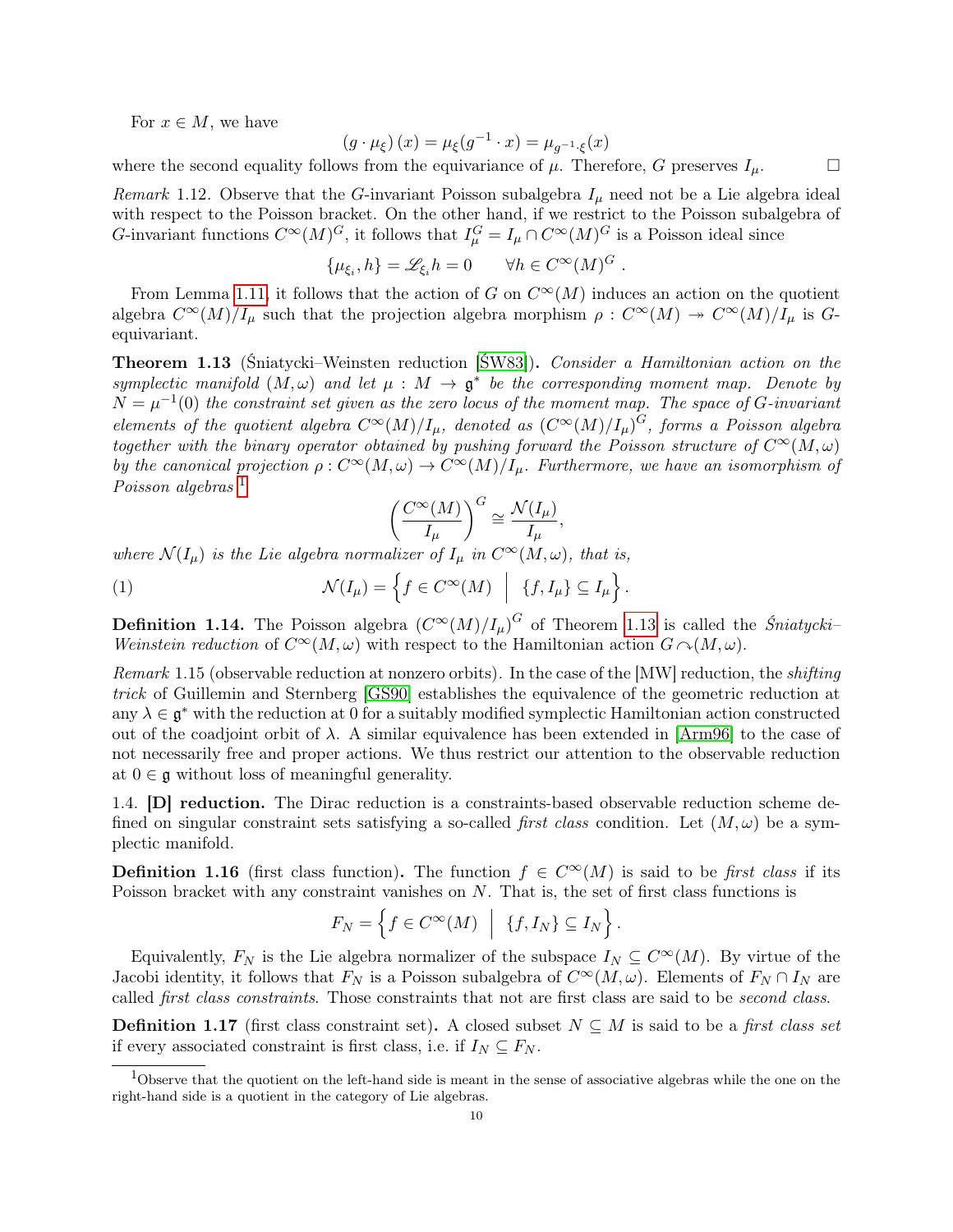For $x \in M$, we have

$$\left(g \cdot \mu_\xi\right)(x) = \mu_\xi(g^{-1} \cdot x) = \mu_{g^{-1}\cdot\xi}(x)$$

where the second equality follows from the equivariance of $\mu$. Therefore, $G$ preserves $I_\mu$. □

*Remark* 1.12. Observe that the $G$-invariant Poisson subalgebra $I_\mu$ need not be a Lie algebra ideal with respect to the Poisson bracket. On the other hand, if we restrict to the Poisson subalgebra of $G$-invariant functions $C^\infty(M)^G$, it follows that $I_\mu^G = I_\mu \cap C^\infty(M)^G$ is a Poisson ideal since

$$\{\mu_{\xi_i}, h\} = \mathscr{L}_{\xi_i} h = 0 \qquad \forall h \in C^\infty(M)^G \ .$$

From Lemma 1.11, it follows that the action of $G$ on $C^\infty(M)$ induces an action on the quotient algebra $C^\infty(M)/I_\mu$ such that the projection algebra morphism $\rho : C^\infty(M) \twoheadrightarrow C^\infty(M)/I_\mu$ is $G$-equivariant.

**Theorem 1.13** (Śniatycki–Weinsten reduction [ŚW83])**.** *Consider a Hamiltonian action on the symplectic manifold $(M, \omega)$ and let $\mu : M \to \mathfrak{g}^*$ be the corresponding moment map. Denote by $N = \mu^{-1}(0)$ the constraint set given as the zero locus of the moment map. The space of $G$-invariant elements of the quotient algebra $C^\infty(M)/I_\mu$, denoted as $(C^\infty(M)/I_\mu)^G$, forms a Poisson algebra together with the binary operator obtained by pushing forward the Poisson structure of $C^\infty(M,\omega)$ by the canonical projection $\rho : C^\infty(M,\omega) \to C^\infty(M)/I_\mu$. Furthermore, we have an isomorphism of Poisson algebras* [1]

$$\left(\frac{C^\infty(M)}{I_\mu}\right)^G \cong \frac{\mathcal{N}(I_\mu)}{I_\mu},$$

*where $\mathcal{N}(I_\mu)$ is the Lie algebra normalizer of $I_\mu$ in $C^\infty(M,\omega)$, that is,*

$$\mathcal{N}(I_\mu) = \left\{ f \in C^\infty(M) \;\middle|\; \{f, I_\mu\} \subseteq I_\mu \right\}. \tag{1}$$

**Definition 1.14.** The Poisson algebra $(C^\infty(M)/I_\mu)^G$ of Theorem 1.13 is called the *Śniatycki–Weinstein reduction* of $C^\infty(M,\omega)$ with respect to the Hamiltonian action $G \curvearrowright (M,\omega)$.

*Remark* 1.15 (observable reduction at nonzero orbits). In the case of the [MW] reduction, the *shifting trick* of Guillemin and Sternberg [GS90] establishes the equivalence of the geometric reduction at any $\lambda \in \mathfrak{g}^*$ with the reduction at 0 for a suitably modified symplectic Hamiltonian action constructed out of the coadjoint orbit of $\lambda$. A similar equivalence has been extended in [Arm96] to the case of not necessarily free and proper actions. We thus restrict our attention to the observable reduction at $0 \in \mathfrak{g}$ without loss of meaningful generality.

1.4. **[D] reduction.** The Dirac reduction is a constraints-based observable reduction scheme defined on singular constraint sets satisfying a so-called *first class* condition. Let $(M, \omega)$ be a symplectic manifold.

**Definition 1.16** (first class function)**.** The function $f \in C^\infty(M)$ is said to be *first class* if its Poisson bracket with any constraint vanishes on $N$. That is, the set of first class functions is

$$F_N = \left\{ f \in C^\infty(M) \;\middle|\; \{f, I_N\} \subseteq I_N \right\}.$$

Equivalently, $F_N$ is the Lie algebra normalizer of the subspace $I_N \subseteq C^\infty(M)$. By virtue of the Jacobi identity, it follows that $F_N$ is a Poisson subalgebra of $C^\infty(M,\omega)$. Elements of $F_N \cap I_N$ are called *first class constraints*. Those constraints that not are first class are said to be *second class*.

**Definition 1.17** (first class constraint set)**.** A closed subset $N \subseteq M$ is said to be a *first class set* if every associated constraint is first class, i.e. if $I_N \subseteq F_N$.

[1] Observe that the quotient on the left-hand side is meant in the sense of associative algebras while the one on the right-hand side is a quotient in the category of Lie algebras.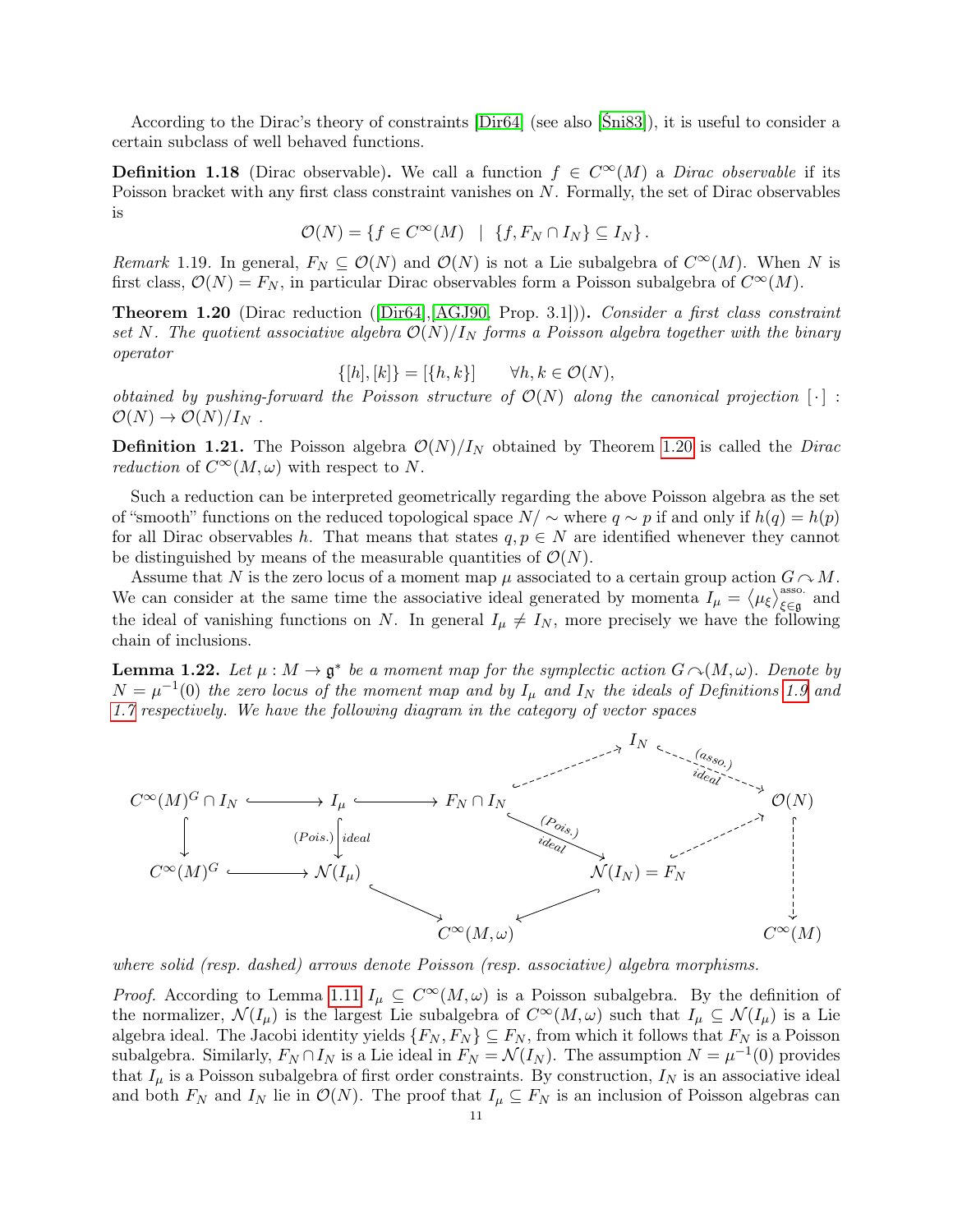According to the Dirac's theory of constraints [Dir64] (see also [Śni83]), it is useful to consider a certain subclass of well behaved functions.

**Definition 1.18** (Dirac observable)**.** We call a function $f \in C^\infty(M)$ a *Dirac observable* if its Poisson bracket with any first class constraint vanishes on $N$. Formally, the set of Dirac observables is

$$\mathcal{O}(N) = \{ f \in C^\infty(M) \quad | \quad \{f, F_N \cap I_N\} \subseteq I_N \} .$$

*Remark* 1.19. In general, $F_N \subseteq \mathcal{O}(N)$ and $\mathcal{O}(N)$ is not a Lie subalgebra of $C^\infty(M)$. When $N$ is first class, $\mathcal{O}(N) = F_N$, in particular Dirac observables form a Poisson subalgebra of $C^\infty(M)$.

**Theorem 1.20** (Dirac reduction ([Dir64],[AGJ90, Prop. 3.1]))**.** *Consider a first class constraint set $N$. The quotient associative algebra $\mathcal{O}(N)/I_N$ forms a Poisson algebra together with the binary operator*

$$\{[h],[k]\} = [\{h,k\}] \qquad \forall h,k \in \mathcal{O}(N),$$

*obtained by pushing-forward the Poisson structure of $\mathcal{O}(N)$ along the canonical projection $[\,\cdot\,] : \mathcal{O}(N) \to \mathcal{O}(N)/I_N$ .*

**Definition 1.21.** The Poisson algebra $\mathcal{O}(N)/I_N$ obtained by Theorem 1.20 is called the *Dirac reduction* of $C^\infty(M,\omega)$ with respect to $N$.

Such a reduction can be interpreted geometrically regarding the above Poisson algebra as the set of "smooth" functions on the reduced topological space $N/\sim$ where $q \sim p$ if and only if $h(q) = h(p)$ for all Dirac observables $h$. That means that states $q, p \in N$ are identified whenever they cannot be distinguished by means of the measurable quantities of $\mathcal{O}(N)$.

Assume that $N$ is the zero locus of a moment map $\mu$ associated to a certain group action $G \curvearrowright M$. We can consider at the same time the associative ideal generated by momenta $I_\mu = \langle \mu_\xi \rangle^{\text{asso.}}_{\xi \in \mathfrak{g}}$ and the ideal of vanishing functions on $N$. In general $I_\mu \neq I_N$, more precisely we have the following chain of inclusions.

**Lemma 1.22.** *Let $\mu : M \to \mathfrak{g}^*$ be a moment map for the symplectic action $G \curvearrowright (M,\omega)$. Denote by $N = \mu^{-1}(0)$ the zero locus of the moment map and by $I_\mu$ and $I_N$ the ideals of Definitions 1.9 and 1.7 respectively. We have the following diagram in the category of vector spaces*

$$\begin{array}{ccccccccc}
 & & & & & & I_N & & \\
 & & & & & \overset{\text{asso.}}{\nearrow} & & \overset{(asso.)\ ideal}{\searrow} & \\
C^\infty(M)^G \cap I_N & \hookrightarrow & I_\mu & \hookleftarrow\!\!\rightarrow & F_N \cap I_N & & & & \mathcal{O}(N) \\
\downarrow & & \downarrow{\scriptstyle (Pois.)\ ideal} & & & \overset{(Pois.)\ ideal}{\searrow} & & \overset{\text{asso.}}{\nearrow} & \downarrow \\
C^\infty(M)^G & \hookrightarrow & \mathcal{N}(I_\mu) & & & & \mathcal{N}(I_N) = F_N & & \\
 & & & \searrow & & \swarrow & & & \\
 & & & & C^\infty(M,\omega) & & & & C^\infty(M)
\end{array}$$

*where solid (resp. dashed) arrows denote Poisson (resp. associative) algebra morphisms.*

*Proof.* According to Lemma 1.11 $I_\mu \subseteq C^\infty(M,\omega)$ is a Poisson subalgebra. By the definition of the normalizer, $\mathcal{N}(I_\mu)$ is the largest Lie subalgebra of $C^\infty(M,\omega)$ such that $I_\mu \subseteq \mathcal{N}(I_\mu)$ is a Lie algebra ideal. The Jacobi identity yields $\{F_N, F_N\} \subseteq F_N$, from which it follows that $F_N$ is a Poisson subalgebra. Similarly, $F_N \cap I_N$ is a Lie ideal in $F_N = \mathcal{N}(I_N)$. The assumption $N = \mu^{-1}(0)$ provides that $I_\mu$ is a Poisson subalgebra of first order constraints. By construction, $I_N$ is an associative ideal and both $F_N$ and $I_N$ lie in $\mathcal{O}(N)$. The proof that $I_\mu \subseteq F_N$ is an inclusion of Poisson algebras can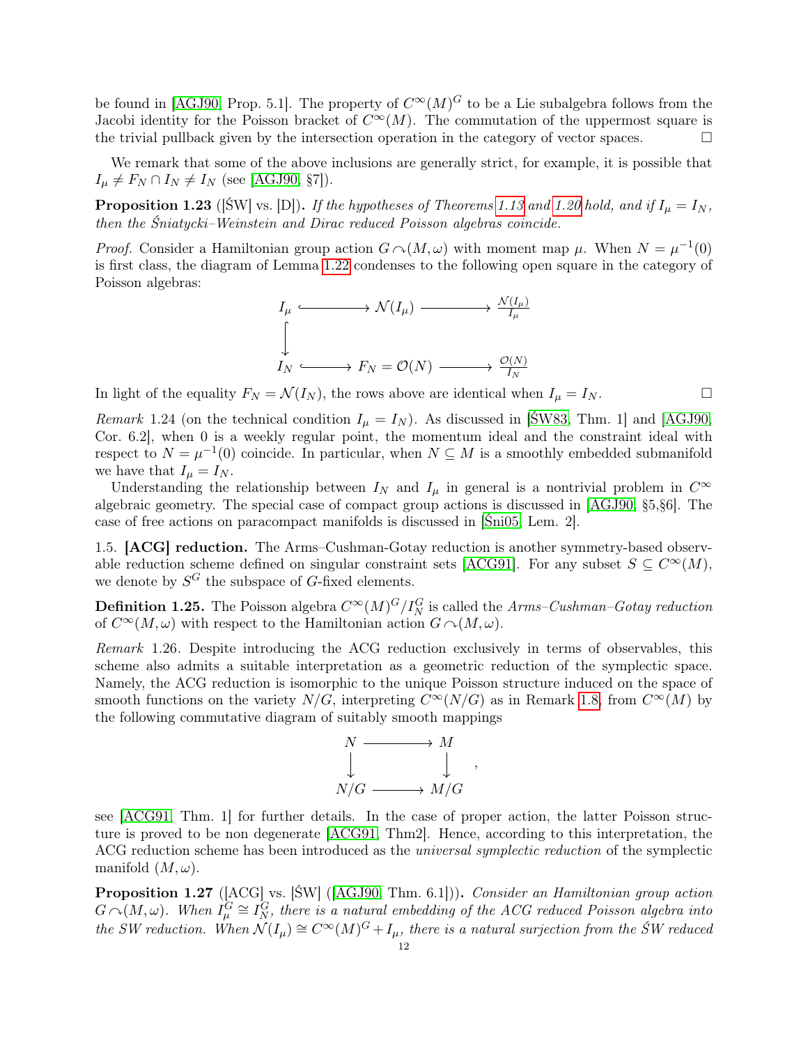be found in [AGJ90, Prop. 5.1]. The property of $C^\infty(M)^G$ to be a Lie subalgebra follows from the Jacobi identity for the Poisson bracket of $C^\infty(M)$. The commutation of the uppermost square is the trivial pullback given by the intersection operation in the category of vector spaces. $\square$

We remark that some of the above inclusions are generally strict, for example, it is possible that $I_\mu \neq F_N \cap I_N \neq I_N$ (see [AGJ90, §7]).

**Proposition 1.23** ([ŚW] vs. [D])**.** *If the hypotheses of Theorems 1.13 and 1.20 hold, and if $I_\mu = I_N$, then the Śniatycki–Weinstein and Dirac reduced Poisson algebras coincide.*

*Proof.* Consider a Hamiltonian group action $G \curvearrowright (M, \omega)$ with moment map $\mu$. When $N = \mu^{-1}(0)$ is first class, the diagram of Lemma 1.22 condenses to the following open square in the category of Poisson algebras:

$$
\begin{array}{ccccc}
I_\mu & \hookrightarrow & \mathcal{N}(I_\mu) & \longrightarrow & \frac{\mathcal{N}(I_\mu)}{I_\mu} \\
\big\downarrow & & & & \\
I_N & \hookrightarrow & F_N = \mathcal{O}(N) & \longrightarrow & \frac{\mathcal{O}(N)}{I_N}
\end{array}
$$

In light of the equality $F_N = \mathcal{N}(I_N)$, the rows above are identical when $I_\mu = I_N$. $\square$

*Remark* 1.24 (on the technical condition $I_\mu = I_N$). As discussed in [ŚW83, Thm. 1] and [AGJ90, Cor. 6.2], when 0 is a weekly regular point, the momentum ideal and the constraint ideal with respect to $N = \mu^{-1}(0)$ coincide. In particular, when $N \subseteq M$ is a smoothly embedded submanifold we have that $I_\mu = I_N$.

Understanding the relationship between $I_N$ and $I_\mu$ in general is a nontrivial problem in $C^\infty$ algebraic geometry. The special case of compact group actions is discussed in [AGJ90, §5,§6]. The case of free actions on paracompact manifolds is discussed in [Śni05, Lem. 2].

1.5. **[ACG] reduction.** The Arms–Cushman-Gotay reduction is another symmetry-based observable reduction scheme defined on singular constraint sets [ACG91]. For any subset $S \subseteq C^\infty(M)$, we denote by $S^G$ the subspace of $G$-fixed elements.

**Definition 1.25.** The Poisson algebra $C^\infty(M)^G / I_N^G$ is called the *Arms–Cushman–Gotay reduction* of $C^\infty(M, \omega)$ with respect to the Hamiltonian action $G \curvearrowright (M, \omega)$.

*Remark* 1.26. Despite introducing the ACG reduction exclusively in terms of observables, this scheme also admits a suitable interpretation as a geometric reduction of the symplectic space. Namely, the ACG reduction is isomorphic to the unique Poisson structure induced on the space of smooth functions on the variety $N/G$, interpreting $C^\infty(N/G)$ as in Remark 1.8, from $C^\infty(M)$ by the following commutative diagram of suitably smooth mappings

$$
\begin{array}{ccc}
N & \longrightarrow & M \\
\big\downarrow & & \big\downarrow \\
N/G & \longrightarrow & M/G
\end{array}
,
$$

see [ACG91, Thm. 1] for further details. In the case of proper action, the latter Poisson structure is proved to be non degenerate [ACG91, Thm2]. Hence, according to this interpretation, the ACG reduction scheme has been introduced as the *universal symplectic reduction* of the symplectic manifold $(M, \omega)$.

**Proposition 1.27** ([ACG] vs. [ŚW] ([AGJ90, Thm. 6.1]))**.** *Consider an Hamiltonian group action $G \curvearrowright (M, \omega)$. When $I_\mu^G \cong I_N^G$, there is a natural embedding of the ACG reduced Poisson algebra into the SW reduction. When $\mathcal{N}(I_\mu) \cong C^\infty(M)^G + I_\mu$, there is a natural surjection from the ŚW reduced*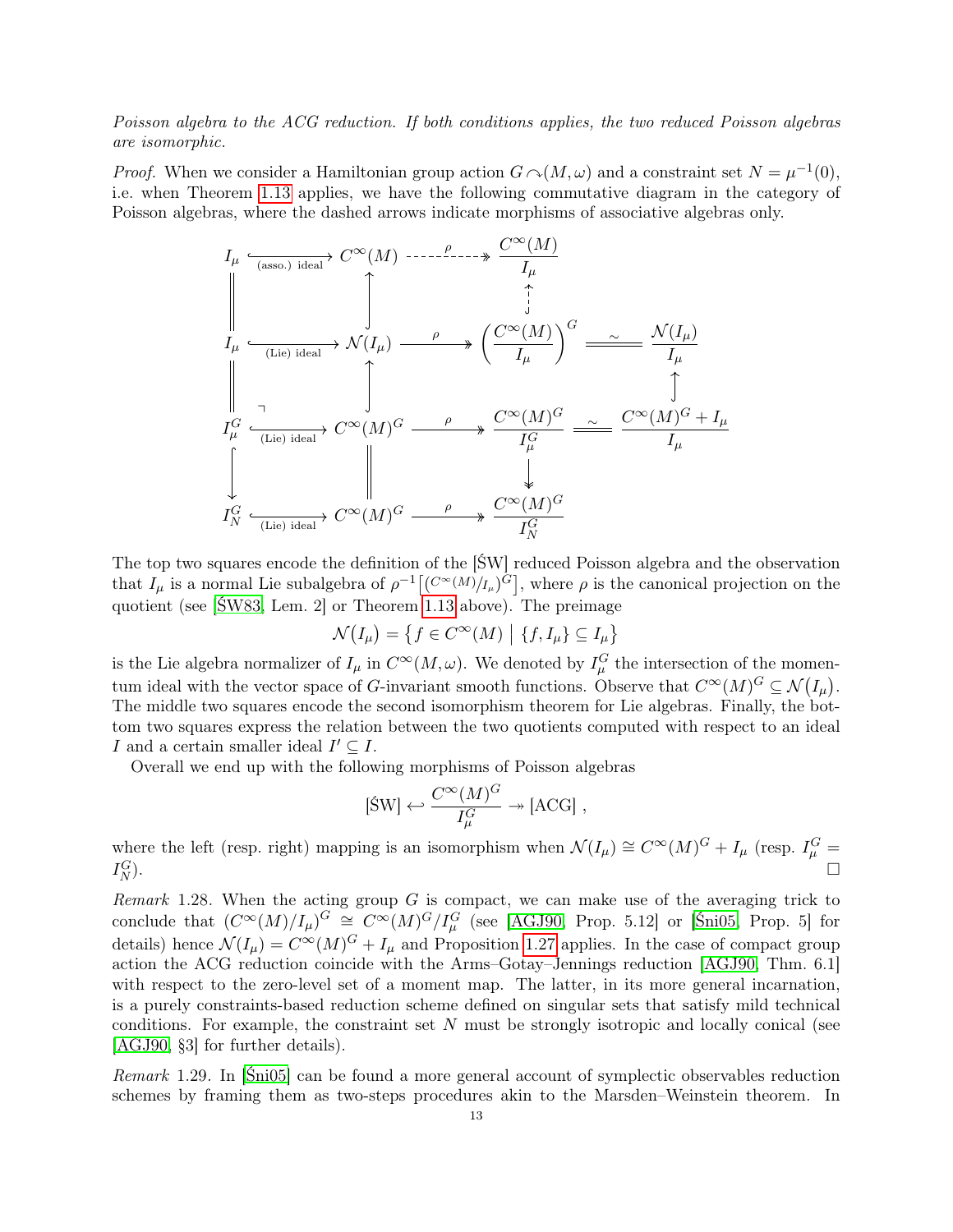*Poisson algebra to the ACG reduction. If both conditions applies, the two reduced Poisson algebras are isomorphic.*

*Proof.* When we consider a Hamiltonian group action $G \curvearrowright (M,\omega)$ and a constraint set $N = \mu^{-1}(0)$, i.e. when Theorem 1.13 applies, we have the following commutative diagram in the category of Poisson algebras, where the dashed arrows indicate morphisms of associative algebras only.

$$
\begin{array}{ccccccc}
I_\mu & \xhookrightarrow{\text{(asso.) ideal}} & C^\infty(M) & \overset{\rho}{\dashrightarrow} & \dfrac{C^\infty(M)}{I_\mu} & & \\
\| & & \uparrow & & \uparrow & & \\
I_\mu & \xhookrightarrow{\text{(Lie) ideal}} & \mathcal{N}(I_\mu) & \xrightarrow{\rho} & \left(\dfrac{C^\infty(M)}{I_\mu}\right)^G & \overset{\sim}{=\!=} & \dfrac{\mathcal{N}(I_\mu)}{I_\mu} \\
\| & & \uparrow & & & & \uparrow \\
I_\mu^G & \xhookrightarrow{\text{(Lie) ideal}} & C^\infty(M)^G & \xrightarrow{\rho} & \dfrac{C^\infty(M)^G}{I_\mu^G} & \overset{\sim}{=\!=} & \dfrac{C^\infty(M)^G + I_\mu}{I_\mu} \\
\downarrow & & \| & & \downarrow & & \\
I_N^G & \xhookrightarrow{\text{(Lie) ideal}} & C^\infty(M)^G & \xrightarrow{\rho} & \dfrac{C^\infty(M)^G}{I_N^G} & &
\end{array}
$$

The top two squares encode the definition of the [ŚW] reduced Poisson algebra and the observation that $I_\mu$ is a normal Lie subalgebra of $\rho^{-1}\big[\left({C^\infty(M)}/{I_\mu}\right)^G\big]$, where $\rho$ is the canonical projection on the quotient (see [ŚW83, Lem. 2] or Theorem 1.13 above). The preimage

$$
\mathcal{N}\big(I_\mu\big) = \big\{ f \in C^\infty(M) \;\big|\; \{f, I_\mu\} \subseteq I_\mu \big\}
$$

is the Lie algebra normalizer of $I_\mu$ in $C^\infty(M,\omega)$. We denoted by $I_\mu^G$ the intersection of the momentum ideal with the vector space of $G$-invariant smooth functions. Observe that $C^\infty(M)^G \subseteq \mathcal{N}\big(I_\mu\big)$. The middle two squares encode the second isomorphism theorem for Lie algebras. Finally, the bottom two squares express the relation between the two quotients computed with respect to an ideal $I$ and a certain smaller ideal $I' \subseteq I$.

Overall we end up with the following morphisms of Poisson algebras

$$
[\text{ŚW}] \hookleftarrow \frac{C^\infty(M)^G}{I_\mu^G} \twoheadrightarrow [\text{ACG}] \;,
$$

where the left (resp. right) mapping is an isomorphism when $\mathcal{N}(I_\mu) \cong C^\infty(M)^G + I_\mu$ (resp. $I_\mu^G = I_N^G$). □

*Remark* 1.28. When the acting group $G$ is compact, we can make use of the averaging trick to conclude that $(C^\infty(M)/I_\mu)^G \cong C^\infty(M)^G/I_\mu^G$ (see [AGJ90, Prop. 5.12] or [Śni05, Prop. 5] for details) hence $\mathcal{N}(I_\mu) = C^\infty(M)^G + I_\mu$ and Proposition 1.27 applies. In the case of compact group action the ACG reduction coincide with the Arms–Gotay–Jennings reduction [AGJ90, Thm. 6.1] with respect to the zero-level set of a moment map. The latter, in its more general incarnation, is a purely constraints-based reduction scheme defined on singular sets that satisfy mild technical conditions. For example, the constraint set $N$ must be strongly isotropic and locally conical (see [AGJ90, §3] for further details).

*Remark* 1.29. In [Śni05] can be found a more general account of symplectic observables reduction schemes by framing them as two-steps procedures akin to the Marsden–Weinstein theorem. In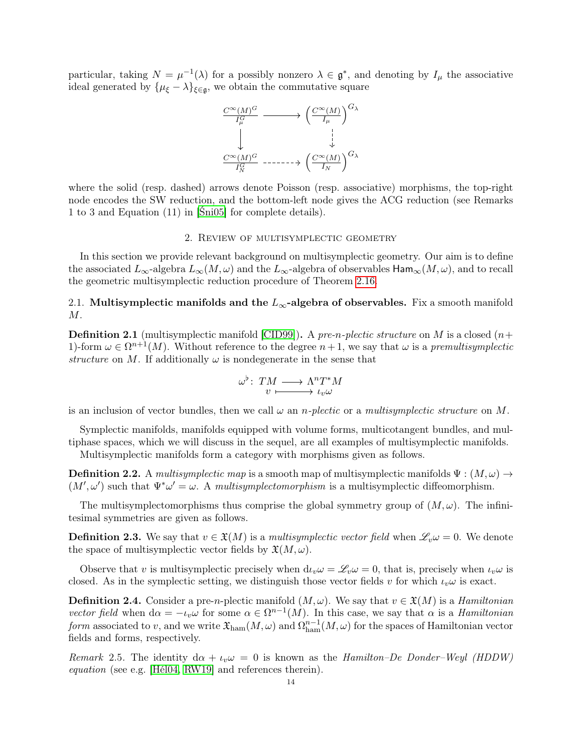particular, taking $N = \mu^{-1}(\lambda)$ for a possibly nonzero $\lambda \in \mathfrak{g}^*$, and denoting by $I_\mu$ the associative ideal generated by $\{\mu_\xi - \lambda\}_{\xi \in \mathfrak{g}}$, we obtain the commutative square

$$
\begin{array}{ccc}
\frac{C^\infty(M)^G}{I_\mu^G} & \longrightarrow & \left(\frac{C^\infty(M)}{I_\mu}\right)^{G_\lambda} \\
\big\downarrow & & \Big\downarrow \\
\frac{C^\infty(M)^G}{I_N^G} & \dashrightarrow & \left(\frac{C^\infty(M)}{I_N}\right)^{G_\lambda}
\end{array}
$$

where the solid (resp. dashed) arrows denote Poisson (resp. associative) morphisms, the top-right node encodes the SW reduction, and the bottom-left node gives the ACG reduction (see Remarks 1 to 3 and Equation (11) in [Śni05] for complete details).

## 2. Review of multisymplectic geometry

In this section we provide relevant background on multisymplectic geometry. Our aim is to define the associated $L_\infty$-algebra $L_\infty(M,\omega)$ and the $L_\infty$-algebra of observables $\mathsf{Ham}_\infty(M,\omega)$, and to recall the geometric multisymplectic reduction procedure of Theorem 2.16.

### 2.1. Multisymplectic manifolds and the $L_\infty$-algebra of observables.

Fix a smooth manifold $M$.

**Definition 2.1** (multisymplectic manifold [CID99]). A *pre-n-plectic structure* on $M$ is a closed $(n+1)$-form $\omega \in \Omega^{n+1}(M)$. Without reference to the degree $n+1$, we say that $\omega$ is a *premultisymplectic structure* on $M$. If additionally $\omega$ is nondegenerate in the sense that

$$
\omega^\flat \colon \begin{array}{ccc} TM & \longrightarrow & \Lambda^n T^*M \\ v & \longmapsto & \iota_v\omega \end{array}
$$

is an inclusion of vector bundles, then we call $\omega$ an *n-plectic* or a *multisymplectic structure* on $M$.

Symplectic manifolds, manifolds equipped with volume forms, multicotangent bundles, and multiphase spaces, which we will discuss in the sequel, are all examples of multisymplectic manifolds.

Multisymplectic manifolds form a category with morphisms given as follows.

**Definition 2.2.** A *multisymplectic map* is a smooth map of multisymplectic manifolds $\Psi : (M,\omega) \to (M',\omega')$ such that $\Psi^*\omega' = \omega$. A *multisymplectomorphism* is a multisymplectic diffeomorphism.

The multisymplectomorphisms thus comprise the global symmetry group of $(M,\omega)$. The infinitesimal symmetries are given as follows.

**Definition 2.3.** We say that $v \in \mathfrak{X}(M)$ is a *multisymplectic vector field* when $\mathscr{L}_v\omega = 0$. We denote the space of multisymplectic vector fields by $\mathfrak{X}(M,\omega)$.

Observe that $v$ is multisymplectic precisely when $\mathrm{d}\iota_v\omega = \mathscr{L}_v\omega = 0$, that is, precisely when $\iota_v\omega$ is closed. As in the symplectic setting, we distinguish those vector fields $v$ for which $\iota_v\omega$ is exact.

**Definition 2.4.** Consider a pre-$n$-plectic manifold $(M,\omega)$. We say that $v \in \mathfrak{X}(M)$ is a *Hamiltonian vector field* when $\mathrm{d}\alpha = -\iota_v\omega$ for some $\alpha \in \Omega^{n-1}(M)$. In this case, we say that $\alpha$ is a *Hamiltonian form* associated to $v$, and we write $\mathfrak{X}_{\mathrm{ham}}(M,\omega)$ and $\Omega^{n-1}_{\mathrm{ham}}(M,\omega)$ for the spaces of Hamiltonian vector fields and forms, respectively.

*Remark* 2.5. The identity $\mathrm{d}\alpha + \iota_v\omega = 0$ is known as the *Hamilton–De Donder–Weyl (HDDW) equation* (see e.g. [Hél04, RW19] and references therein).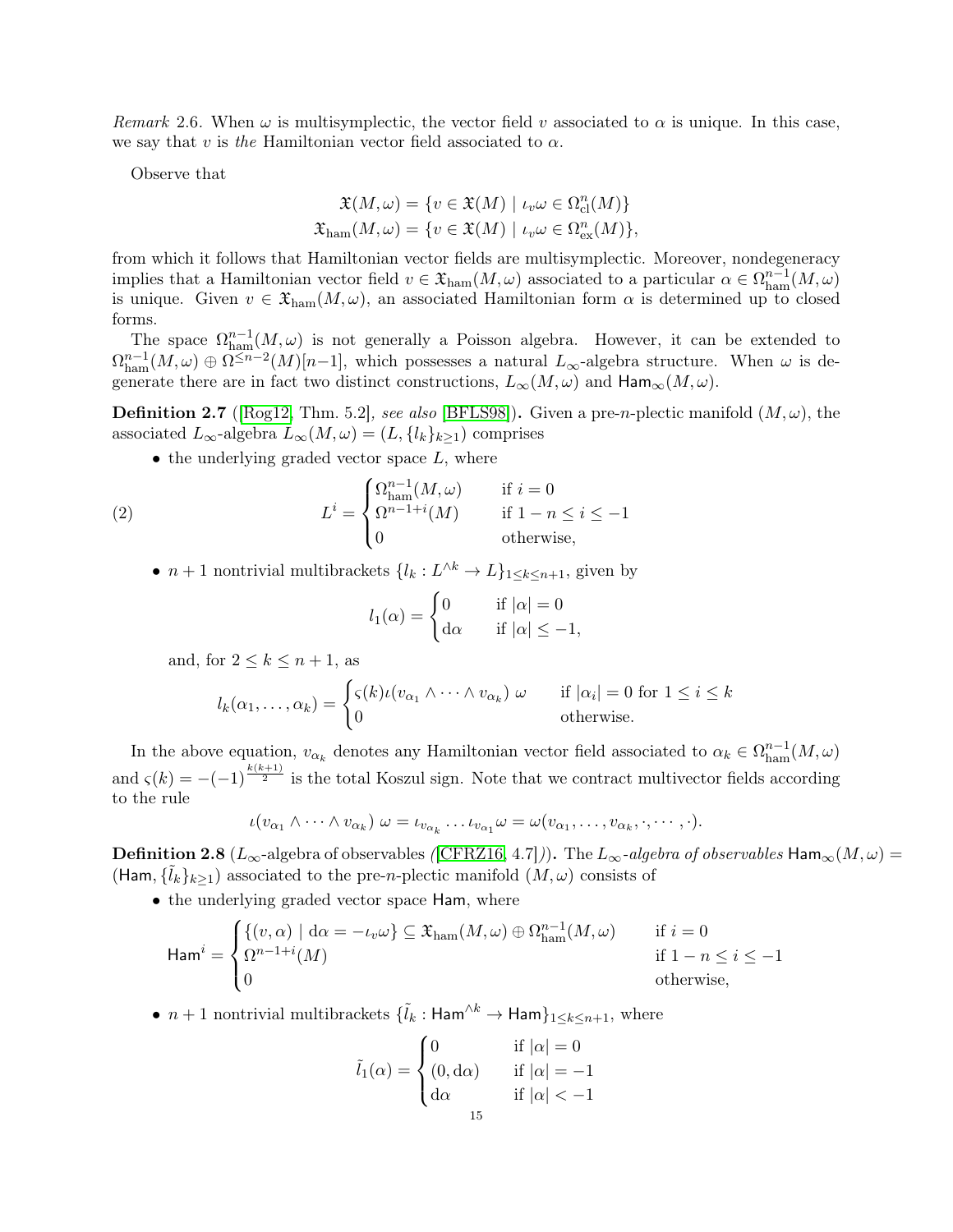*Remark* 2.6. When $\omega$ is multisymplectic, the vector field $v$ associated to $\alpha$ is unique. In this case, we say that $v$ is *the* Hamiltonian vector field associated to $\alpha$.

Observe that

$$
\begin{aligned}
\mathfrak{X}(M,\omega) &= \{v \in \mathfrak{X}(M) \mid \iota_v\omega \in \Omega^n_{\mathrm{cl}}(M)\} \\
\mathfrak{X}_{\mathrm{ham}}(M,\omega) &= \{v \in \mathfrak{X}(M) \mid \iota_v\omega \in \Omega^n_{\mathrm{ex}}(M)\},
\end{aligned}
$$

from which it follows that Hamiltonian vector fields are multisymplectic. Moreover, nondegeneracy implies that a Hamiltonian vector field $v \in \mathfrak{X}_{\mathrm{ham}}(M,\omega)$ associated to a particular $\alpha \in \Omega^{n-1}_{\mathrm{ham}}(M,\omega)$ is unique. Given $v \in \mathfrak{X}_{\mathrm{ham}}(M,\omega)$, an associated Hamiltonian form $\alpha$ is determined up to closed forms.

The space $\Omega^{n-1}_{\mathrm{ham}}(M,\omega)$ is not generally a Poisson algebra. However, it can be extended to $\Omega^{n-1}_{\mathrm{ham}}(M,\omega) \oplus \Omega^{\leq n-2}(M)[n-1]$, which possesses a natural $L_\infty$-algebra structure. When $\omega$ is degenerate there are in fact two distinct constructions, $L_\infty(M,\omega)$ and $\mathsf{Ham}_\infty(M,\omega)$.

**Definition 2.7** ([Rog12, Thm. 5.2], *see also* [BFLS98])**.** Given a pre-$n$-plectic manifold $(M,\omega)$, the associated $L_\infty$-algebra $L_\infty(M,\omega) = (L, \{l_k\}_{k\geq 1})$ comprises

- the underlying graded vector space $L$, where

$$
L^i = \begin{cases} \Omega^{n-1}_{\mathrm{ham}}(M,\omega) & \text{if } i = 0 \\ \Omega^{n-1+i}(M) & \text{if } 1-n \leq i \leq -1 \\ 0 & \text{otherwise,} \end{cases} \tag{2}
$$

- $n+1$ nontrivial multibrackets $\{l_k : L^{\wedge k} \to L\}_{1\leq k \leq n+1}$, given by

$$
l_1(\alpha) = \begin{cases} 0 & \text{if } |\alpha| = 0 \\ \mathrm{d}\alpha & \text{if } |\alpha| \leq -1, \end{cases}
$$

  and, for $2 \leq k \leq n+1$, as

$$
l_k(\alpha_1,\ldots,\alpha_k) = \begin{cases} \varsigma(k)\iota(v_{\alpha_1}\wedge\cdots\wedge v_{\alpha_k})\,\omega & \text{if } |\alpha_i| = 0 \text{ for } 1 \leq i \leq k \\ 0 & \text{otherwise.} \end{cases}
$$

In the above equation, $v_{\alpha_k}$ denotes any Hamiltonian vector field associated to $\alpha_k \in \Omega^{n-1}_{\mathrm{ham}}(M,\omega)$ and $\varsigma(k) = -(-1)^{\frac{k(k+1)}{2}}$ is the total Koszul sign. Note that we contract multivector fields according to the rule

$$
\iota(v_{\alpha_1}\wedge\cdots\wedge v_{\alpha_k})\,\omega = \iota_{v_{\alpha_k}}\ldots\iota_{v_{\alpha_1}}\omega = \omega(v_{\alpha_1},\ldots,v_{\alpha_k},\cdot,\cdots,\cdot).
$$

**Definition 2.8** ($L_\infty$-algebra of observables *(*[CFRZ16, 4.7]*))***.** The *$L_\infty$-algebra of observables* $\mathsf{Ham}_\infty(M,\omega) = (\mathsf{Ham}, \{\tilde{l}_k\}_{k\geq 1})$ associated to the pre-$n$-plectic manifold $(M,\omega)$ consists of

- the underlying graded vector space $\mathsf{Ham}$, where

$$
\mathsf{Ham}^i = \begin{cases} \{(v,\alpha) \mid \mathrm{d}\alpha = -\iota_v\omega\} \subseteq \mathfrak{X}_{\mathrm{ham}}(M,\omega) \oplus \Omega^{n-1}_{\mathrm{ham}}(M,\omega) & \text{if } i = 0 \\ \Omega^{n-1+i}(M) & \text{if } 1-n \leq i \leq -1 \\ 0 & \text{otherwise,} \end{cases}
$$

- $n+1$ nontrivial multibrackets $\{\tilde{l}_k : \mathsf{Ham}^{\wedge k} \to \mathsf{Ham}\}_{1\leq k\leq n+1}$, where

$$
\tilde{l}_1(\alpha) = \begin{cases} 0 & \text{if } |\alpha| = 0 \\ (0, \mathrm{d}\alpha) & \text{if } |\alpha| = -1 \\ \mathrm{d}\alpha & \text{if } |\alpha| < -1 \end{cases}
$$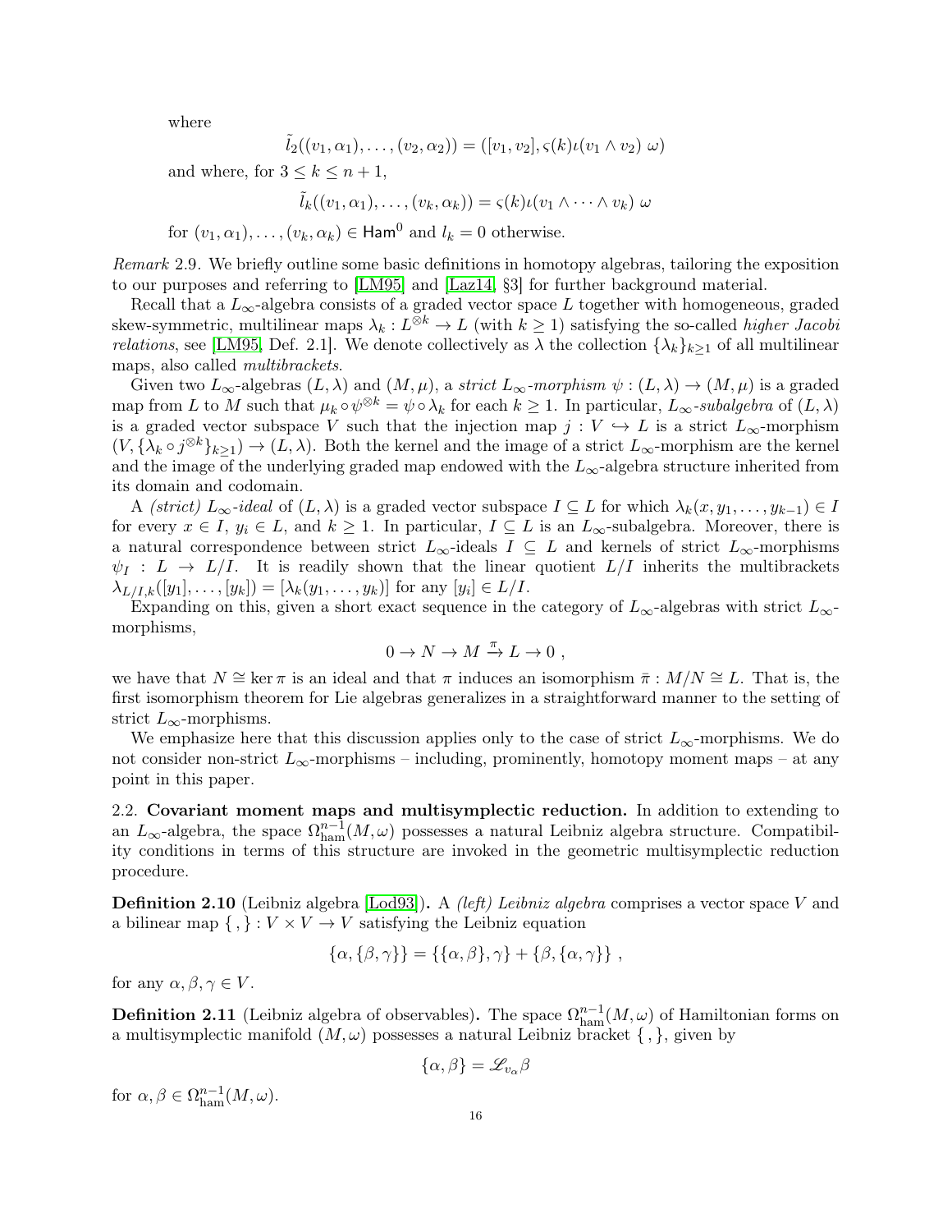where

$$\tilde{l}_2((v_1,\alpha_1),\ldots,(v_2,\alpha_2)) = ([v_1,v_2], \varsigma(k)\iota(v_1\wedge v_2)\ \omega)$$

and where, for $3 \le k \le n+1$,

$$\tilde{l}_k((v_1,\alpha_1),\ldots,(v_k,\alpha_k)) = \varsigma(k)\iota(v_1\wedge\cdots\wedge v_k)\ \omega$$

for $(v_1,\alpha_1),\ldots,(v_k,\alpha_k) \in \mathsf{Ham}^0$ and $l_k = 0$ otherwise.

*Remark* 2.9. We briefly outline some basic definitions in homotopy algebras, tailoring the exposition to our purposes and referring to [LM95] and [Laz14, §3] for further background material.

Recall that a $L_\infty$-algebra consists of a graded vector space $L$ together with homogeneous, graded skew-symmetric, multilinear maps $\lambda_k : L^{\otimes k} \to L$ (with $k \ge 1$) satisfying the so-called *higher Jacobi relations*, see [LM95, Def. 2.1]. We denote collectively as $\lambda$ the collection $\{\lambda_k\}_{k\ge1}$ of all multilinear maps, also called *multibrackets*.

Given two $L_\infty$-algebras $(L,\lambda)$ and $(M,\mu)$, a *strict $L_\infty$-morphism* $\psi : (L,\lambda) \to (M,\mu)$ is a graded map from $L$ to $M$ such that $\mu_k \circ \psi^{\otimes k} = \psi \circ \lambda_k$ for each $k \ge 1$. In particular, *$L_\infty$-subalgebra* of $(L,\lambda)$ is a graded vector subspace $V$ such that the injection map $j : V \hookrightarrow L$ is a strict $L_\infty$-morphism $(V, \{\lambda_k \circ j^{\otimes k}\}_{k\ge1}) \to (L,\lambda)$. Both the kernel and the image of a strict $L_\infty$-morphism are the kernel and the image of the underlying graded map endowed with the $L_\infty$-algebra structure inherited from its domain and codomain.

A *(strict) $L_\infty$-ideal* of $(L,\lambda)$ is a graded vector subspace $I \subseteq L$ for which $\lambda_k(x,y_1,\ldots,y_{k-1}) \in I$ for every $x \in I$, $y_i \in L$, and $k \ge 1$. In particular, $I \subseteq L$ is an $L_\infty$-subalgebra. Moreover, there is a natural correspondence between strict $L_\infty$-ideals $I \subseteq L$ and kernels of strict $L_\infty$-morphisms $\psi_I : L \to L/I$. It is readily shown that the linear quotient $L/I$ inherits the multibrackets $\lambda_{L/I,k}([y_1],\ldots,[y_k]) = [\lambda_k(y_1,\ldots,y_k)]$ for any $[y_i] \in L/I$.

Expanding on this, given a short exact sequence in the category of $L_\infty$-algebras with strict $L_\infty$-morphisms,

$$0 \to N \to M \xrightarrow{\pi} L \to 0\ ,$$

we have that $N \cong \ker \pi$ is an ideal and that $\pi$ induces an isomorphism $\bar{\pi} : M/N \cong L$. That is, the first isomorphism theorem for Lie algebras generalizes in a straightforward manner to the setting of strict $L_\infty$-morphisms.

We emphasize here that this discussion applies only to the case of strict $L_\infty$-morphisms. We do not consider non-strict $L_\infty$-morphisms – including, prominently, homotopy moment maps – at any point in this paper.

### 2.2. Covariant moment maps and multisymplectic reduction.

In addition to extending to an $L_\infty$-algebra, the space $\Omega^{n-1}_{\mathrm{ham}}(M,\omega)$ possesses a natural Leibniz algebra structure. Compatibility conditions in terms of this structure are invoked in the geometric multisymplectic reduction procedure.

**Definition 2.10** (Leibniz algebra [Lod93])**.** A *(left) Leibniz algebra* comprises a vector space $V$ and a bilinear map $\{\,,\}: V \times V \to V$ satisfying the Leibniz equation

$$\{\alpha,\{\beta,\gamma\}\} = \{\{\alpha,\beta\},\gamma\} + \{\beta,\{\alpha,\gamma\}\}\ ,$$

for any $\alpha,\beta,\gamma \in V$.

**Definition 2.11** (Leibniz algebra of observables)**.** The space $\Omega^{n-1}_{\mathrm{ham}}(M,\omega)$ of Hamiltonian forms on a multisymplectic manifold $(M,\omega)$ possesses a natural Leibniz bracket $\{\,,\}$, given by

$$\{\alpha,\beta\} = \mathscr{L}_{v_\alpha}\beta$$

for $\alpha,\beta \in \Omega^{n-1}_{\mathrm{ham}}(M,\omega)$.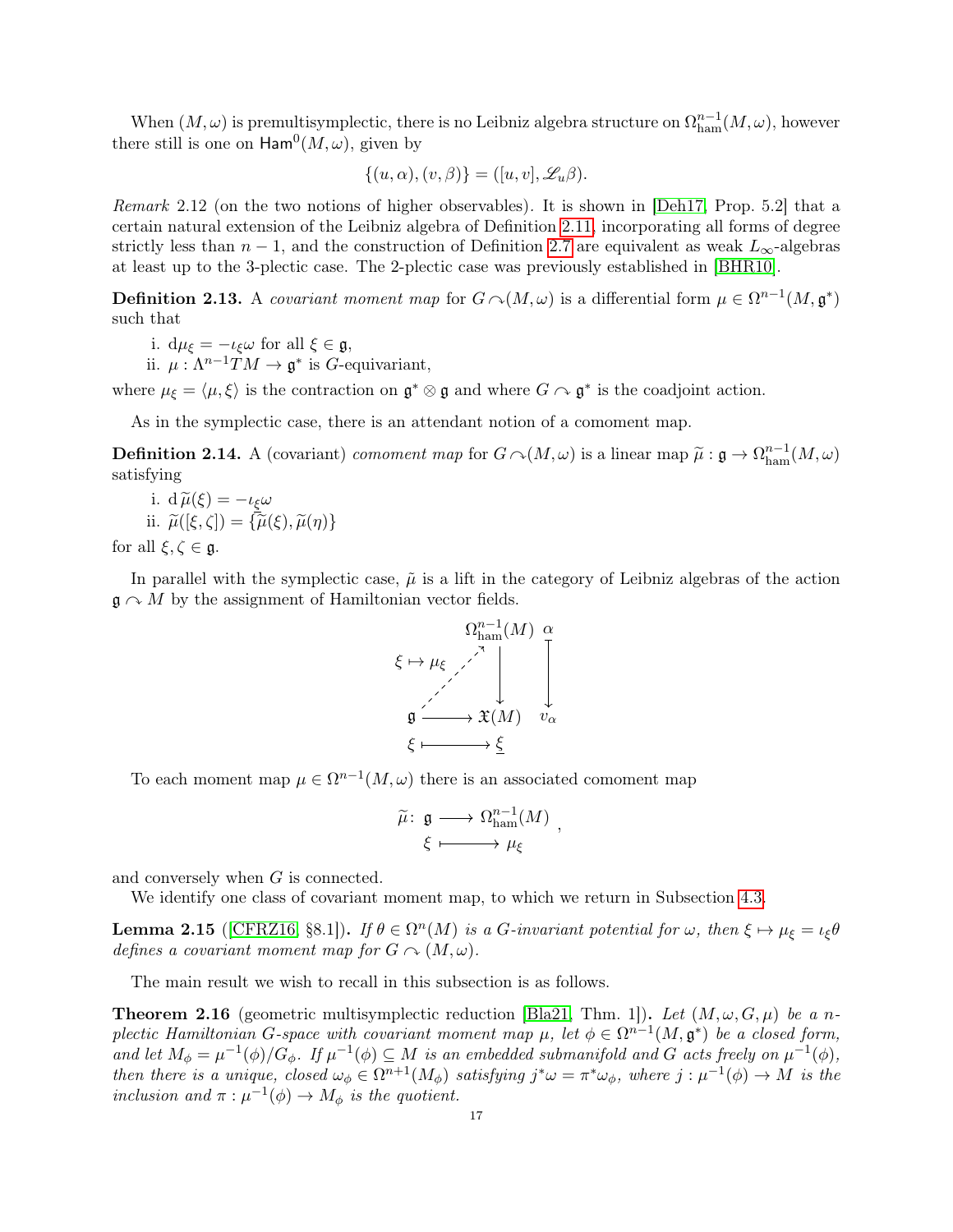When $(M, \omega)$ is premultisymplectic, there is no Leibniz algebra structure on $\Omega^{n-1}_{\mathrm{ham}}(M, \omega)$, however there still is one on $\mathsf{Ham}^0(M, \omega)$, given by

$$\{(u, \alpha), (v, \beta)\} = ([u, v], \mathscr{L}_u \beta).$$

*Remark* 2.12 (on the two notions of higher observables). It is shown in [Deh17, Prop. 5.2] that a certain natural extension of the Leibniz algebra of Definition 2.11, incorporating all forms of degree strictly less than $n-1$, and the construction of Definition 2.7 are equivalent as weak $L_\infty$-algebras at least up to the 3-plectic case. The 2-plectic case was previously established in [BHR10].

**Definition 2.13.** A *covariant moment map* for $G \curvearrowright (M, \omega)$ is a differential form $\mu \in \Omega^{n-1}(M, \mathfrak{g}^*)$ such that

i. $\mathrm{d}\mu_\xi = -\iota_{\underline{\xi}} \omega$ for all $\xi \in \mathfrak{g}$,
ii. $\mu : \Lambda^{n-1} TM \to \mathfrak{g}^*$ is $G$-equivariant,

where $\mu_\xi = \langle \mu, \xi \rangle$ is the contraction on $\mathfrak{g}^* \otimes \mathfrak{g}$ and where $G \curvearrowright \mathfrak{g}^*$ is the coadjoint action.

As in the symplectic case, there is an attendant notion of a comoment map.

**Definition 2.14.** A (covariant) *comoment map* for $G \curvearrowright (M, \omega)$ is a linear map $\widetilde{\mu} : \mathfrak{g} \to \Omega^{n-1}_{\mathrm{ham}}(M, \omega)$ satisfying

i. $\mathrm{d}\, \widetilde{\mu}(\xi) = -\iota_{\underline{\xi}} \omega$
ii. $\widetilde{\mu}([\xi, \zeta]) = \{\widetilde{\mu}(\xi), \widetilde{\mu}(\eta)\}$

for all $\xi, \zeta \in \mathfrak{g}$.

In parallel with the symplectic case, $\tilde{\mu}$ is a lift in the category of Leibniz algebras of the action $\mathfrak{g} \curvearrowright M$ by the assignment of Hamiltonian vector fields.

$$\begin{array}{ccccc}
 & & \Omega^{n-1}_{\mathrm{ham}}(M) & & \alpha \\
 & \overset{\xi \mapsto \mu_\xi}{\nearrow} & \downarrow & & \downarrow \\
\mathfrak{g} & \longrightarrow & \mathfrak{X}(M) & & v_\alpha \\
\xi & \longmapsto & \underline{\xi} & &
\end{array}$$

To each moment map $\mu \in \Omega^{n-1}(M, \omega)$ there is an associated comoment map

$$\widetilde{\mu} \colon \begin{array}{ccc} \mathfrak{g} & \longrightarrow & \Omega^{n-1}_{\mathrm{ham}}(M) \\ \xi & \longmapsto & \mu_\xi \end{array},$$

and conversely when $G$ is connected.

We identify one class of covariant moment map, to which we return in Subsection 4.3.

**Lemma 2.15** ([CFRZ16, §8.1]). *If $\theta \in \Omega^n(M)$ is a $G$-invariant potential for $\omega$, then $\xi \mapsto \mu_\xi = \iota_{\underline{\xi}} \theta$ defines a covariant moment map for $G \curvearrowright (M, \omega)$.*

The main result we wish to recall in this subsection is as follows.

**Theorem 2.16** (geometric multisymplectic reduction [Bla21, Thm. 1]). *Let $(M, \omega, G, \mu)$ be a $n$-plectic Hamiltonian $G$-space with covariant moment map $\mu$, let $\phi \in \Omega^{n-1}(M, \mathfrak{g}^*)$ be a closed form, and let $M_\phi = \mu^{-1}(\phi)/G_\phi$. If $\mu^{-1}(\phi) \subseteq M$ is an embedded submanifold and $G$ acts freely on $\mu^{-1}(\phi)$, then there is a unique, closed $\omega_\phi \in \Omega^{n+1}(M_\phi)$ satisfying $j^*\omega = \pi^*\omega_\phi$, where $j : \mu^{-1}(\phi) \to M$ is the inclusion and $\pi : \mu^{-1}(\phi) \to M_\phi$ is the quotient.*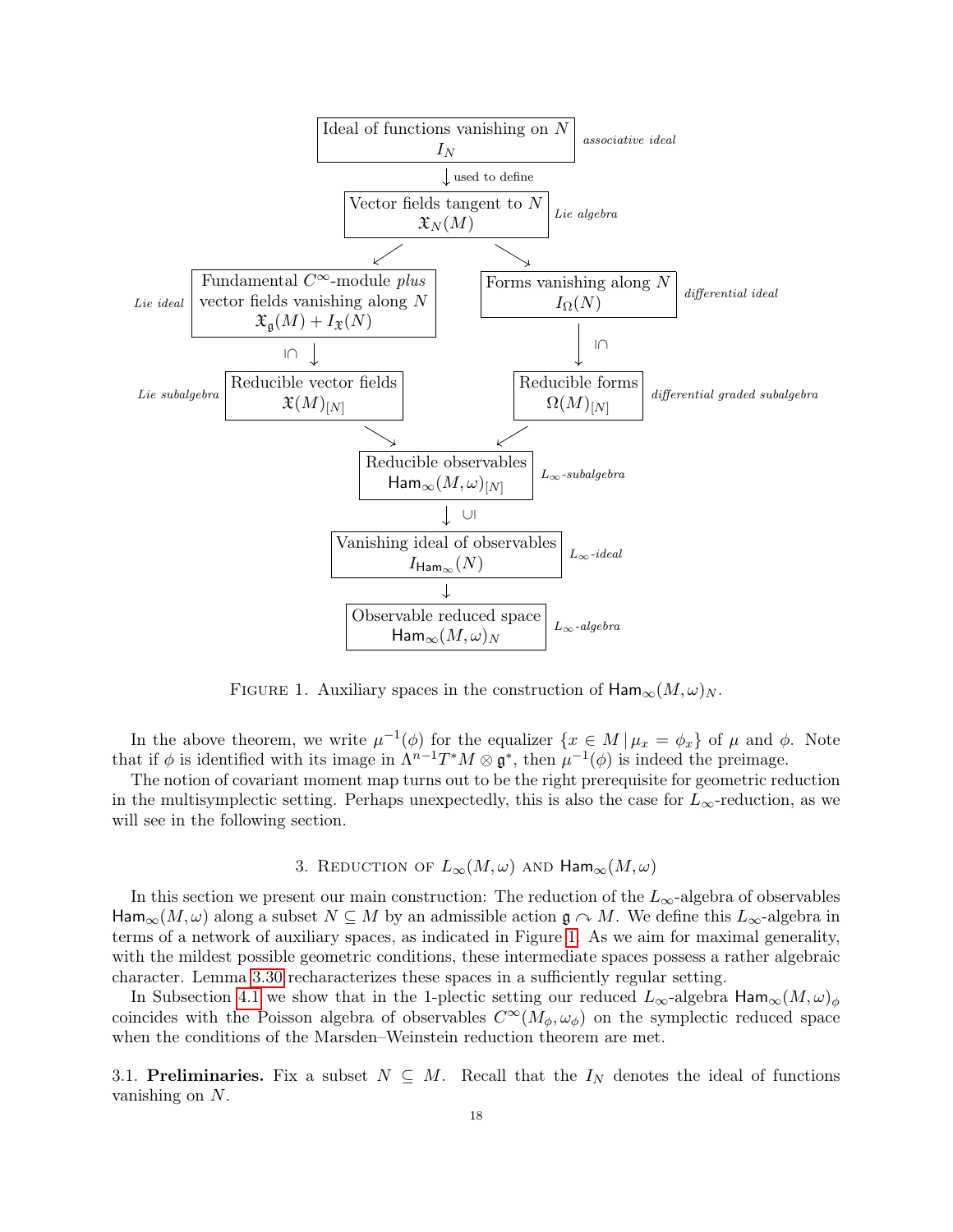Ideal of functions vanishing on $N$
$I_N$ — *associative ideal*

↓ used to define

Vector fields tangent to $N$
$\mathfrak{X}_N(M)$ — *Lie algebra*

↙ ↘

Fundamental $C^\infty$-module *plus* vector fields vanishing along $N$
$\mathfrak{X}_{\mathfrak{g}}(M) + I_{\mathfrak{X}}(N)$ — *Lie ideal*

Forms vanishing along $N$
$I_\Omega(N)$ — *differential ideal*

$\cap$ ↓ $\qquad$ ↓ $\cap$

Reducible vector fields
$\mathfrak{X}(M)_{[N]}$ — *Lie subalgebra*

Reducible forms
$\Omega(M)_{[N]}$ — *differential graded subalgebra*

↘ ↙

Reducible observables
$\mathsf{Ham}_\infty(M,\omega)_{[N]}$ — *$L_\infty$-subalgebra*

↓ $\cup$

Vanishing ideal of observables
$I_{\mathsf{Ham}_\infty}(N)$ — *$L_\infty$-ideal*

↓

Observable reduced space
$\mathsf{Ham}_\infty(M,\omega)_N$ — *$L_\infty$-algebra*

Figure 1. Auxiliary spaces in the construction of $\mathsf{Ham}_\infty(M,\omega)_N$.

In the above theorem, we write $\mu^{-1}(\phi)$ for the equalizer $\{x \in M \,|\, \mu_x = \phi_x\}$ of $\mu$ and $\phi$. Note that if $\phi$ is identified with its image in $\Lambda^{n-1}T^*M \otimes \mathfrak{g}^*$, then $\mu^{-1}(\phi)$ is indeed the preimage.

The notion of covariant moment map turns out to be the right prerequisite for geometric reduction in the multisymplectic setting. Perhaps unexpectedly, this is also the case for $L_\infty$-reduction, as we will see in the following section.

## 3. Reduction of $L_\infty(M,\omega)$ and $\mathsf{Ham}_\infty(M,\omega)$

In this section we present our main construction: The reduction of the $L_\infty$-algebra of observables $\mathsf{Ham}_\infty(M,\omega)$ along a subset $N \subseteq M$ by an admissible action $\mathfrak{g} \curvearrowright M$. We define this $L_\infty$-algebra in terms of a network of auxiliary spaces, as indicated in Figure 1. As we aim for maximal generality, with the mildest possible geometric conditions, these intermediate spaces possess a rather algebraic character. Lemma 3.30 recharacterizes these spaces in a sufficiently regular setting.

In Subsection 4.1 we show that in the 1-plectic setting our reduced $L_\infty$-algebra $\mathsf{Ham}_\infty(M,\omega)_\phi$ coincides with the Poisson algebra of observables $C^\infty(M_\phi,\omega_\phi)$ on the symplectic reduced space when the conditions of the Marsden–Weinstein reduction theorem are met.

**3.1. Preliminaries.** Fix a subset $N \subseteq M$. Recall that the $I_N$ denotes the ideal of functions vanishing on $N$.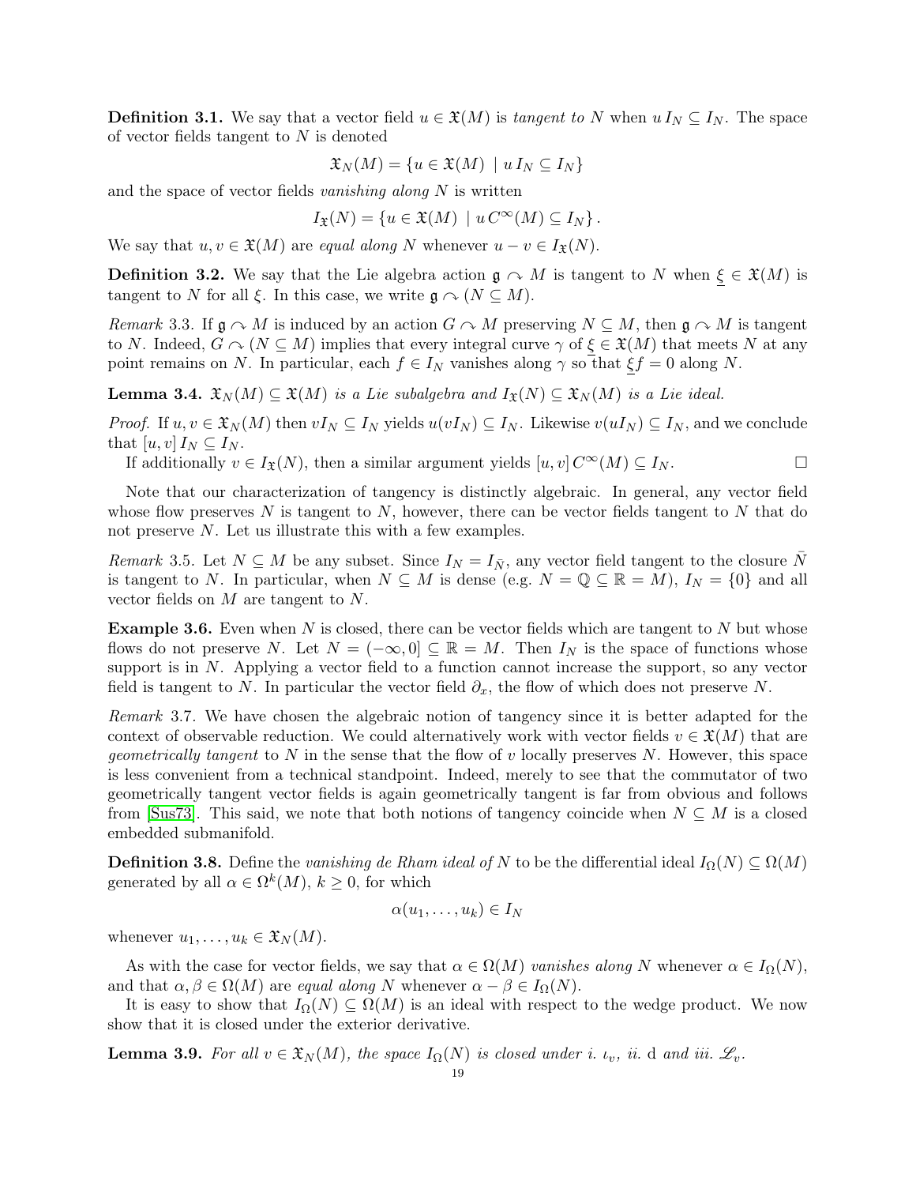**Definition 3.1.** We say that a vector field $u \in \mathfrak{X}(M)$ is *tangent to* $N$ when $u\, I_N \subseteq I_N$. The space of vector fields tangent to $N$ is denoted

$$\mathfrak{X}_N(M) = \{u \in \mathfrak{X}(M) \mid u\, I_N \subseteq I_N\}$$

and the space of vector fields *vanishing along* $N$ is written

$$I_{\mathfrak{X}}(N) = \{u \in \mathfrak{X}(M) \mid u\, C^\infty(M) \subseteq I_N\}.$$

We say that $u, v \in \mathfrak{X}(M)$ are *equal along* $N$ whenever $u - v \in I_{\mathfrak{X}}(N)$.

**Definition 3.2.** We say that the Lie algebra action $\mathfrak{g} \curvearrowright M$ is tangent to $N$ when $\underline{\xi} \in \mathfrak{X}(M)$ is tangent to $N$ for all $\xi$. In this case, we write $\mathfrak{g} \curvearrowright (N \subseteq M)$.

*Remark* 3.3. If $\mathfrak{g} \curvearrowright M$ is induced by an action $G \curvearrowright M$ preserving $N \subseteq M$, then $\mathfrak{g} \curvearrowright M$ is tangent to $N$. Indeed, $G \curvearrowright (N \subseteq M)$ implies that every integral curve $\gamma$ of $\underline{\xi} \in \mathfrak{X}(M)$ that meets $N$ at any point remains on $N$. In particular, each $f \in I_N$ vanishes along $\gamma$ so that $\underline{\xi} f = 0$ along $N$.

**Lemma 3.4.** *$\mathfrak{X}_N(M) \subseteq \mathfrak{X}(M)$ is a Lie subalgebra and $I_{\mathfrak{X}}(N) \subseteq \mathfrak{X}_N(M)$ is a Lie ideal.*

*Proof.* If $u, v \in \mathfrak{X}_N(M)$ then $vI_N \subseteq I_N$ yields $u(vI_N) \subseteq I_N$. Likewise $v(uI_N) \subseteq I_N$, and we conclude that $[u, v]\, I_N \subseteq I_N$.

If additionally $v \in I_{\mathfrak{X}}(N)$, then a similar argument yields $[u, v]\, C^\infty(M) \subseteq I_N$. □

Note that our characterization of tangency is distinctly algebraic. In general, any vector field whose flow preserves $N$ is tangent to $N$, however, there can be vector fields tangent to $N$ that do not preserve $N$. Let us illustrate this with a few examples.

*Remark* 3.5. Let $N \subseteq M$ be any subset. Since $I_N = I_{\bar{N}}$, any vector field tangent to the closure $\bar{N}$ is tangent to $N$. In particular, when $N \subseteq M$ is dense (e.g. $N = \mathbb{Q} \subseteq \mathbb{R} = M$), $I_N = \{0\}$ and all vector fields on $M$ are tangent to $N$.

**Example 3.6.** Even when $N$ is closed, there can be vector fields which are tangent to $N$ but whose flows do not preserve $N$. Let $N = (-\infty, 0] \subseteq \mathbb{R} = M$. Then $I_N$ is the space of functions whose support is in $N$. Applying a vector field to a function cannot increase the support, so any vector field is tangent to $N$. In particular the vector field $\partial_x$, the flow of which does not preserve $N$.

*Remark* 3.7. We have chosen the algebraic notion of tangency since it is better adapted for the context of observable reduction. We could alternatively work with vector fields $v \in \mathfrak{X}(M)$ that are *geometrically tangent* to $N$ in the sense that the flow of $v$ locally preserves $N$. However, this space is less convenient from a technical standpoint. Indeed, merely to see that the commutator of two geometrically tangent vector fields is again geometrically tangent is far from obvious and follows from [Sus73]. This said, we note that both notions of tangency coincide when $N \subseteq M$ is a closed embedded submanifold.

**Definition 3.8.** Define the *vanishing de Rham ideal of* $N$ to be the differential ideal $I_\Omega(N) \subseteq \Omega(M)$ generated by all $\alpha \in \Omega^k(M)$, $k \geq 0$, for which

$$\alpha(u_1, \ldots, u_k) \in I_N$$

whenever $u_1, \ldots, u_k \in \mathfrak{X}_N(M)$.

As with the case for vector fields, we say that $\alpha \in \Omega(M)$ *vanishes along* $N$ whenever $\alpha \in I_\Omega(N)$, and that $\alpha, \beta \in \Omega(M)$ are *equal along* $N$ whenever $\alpha - \beta \in I_\Omega(N)$.

It is easy to show that $I_\Omega(N) \subseteq \Omega(M)$ is an ideal with respect to the wedge product. We now show that it is closed under the exterior derivative.

**Lemma 3.9.** *For all $v \in \mathfrak{X}_N(M)$, the space $I_\Omega(N)$ is closed under i. $\iota_v$, ii. $\mathrm{d}$ and iii. $\mathscr{L}_v$.*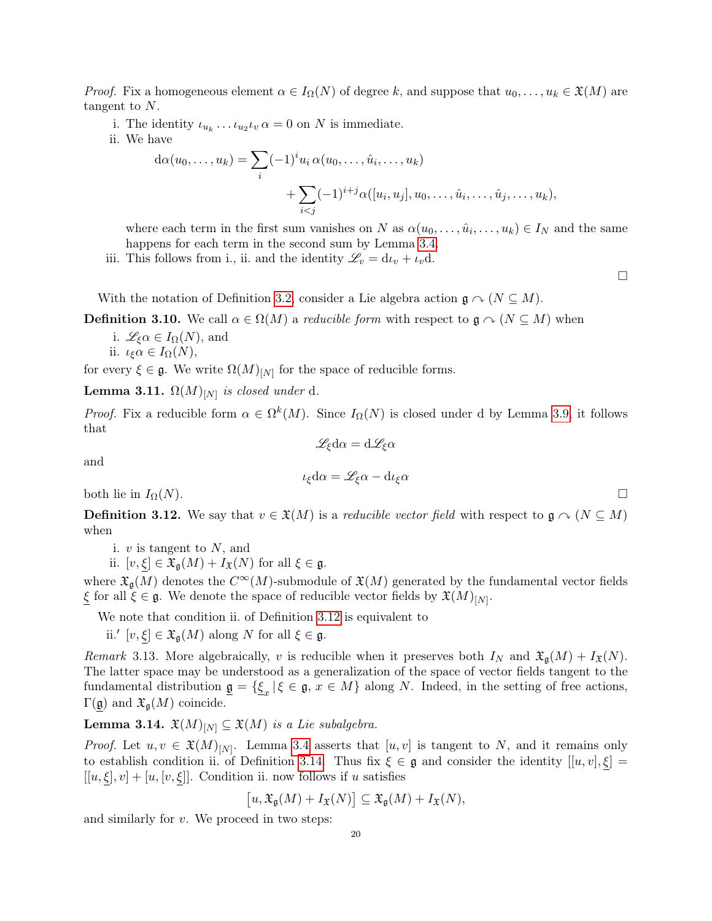*Proof.* Fix a homogeneous element $\alpha \in I_\Omega(N)$ of degree $k$, and suppose that $u_0, \dots, u_k \in \mathfrak{X}(M)$ are tangent to $N$.

i. The identity $\iota_{u_k} \dots \iota_{u_2} \iota_v \alpha = 0$ on $N$ is immediate.

ii. We have

$$\mathrm{d}\alpha(u_0, \dots, u_k) = \sum_i (-1)^i u_i \, \alpha(u_0, \dots, \hat{u}_i, \dots, u_k) + \sum_{i<j} (-1)^{i+j} \alpha([u_i, u_j], u_0, \dots, \hat{u}_i, \dots, \hat{u}_j, \dots, u_k),$$

where each term in the first sum vanishes on $N$ as $\alpha(u_0, \dots, \hat{u}_i, \dots, u_k) \in I_N$ and the same happens for each term in the second sum by Lemma 3.4.

iii. This follows from i., ii. and the identity $\mathscr{L}_v = \mathrm{d}\iota_v + \iota_v \mathrm{d}$.

□

With the notation of Definition 3.2, consider a Lie algebra action $\mathfrak{g} \curvearrowright (N \subseteq M)$.

**Definition 3.10.** We call $\alpha \in \Omega(M)$ a *reducible form* with respect to $\mathfrak{g} \curvearrowright (N \subseteq M)$ when

i. $\mathscr{L}_\xi \alpha \in I_\Omega(N)$, and
ii. $\iota_\xi \alpha \in I_\Omega(N)$,

for every $\xi \in \mathfrak{g}$. We write $\Omega(M)_{[N]}$ for the space of reducible forms.

**Lemma 3.11.** *$\Omega(M)_{[N]}$ is closed under* d.

*Proof.* Fix a reducible form $\alpha \in \Omega^k(M)$. Since $I_\Omega(N)$ is closed under d by Lemma 3.9, it follows that

$$\mathscr{L}_\xi \mathrm{d}\alpha = \mathrm{d}\mathscr{L}_\xi \alpha$$

and

$$\iota_\xi \mathrm{d}\alpha = \mathscr{L}_\xi \alpha - \mathrm{d}\iota_\xi \alpha$$

both lie in $I_\Omega(N)$. □

**Definition 3.12.** We say that $v \in \mathfrak{X}(M)$ is a *reducible vector field* with respect to $\mathfrak{g} \curvearrowright (N \subseteq M)$ when

i. $v$ is tangent to $N$, and
ii. $[v, \underline{\xi}] \in \mathfrak{X}_\mathfrak{g}(M) + I_\mathfrak{X}(N)$ for all $\xi \in \mathfrak{g}$.

where $\mathfrak{X}_\mathfrak{g}(M)$ denotes the $C^\infty(M)$-submodule of $\mathfrak{X}(M)$ generated by the fundamental vector fields $\underline{\xi}$ for all $\xi \in \mathfrak{g}$. We denote the space of reducible vector fields by $\mathfrak{X}(M)_{[N]}$.

We note that condition ii. of Definition 3.12 is equivalent to

ii.′ $[v, \underline{\xi}] \in \mathfrak{X}_\mathfrak{g}(M)$ along $N$ for all $\xi \in \mathfrak{g}$.

*Remark* 3.13. More algebraically, $v$ is reducible when it preserves both $I_N$ and $\mathfrak{X}_\mathfrak{g}(M) + I_\mathfrak{X}(N)$. The latter space may be understood as a generalization of the space of vector fields tangent to the fundamental distribution $\underline{\mathfrak{g}} = \{\underline{\xi}_x \,|\, \xi \in \mathfrak{g}, \, x \in M\}$ along $N$. Indeed, in the setting of free actions, $\Gamma(\underline{\mathfrak{g}})$ and $\mathfrak{X}_\mathfrak{g}(M)$ coincide.

**Lemma 3.14.** *$\mathfrak{X}(M)_{[N]} \subseteq \mathfrak{X}(M)$ is a Lie subalgebra.*

*Proof.* Let $u, v \in \mathfrak{X}(M)_{[N]}$. Lemma 3.4 asserts that $[u, v]$ is tangent to $N$, and it remains only to establish condition ii. of Definition 3.14. Thus fix $\xi \in \mathfrak{g}$ and consider the identity $[[u, v], \underline{\xi}] = [[u, \underline{\xi}], v] + [u, [v, \underline{\xi}]]$. Condition ii. now follows if $u$ satisfies

$$\left[u, \mathfrak{X}_\mathfrak{g}(M) + I_\mathfrak{X}(N)\right] \subseteq \mathfrak{X}_\mathfrak{g}(M) + I_\mathfrak{X}(N),$$

and similarly for $v$. We proceed in two steps: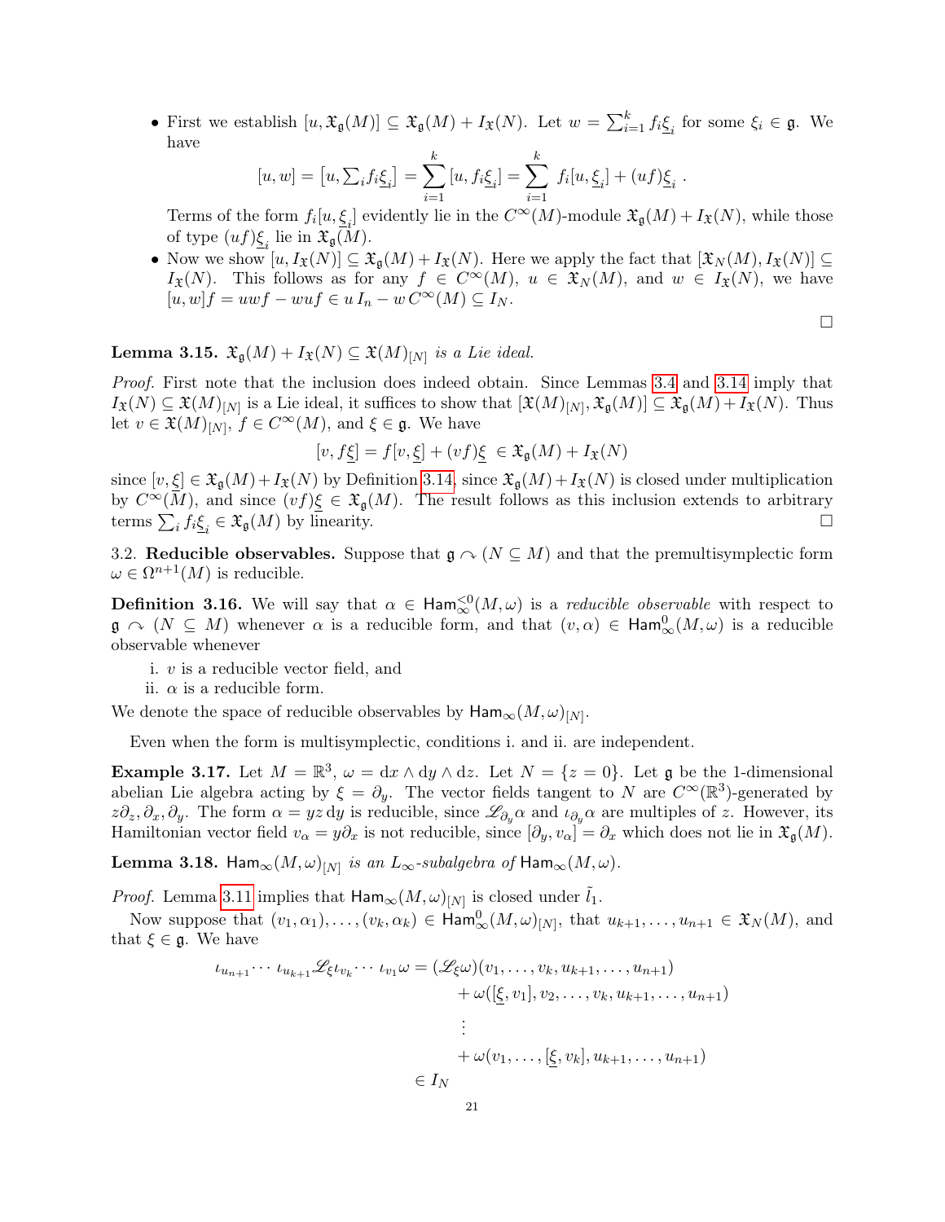- First we establish $[u, \mathfrak{X}_{\mathfrak{g}}(M)] \subseteq \mathfrak{X}_{\mathfrak{g}}(M) + I_{\mathfrak{X}}(N)$. Let $w = \sum_{i=1}^{k} f_i \underline{\xi}_i$ for some $\xi_i \in \mathfrak{g}$. We have

$$[u, w] = \big[u, \textstyle\sum_i f_i \underline{\xi}_i\big] = \displaystyle\sum_{i=1}^{k} [u, f_i \underline{\xi}_i] = \sum_{i=1}^{k} \; f_i [u, \underline{\xi}_i] + (uf) \underline{\xi}_i \; .$$

Terms of the form $f_i [u, \underline{\xi}_i]$ evidently lie in the $C^\infty(M)$-module $\mathfrak{X}_{\mathfrak{g}}(M) + I_{\mathfrak{X}}(N)$, while those of type $(uf)\underline{\xi}_i$ lie in $\mathfrak{X}_{\mathfrak{g}}(M)$.

- Now we show $[u, I_{\mathfrak{X}}(N)] \subseteq \mathfrak{X}_{\mathfrak{g}}(M) + I_{\mathfrak{X}}(N)$. Here we apply the fact that $[\mathfrak{X}_N(M), I_{\mathfrak{X}}(N)] \subseteq I_{\mathfrak{X}}(N)$. This follows as for any $f \in C^\infty(M)$, $u \in \mathfrak{X}_N(M)$, and $w \in I_{\mathfrak{X}}(N)$, we have $[u, w]f = uwf - wuf \in u\, I_n - w\, C^\infty(M) \subseteq I_N$.

□

**Lemma 3.15.** *$\mathfrak{X}_{\mathfrak{g}}(M) + I_{\mathfrak{X}}(N) \subseteq \mathfrak{X}(M)_{[N]}$ is a Lie ideal.*

*Proof.* First note that the inclusion does indeed obtain. Since Lemmas 3.4 and 3.14 imply that $I_{\mathfrak{X}}(N) \subseteq \mathfrak{X}(M)_{[N]}$ is a Lie ideal, it suffices to show that $[\mathfrak{X}(M)_{[N]}, \mathfrak{X}_{\mathfrak{g}}(M)] \subseteq \mathfrak{X}_{\mathfrak{g}}(M) + I_{\mathfrak{X}}(N)$. Thus let $v \in \mathfrak{X}(M)_{[N]}$, $f \in C^\infty(M)$, and $\xi \in \mathfrak{g}$. We have

$$[v, f\underline{\xi}] = f[v, \underline{\xi}] + (vf)\underline{\xi} \; \in \mathfrak{X}_{\mathfrak{g}}(M) + I_{\mathfrak{X}}(N)$$

since $[v, \underline{\xi}] \in \mathfrak{X}_{\mathfrak{g}}(M) + I_{\mathfrak{X}}(N)$ by Definition 3.14, since $\mathfrak{X}_{\mathfrak{g}}(M) + I_{\mathfrak{X}}(N)$ is closed under multiplication by $C^\infty(M)$, and since $(vf)\underline{\xi} \in \mathfrak{X}_{\mathfrak{g}}(M)$. The result follows as this inclusion extends to arbitrary terms $\sum_i f_i \underline{\xi}_i \in \mathfrak{X}_{\mathfrak{g}}(M)$ by linearity. □

3.2. **Reducible observables.** Suppose that $\mathfrak{g} \curvearrowright (N \subseteq M)$ and that the premultisymplectic form $\omega \in \Omega^{n+1}(M)$ is reducible.

**Definition 3.16.** We will say that $\alpha \in \mathsf{Ham}^{\leq 0}_{\infty}(M, \omega)$ is a *reducible observable* with respect to $\mathfrak{g} \curvearrowright (N \subseteq M)$ whenever $\alpha$ is a reducible form, and that $(v, \alpha) \in \mathsf{Ham}^{0}_{\infty}(M, \omega)$ is a reducible observable whenever

i. $v$ is a reducible vector field, and
ii. $\alpha$ is a reducible form.

We denote the space of reducible observables by $\mathsf{Ham}_{\infty}(M, \omega)_{[N]}$.

Even when the form is multisymplectic, conditions i. and ii. are independent.

**Example 3.17.** Let $M = \mathbb{R}^3$, $\omega = \mathrm{d}x \wedge \mathrm{d}y \wedge \mathrm{d}z$. Let $N = \{z = 0\}$. Let $\mathfrak{g}$ be the 1-dimensional abelian Lie algebra acting by $\xi = \partial_y$. The vector fields tangent to $N$ are $C^\infty(\mathbb{R}^3)$-generated by $z\partial_z, \partial_x, \partial_y$. The form $\alpha = yz\,\mathrm{d}y$ is reducible, since $\mathscr{L}_{\partial_y}\alpha$ and $\iota_{\partial_y}\alpha$ are multiples of $z$. However, its Hamiltonian vector field $v_\alpha = y\partial_x$ is not reducible, since $[\partial_y, v_\alpha] = \partial_x$ which does not lie in $\mathfrak{X}_{\mathfrak{g}}(M)$.

**Lemma 3.18.** *$\mathsf{Ham}_{\infty}(M, \omega)_{[N]}$ is an $L_\infty$-subalgebra of $\mathsf{Ham}_{\infty}(M, \omega)$.*

*Proof.* Lemma 3.11 implies that $\mathsf{Ham}_{\infty}(M, \omega)_{[N]}$ is closed under $\tilde{l}_1$.

Now suppose that $(v_1, \alpha_1), \ldots, (v_k, \alpha_k) \in \mathsf{Ham}^{0}_{\infty}(M, \omega)_{[N]}$, that $u_{k+1}, \ldots, u_{n+1} \in \mathfrak{X}_N(M)$, and that $\xi \in \mathfrak{g}$. We have

$$\begin{aligned}
\iota_{u_{n+1}} \cdots \iota_{u_{k+1}} \mathscr{L}_{\xi} \iota_{v_k} \cdots \iota_{v_1} \omega = {} & (\mathscr{L}_{\xi}\omega)(v_1, \ldots, v_k, u_{k+1}, \ldots, u_{n+1}) \\
& + \omega([\underline{\xi}, v_1], v_2, \ldots, v_k, u_{k+1}, \ldots, u_{n+1}) \\
& \vdots \\
& + \omega(v_1, \ldots, [\underline{\xi}, v_k], u_{k+1}, \ldots, u_{n+1}) \\
\in I_N &
\end{aligned}$$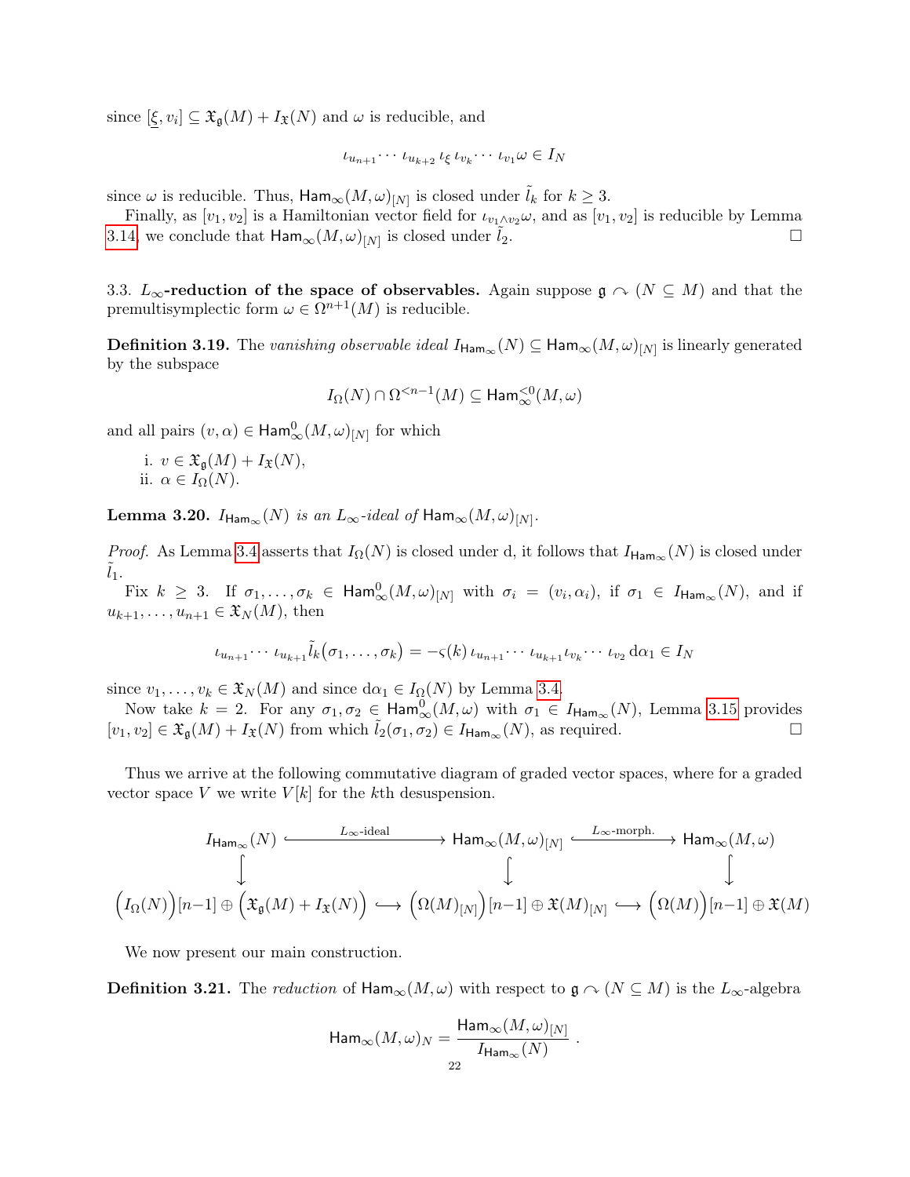since $[\underline{\xi}, v_i] \subseteq \mathfrak{X}_{\mathfrak{g}}(M) + I_{\mathfrak{X}}(N)$ and $\omega$ is reducible, and

$$\iota_{u_{n+1}} \cdots \iota_{u_{k+2}} \iota_{\xi} \iota_{v_k} \cdots \iota_{v_1} \omega \in I_N$$

since $\omega$ is reducible. Thus, $\mathsf{Ham}_\infty(M,\omega)_{[N]}$ is closed under $\tilde{l}_k$ for $k \geq 3$.

Finally, as $[v_1, v_2]$ is a Hamiltonian vector field for $\iota_{v_1 \wedge v_2}\omega$, and as $[v_1, v_2]$ is reducible by Lemma 3.14, we conclude that $\mathsf{Ham}_\infty(M,\omega)_{[N]}$ is closed under $\tilde{l}_2$. □

3.3. **$L_\infty$-reduction of the space of observables.** Again suppose $\mathfrak{g} \curvearrowright (N \subseteq M)$ and that the premultisymplectic form $\omega \in \Omega^{n+1}(M)$ is reducible.

**Definition 3.19.** The *vanishing observable ideal* $I_{\mathsf{Ham}_\infty}(N) \subseteq \mathsf{Ham}_\infty(M,\omega)_{[N]}$ is linearly generated by the subspace

$$I_\Omega(N) \cap \Omega^{<n-1}(M) \subseteq \mathsf{Ham}^{<0}_\infty(M,\omega)$$

and all pairs $(v,\alpha) \in \mathsf{Ham}^0_\infty(M,\omega)_{[N]}$ for which

i. $v \in \mathfrak{X}_{\mathfrak{g}}(M) + I_{\mathfrak{X}}(N)$,
ii. $\alpha \in I_\Omega(N)$.

**Lemma 3.20.** *$I_{\mathsf{Ham}_\infty}(N)$ is an $L_\infty$-ideal of $\mathsf{Ham}_\infty(M,\omega)_{[N]}$.*

*Proof.* As Lemma 3.4 asserts that $I_\Omega(N)$ is closed under $\mathrm{d}$, it follows that $I_{\mathsf{Ham}_\infty}(N)$ is closed under $\tilde{l}_1$.

Fix $k \geq 3$. If $\sigma_1, \ldots, \sigma_k \in \mathsf{Ham}^0_\infty(M,\omega)_{[N]}$ with $\sigma_i = (v_i, \alpha_i)$, if $\sigma_1 \in I_{\mathsf{Ham}_\infty}(N)$, and if $u_{k+1}, \ldots, u_{n+1} \in \mathfrak{X}_N(M)$, then

$$\iota_{u_{n+1}} \cdots \iota_{u_{k+1}} \tilde{l}_k(\sigma_1, \ldots, \sigma_k) = -\varsigma(k)\, \iota_{u_{n+1}} \cdots \iota_{u_{k+1}} \iota_{v_k} \cdots \iota_{v_2}\, \mathrm{d}\alpha_1 \in I_N$$

since $v_1, \ldots, v_k \in \mathfrak{X}_N(M)$ and since $\mathrm{d}\alpha_1 \in I_\Omega(N)$ by Lemma 3.4.

Now take $k = 2$. For any $\sigma_1, \sigma_2 \in \mathsf{Ham}^0_\infty(M,\omega)$ with $\sigma_1 \in I_{\mathsf{Ham}_\infty}(N)$, Lemma 3.15 provides $[v_1, v_2] \in \mathfrak{X}_{\mathfrak{g}}(M) + I_{\mathfrak{X}}(N)$ from which $\tilde{l}_2(\sigma_1, \sigma_2) \in I_{\mathsf{Ham}_\infty}(N)$, as required. □

Thus we arrive at the following commutative diagram of graded vector spaces, where for a graded vector space $V$ we write $V[k]$ for the $k$th desuspension.

$$\begin{array}{ccccc}
I_{\mathsf{Ham}_\infty}(N) & \xhookrightarrow{L_\infty\text{-ideal}} & \mathsf{Ham}_\infty(M,\omega)_{[N]} & \xhookrightarrow{L_\infty\text{-morph.}} & \mathsf{Ham}_\infty(M,\omega) \\
\downarrow & & \downarrow & & \downarrow \\
\Big(I_\Omega(N)\Big)[n-1] \oplus \Big(\mathfrak{X}_{\mathfrak{g}}(M) + I_{\mathfrak{X}}(N)\Big) & \hookrightarrow & \Big(\Omega(M)_{[N]}\Big)[n-1] \oplus \mathfrak{X}(M)_{[N]} & \hookrightarrow & \Big(\Omega(M)\Big)[n-1] \oplus \mathfrak{X}(M)
\end{array}$$

We now present our main construction.

**Definition 3.21.** The *reduction* of $\mathsf{Ham}_\infty(M,\omega)$ with respect to $\mathfrak{g} \curvearrowright (N \subseteq M)$ is the $L_\infty$-algebra

$$\mathsf{Ham}_\infty(M,\omega)_N = \frac{\mathsf{Ham}_\infty(M,\omega)_{[N]}}{I_{\mathsf{Ham}_\infty}(N)}\ .$$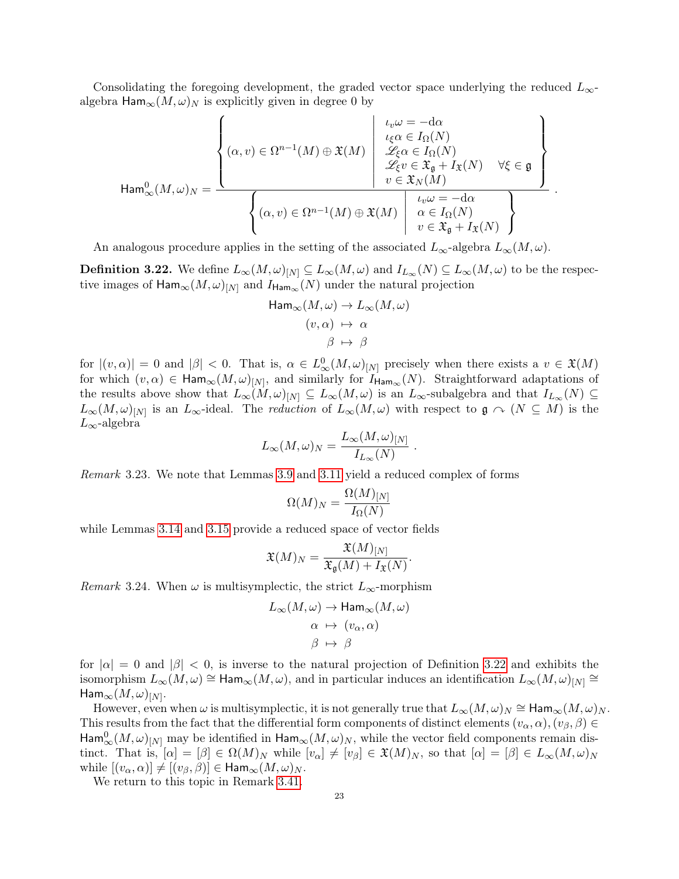Consolidating the foregoing development, the graded vector space underlying the reduced $L_\infty$-algebra $\mathsf{Ham}_\infty(M,\omega)_N$ is explicitly given in degree 0 by

$$
\mathsf{Ham}^0_\infty(M,\omega)_N = \frac{\left\{ (\alpha, v) \in \Omega^{n-1}(M) \oplus \mathfrak{X}(M) \;\middle|\; \begin{array}{l} \iota_v\omega = -\mathrm{d}\alpha \\ \iota_\xi\alpha \in I_\Omega(N) \\ \mathscr{L}_\xi\alpha \in I_\Omega(N) \\ \mathscr{L}_\xi v \in \mathfrak{X}_\mathfrak{g} + I_\mathfrak{X}(N) \quad \forall \xi \in \mathfrak{g} \\ v \in \mathfrak{X}_N(M) \end{array} \right\}}{\left\{ (\alpha, v) \in \Omega^{n-1}(M) \oplus \mathfrak{X}(M) \;\middle|\; \begin{array}{l} \iota_v\omega = -\mathrm{d}\alpha \\ \alpha \in I_\Omega(N) \\ v \in \mathfrak{X}_\mathfrak{g} + I_\mathfrak{X}(N) \end{array} \right\}} .
$$

An analogous procedure applies in the setting of the associated $L_\infty$-algebra $L_\infty(M,\omega)$.

**Definition 3.22.** We define $L_\infty(M,\omega)_{[N]} \subseteq L_\infty(M,\omega)$ and $I_{L_\infty}(N) \subseteq L_\infty(M,\omega)$ to be the respective images of $\mathsf{Ham}_\infty(M,\omega)_{[N]}$ and $I_{\mathsf{Ham}_\infty}(N)$ under the natural projection

$$
\begin{aligned}
\mathsf{Ham}_\infty(M,\omega) &\to L_\infty(M,\omega) \\
(v,\alpha) &\mapsto \alpha \\
\beta &\mapsto \beta
\end{aligned}
$$

for $|(v,\alpha)| = 0$ and $|\beta| < 0$. That is, $\alpha \in L^0_\infty(M,\omega)_{[N]}$ precisely when there exists a $v \in \mathfrak{X}(M)$ for which $(v,\alpha) \in \mathsf{Ham}_\infty(M,\omega)_{[N]}$, and similarly for $I_{\mathsf{Ham}_\infty}(N)$. Straightforward adaptations of the results above show that $L_\infty(M,\omega)_{[N]} \subseteq L_\infty(M,\omega)$ is an $L_\infty$-subalgebra and that $I_{L_\infty}(N) \subseteq L_\infty(M,\omega)_{[N]}$ is an $L_\infty$-ideal. The *reduction* of $L_\infty(M,\omega)$ with respect to $\mathfrak{g} \curvearrowright (N \subseteq M)$ is the $L_\infty$-algebra

$$
L_\infty(M,\omega)_N = \frac{L_\infty(M,\omega)_{[N]}}{I_{L_\infty}(N)} .
$$

*Remark* 3.23. We note that Lemmas 3.9 and 3.11 yield a reduced complex of forms

$$
\Omega(M)_N = \frac{\Omega(M)_{[N]}}{I_\Omega(N)}
$$

while Lemmas 3.14 and 3.15 provide a reduced space of vector fields

$$
\mathfrak{X}(M)_N = \frac{\mathfrak{X}(M)_{[N]}}{\mathfrak{X}_\mathfrak{g}(M) + I_\mathfrak{X}(N)}.
$$

*Remark* 3.24. When $\omega$ is multisymplectic, the strict $L_\infty$-morphism

$$
\begin{aligned}
L_\infty(M,\omega) &\to \mathsf{Ham}_\infty(M,\omega) \\
\alpha &\mapsto (v_\alpha, \alpha) \\
\beta &\mapsto \beta
\end{aligned}
$$

for $|\alpha| = 0$ and $|\beta| < 0$, is inverse to the natural projection of Definition 3.22 and exhibits the isomorphism $L_\infty(M,\omega) \cong \mathsf{Ham}_\infty(M,\omega)$, and in particular induces an identification $L_\infty(M,\omega)_{[N]} \cong \mathsf{Ham}_\infty(M,\omega)_{[N]}$.

However, even when $\omega$ is multisymplectic, it is not generally true that $L_\infty(M,\omega)_N \cong \mathsf{Ham}_\infty(M,\omega)_N$. This results from the fact that the differential form components of distinct elements $(v_\alpha,\alpha), (v_\beta,\beta) \in \mathsf{Ham}^0_\infty(M,\omega)_{[N]}$ may be identified in $\mathsf{Ham}_\infty(M,\omega)_N$, while the vector field components remain distinct. That is, $[\alpha] = [\beta] \in \Omega(M)_N$ while $[v_\alpha] \neq [v_\beta] \in \mathfrak{X}(M)_N$, so that $[\alpha] = [\beta] \in L_\infty(M,\omega)_N$ while $[(v_\alpha,\alpha)] \neq [(v_\beta,\beta)] \in \mathsf{Ham}_\infty(M,\omega)_N$.

We return to this topic in Remark 3.41.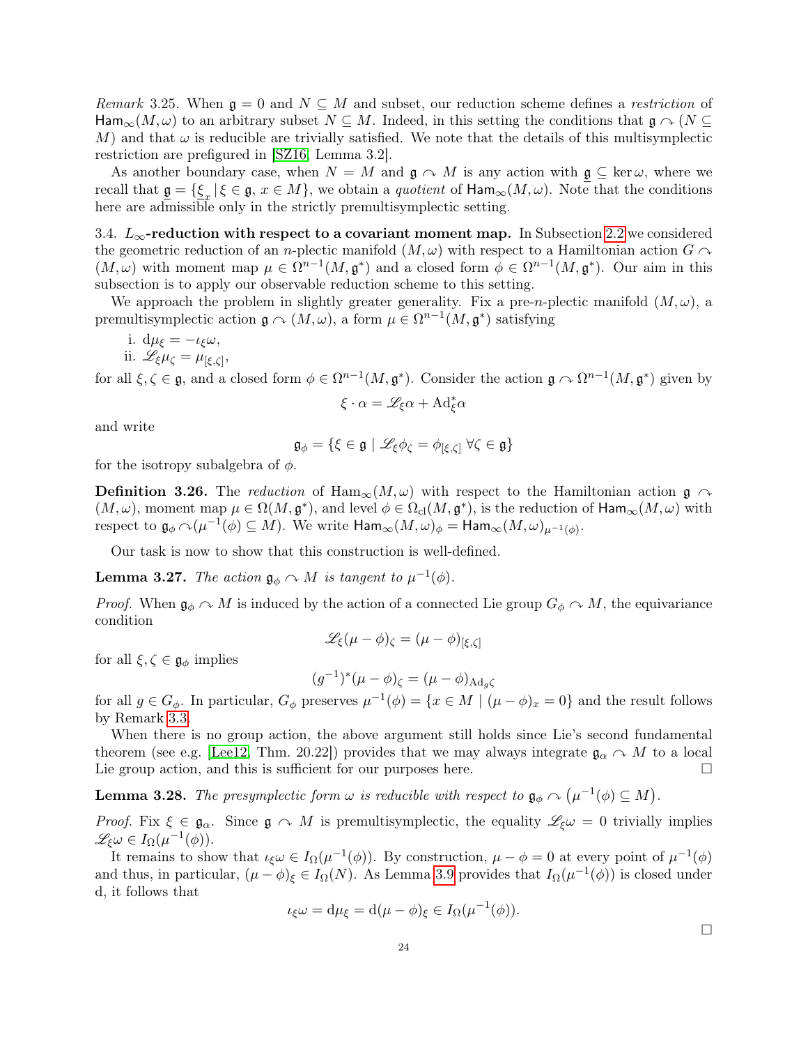*Remark* 3.25. When $\mathfrak{g} = 0$ and $N \subseteq M$ and subset, our reduction scheme defines a *restriction* of $\mathsf{Ham}_\infty(M,\omega)$ to an arbitrary subset $N \subseteq M$. Indeed, in this setting the conditions that $\mathfrak{g} \curvearrowright (N \subseteq M)$ and that $\omega$ is reducible are trivially satisfied. We note that the details of this multisymplectic restriction are prefigured in [SZ16, Lemma 3.2].

As another boundary case, when $N = M$ and $\mathfrak{g} \curvearrowright M$ is any action with $\underline{\mathfrak{g}} \subseteq \ker \omega$, where we recall that $\underline{\mathfrak{g}} = \{\underline{\xi}_x \,|\, \xi \in \mathfrak{g},\, x \in M\}$, we obtain a *quotient* of $\mathsf{Ham}_\infty(M,\omega)$. Note that the conditions here are admissible only in the strictly premultisymplectic setting.

3.4. **$L_\infty$-reduction with respect to a covariant moment map.** In Subsection 2.2 we considered the geometric reduction of an $n$-plectic manifold $(M,\omega)$ with respect to a Hamiltonian action $G \curvearrowright (M,\omega)$ with moment map $\mu \in \Omega^{n-1}(M,\mathfrak{g}^*)$ and a closed form $\phi \in \Omega^{n-1}(M,\mathfrak{g}^*)$. Our aim in this subsection is to apply our observable reduction scheme to this setting.

We approach the problem in slightly greater generality. Fix a pre-$n$-plectic manifold $(M,\omega)$, a premultisymplectic action $\mathfrak{g} \curvearrowright (M,\omega)$, a form $\mu \in \Omega^{n-1}(M,\mathfrak{g}^*)$ satisfying

i. $\mathrm{d}\mu_\xi = -\iota_\xi \omega$,
ii. $\mathscr{L}_\xi \mu_\zeta = \mu_{[\xi,\zeta]}$,

for all $\xi,\zeta \in \mathfrak{g}$, and a closed form $\phi \in \Omega^{n-1}(M,\mathfrak{g}^*)$. Consider the action $\mathfrak{g} \curvearrowright \Omega^{n-1}(M,\mathfrak{g}^*)$ given by

$$\xi \cdot \alpha = \mathscr{L}_\xi \alpha + \mathrm{Ad}^*_\xi \alpha$$

and write

$$\mathfrak{g}_\phi = \{\xi \in \mathfrak{g} \mid \mathscr{L}_\xi \phi_\zeta = \phi_{[\xi,\zeta]}\ \forall \zeta \in \mathfrak{g}\}$$

for the isotropy subalgebra of $\phi$.

**Definition 3.26.** The *reduction* of $\mathrm{Ham}_\infty(M,\omega)$ with respect to the Hamiltonian action $\mathfrak{g} \curvearrowright (M,\omega)$, moment map $\mu \in \Omega(M,\mathfrak{g}^*)$, and level $\phi \in \Omega_{\mathrm{cl}}(M,\mathfrak{g}^*)$, is the reduction of $\mathsf{Ham}_\infty(M,\omega)$ with respect to $\mathfrak{g}_\phi \curvearrowright (\mu^{-1}(\phi) \subseteq M)$. We write $\mathsf{Ham}_\infty(M,\omega)_\phi = \mathsf{Ham}_\infty(M,\omega)_{\mu^{-1}(\phi)}$.

Our task is now to show that this construction is well-defined.

**Lemma 3.27.** *The action $\mathfrak{g}_\phi \curvearrowright M$ is tangent to $\mu^{-1}(\phi)$.*

*Proof.* When $\mathfrak{g}_\phi \curvearrowright M$ is induced by the action of a connected Lie group $G_\phi \curvearrowright M$, the equivariance condition

$$\mathscr{L}_\xi(\mu-\phi)_\zeta = (\mu-\phi)_{[\xi,\zeta]}$$

for all $\xi,\zeta \in \mathfrak{g}_\phi$ implies

$$(g^{-1})^*(\mu-\phi)_\zeta = (\mu-\phi)_{\mathrm{Ad}_g \zeta}$$

for all $g \in G_\phi$. In particular, $G_\phi$ preserves $\mu^{-1}(\phi) = \{x \in M \mid (\mu-\phi)_x = 0\}$ and the result follows by Remark 3.3.

When there is no group action, the above argument still holds since Lie's second fundamental theorem (see e.g. [Lee12, Thm. 20.22]) provides that we may always integrate $\mathfrak{g}_\alpha \curvearrowright M$ to a local Lie group action, and this is sufficient for our purposes here. $\square$

**Lemma 3.28.** *The presymplectic form $\omega$ is reducible with respect to $\mathfrak{g}_\phi \curvearrowright \left(\mu^{-1}(\phi) \subseteq M\right)$.*

*Proof.* Fix $\xi \in \mathfrak{g}_\alpha$. Since $\mathfrak{g} \curvearrowright M$ is premultisymplectic, the equality $\mathscr{L}_\xi \omega = 0$ trivially implies $\mathscr{L}_\xi \omega \in I_\Omega(\mu^{-1}(\phi))$.

It remains to show that $\iota_\xi \omega \in I_\Omega(\mu^{-1}(\phi))$. By construction, $\mu - \phi = 0$ at every point of $\mu^{-1}(\phi)$ and thus, in particular, $(\mu-\phi)_\xi \in I_\Omega(N)$. As Lemma 3.9 provides that $I_\Omega(\mu^{-1}(\phi))$ is closed under d, it follows that

$$\iota_\xi \omega = \mathrm{d}\mu_\xi = \mathrm{d}(\mu-\phi)_\xi \in I_\Omega(\mu^{-1}(\phi)).$$

$\square$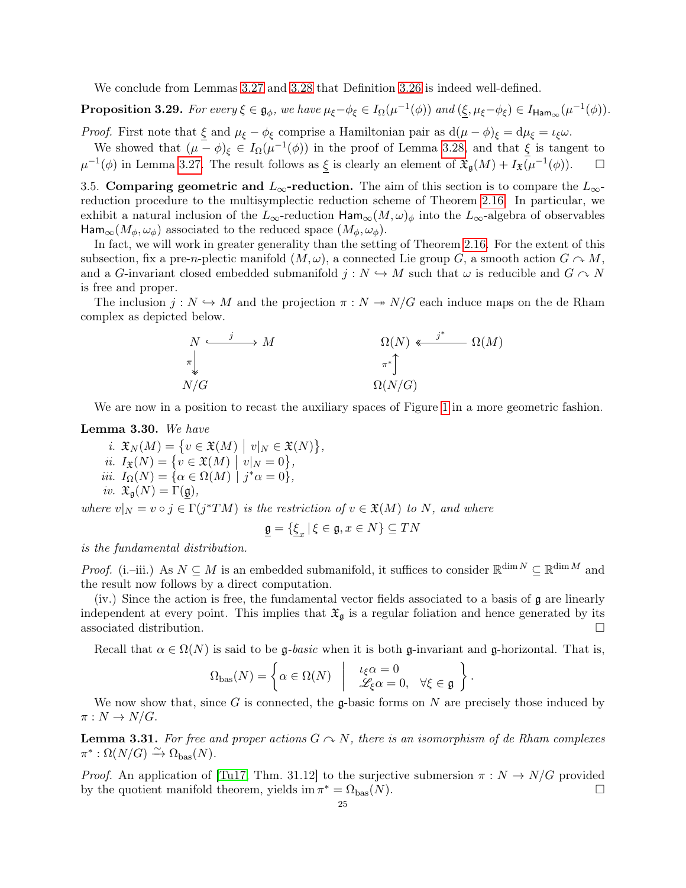We conclude from Lemmas 3.27 and 3.28 that Definition 3.26 is indeed well-defined.

**Proposition 3.29.** *For every $\xi \in \mathfrak{g}_\phi$, we have $\mu_\xi - \phi_\xi \in I_\Omega(\mu^{-1}(\phi))$ and $(\underline{\xi}, \mu_\xi - \phi_\xi) \in I_{\mathsf{Ham}_\infty}(\mu^{-1}(\phi))$.*

*Proof.* First note that $\underline{\xi}$ and $\mu_\xi - \phi_\xi$ comprise a Hamiltonian pair as $\mathrm{d}(\mu - \phi)_\xi = \mathrm{d}\mu_\xi = \iota_\xi \omega$.

We showed that $(\mu - \phi)_\xi \in I_\Omega(\mu^{-1}(\phi))$ in the proof of Lemma 3.28, and that $\underline{\xi}$ is tangent to $\mu^{-1}(\phi)$ in Lemma 3.27. The result follows as $\underline{\xi}$ is clearly an element of $\mathfrak{X}_\mathfrak{g}(M) + I_\mathfrak{X}(\mu^{-1}(\phi))$. $\square$

3.5. **Comparing geometric and $L_\infty$-reduction.** The aim of this section is to compare the $L_\infty$-reduction procedure to the multisymplectic reduction scheme of Theorem 2.16. In particular, we exhibit a natural inclusion of the $L_\infty$-reduction $\mathsf{Ham}_\infty(M,\omega)_\phi$ into the $L_\infty$-algebra of observables $\mathsf{Ham}_\infty(M_\phi, \omega_\phi)$ associated to the reduced space $(M_\phi, \omega_\phi)$.

In fact, we will work in greater generality than the setting of Theorem 2.16. For the extent of this subsection, fix a pre-$n$-plectic manifold $(M, \omega)$, a connected Lie group $G$, a smooth action $G \curvearrowright M$, and a $G$-invariant closed embedded submanifold $j : N \hookrightarrow M$ such that $\omega$ is reducible and $G \curvearrowright N$ is free and proper.

The inclusion $j : N \hookrightarrow M$ and the projection $\pi : N \twoheadrightarrow N/G$ each induce maps on the de Rham complex as depicted below.

$$
\begin{array}{ccc}
N & \xhookrightarrow{\ j\ } & M \\
{\scriptstyle \pi}\big\downarrow & & \\
N/G & &
\end{array}
\qquad\qquad
\begin{array}{ccc}
\Omega(N) & \xleftarrow{\ j^*\ } & \Omega(M) \\
{\scriptstyle \pi^*}\big\uparrow & & \\
\Omega(N/G) & &
\end{array}
$$

We are now in a position to recast the auxiliary spaces of Figure 1 in a more geometric fashion.

**Lemma 3.30.** *We have*

*i.* $\mathfrak{X}_N(M) = \{ v \in \mathfrak{X}(M) \mid v|_N \in \mathfrak{X}(N) \}$,

*ii.* $I_\mathfrak{X}(N) = \{ v \in \mathfrak{X}(M) \mid v|_N = 0 \}$,

*iii.* $I_\Omega(N) = \{ \alpha \in \Omega(M) \mid j^*\alpha = 0 \}$,

*iv.* $\mathfrak{X}_\mathfrak{g}(N) = \Gamma(\underline{\mathfrak{g}})$,

*where $v|_N = v \circ j \in \Gamma(j^*TM)$ is the restriction of $v \in \mathfrak{X}(M)$ to $N$, and where*

$$\underline{\mathfrak{g}} = \{ \underline{\xi}_x \mid \xi \in \mathfrak{g}, x \in N \} \subseteq TN$$

*is the fundamental distribution.*

*Proof.* (i.–iii.) As $N \subseteq M$ is an embedded submanifold, it suffices to consider $\mathbb{R}^{\dim N} \subseteq \mathbb{R}^{\dim M}$ and the result now follows by a direct computation.

(iv.) Since the action is free, the fundamental vector fields associated to a basis of $\mathfrak{g}$ are linearly independent at every point. This implies that $\mathfrak{X}_\mathfrak{g}$ is a regular foliation and hence generated by its associated distribution. $\square$

Recall that $\alpha \in \Omega(N)$ is said to be $\mathfrak{g}$-*basic* when it is both $\mathfrak{g}$-invariant and $\mathfrak{g}$-horizontal. That is,

$$\Omega_{\mathrm{bas}}(N) = \left\{ \alpha \in \Omega(N) \;\middle|\; \begin{array}{l} \iota_\xi \alpha = 0 \\ \mathscr{L}_\xi \alpha = 0, \quad \forall \xi \in \mathfrak{g} \end{array} \right\}.$$

We now show that, since $G$ is connected, the $\mathfrak{g}$-basic forms on $N$ are precisely those induced by $\pi : N \to N/G$.

**Lemma 3.31.** *For free and proper actions $G \curvearrowright N$, there is an isomorphism of de Rham complexes $\pi^* : \Omega(N/G) \xrightarrow{\sim} \Omega_{\mathrm{bas}}(N)$.*

*Proof.* An application of [Tu17, Thm. 31.12] to the surjective submersion $\pi : N \to N/G$ provided by the quotient manifold theorem, yields $\operatorname{im} \pi^* = \Omega_{\mathrm{bas}}(N)$. $\square$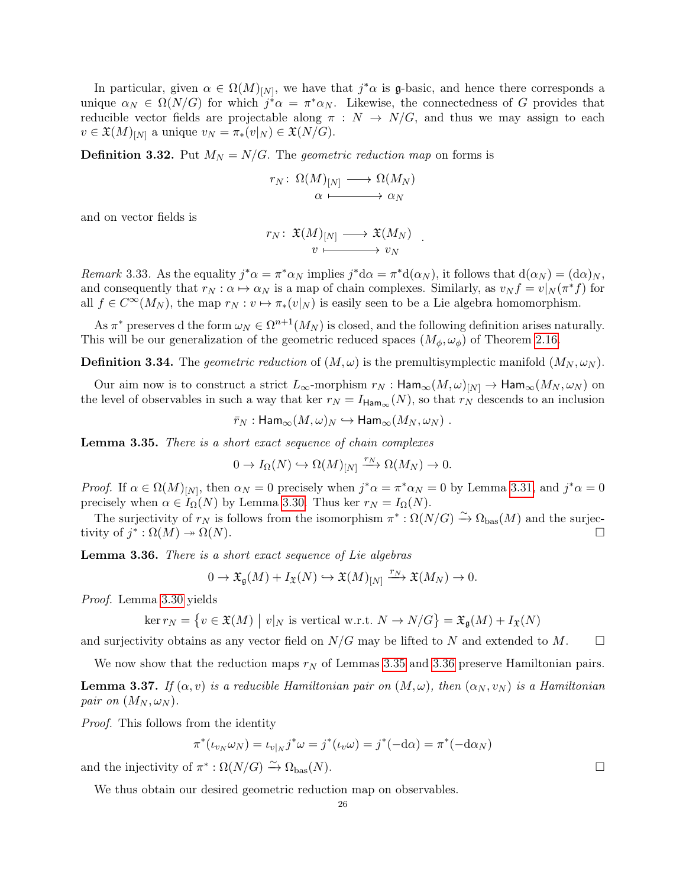In particular, given $\alpha \in \Omega(M)_{[N]}$, we have that $j^*\alpha$ is $\mathfrak{g}$-basic, and hence there corresponds a unique $\alpha_N \in \Omega(N/G)$ for which $j^*\alpha = \pi^*\alpha_N$. Likewise, the connectedness of $G$ provides that reducible vector fields are projectable along $\pi : N \to N/G$, and thus we may assign to each $v \in \mathfrak{X}(M)_{[N]}$ a unique $v_N = \pi_*(v|_N) \in \mathfrak{X}(N/G)$.

**Definition 3.32.** Put $M_N = N/G$. The *geometric reduction map* on forms is

$$
\begin{aligned}
r_N \colon\ \Omega(M)_{[N]} &\longrightarrow \Omega(M_N)\\
\alpha &\longmapsto \alpha_N
\end{aligned}
$$

and on vector fields is

$$
\begin{aligned}
r_N \colon\ \mathfrak{X}(M)_{[N]} &\longrightarrow \mathfrak{X}(M_N)\\
v &\longmapsto v_N
\end{aligned}
\ .
$$

*Remark* 3.33. As the equality $j^*\alpha = \pi^*\alpha_N$ implies $j^*\mathrm{d}\alpha = \pi^*\mathrm{d}(\alpha_N)$, it follows that $\mathrm{d}(\alpha_N) = (\mathrm{d}\alpha)_N$, and consequently that $r_N : \alpha \mapsto \alpha_N$ is a map of chain complexes. Similarly, as $v_N f = v|_N(\pi^* f)$ for all $f \in C^\infty(M_N)$, the map $r_N : v \mapsto \pi_*(v|_N)$ is easily seen to be a Lie algebra homomorphism.

As $\pi^*$ preserves d the form $\omega_N \in \Omega^{n+1}(M_N)$ is closed, and the following definition arises naturally. This will be our generalization of the geometric reduced spaces $(M_\phi, \omega_\phi)$ of Theorem 2.16.

**Definition 3.34.** The *geometric reduction* of $(M, \omega)$ is the premultisymplectic manifold $(M_N, \omega_N)$.

Our aim now is to construct a strict $L_\infty$-morphism $r_N : \mathsf{Ham}_\infty(M,\omega)_{[N]} \to \mathsf{Ham}_\infty(M_N, \omega_N)$ on the level of observables in such a way that $\ker r_N = I_{\mathsf{Ham}_\infty}(N)$, so that $r_N$ descends to an inclusion

$$
\bar{r}_N : \mathsf{Ham}_\infty(M,\omega)_N \hookrightarrow \mathsf{Ham}_\infty(M_N, \omega_N)\ .
$$

**Lemma 3.35.** *There is a short exact sequence of chain complexes*

$$
0 \to I_\Omega(N) \hookrightarrow \Omega(M)_{[N]} \xrightarrow{r_N} \Omega(M_N) \to 0.
$$

*Proof.* If $\alpha \in \Omega(M)_{[N]}$, then $\alpha_N = 0$ precisely when $j^*\alpha = \pi^*\alpha_N = 0$ by Lemma 3.31, and $j^*\alpha = 0$ precisely when $\alpha \in I_\Omega(N)$ by Lemma 3.30. Thus $\ker r_N = I_\Omega(N)$.

The surjectivity of $r_N$ is follows from the isomorphism $\pi^* : \Omega(N/G) \xrightarrow{\sim} \Omega_{\mathrm{bas}}(M)$ and the surjectivity of $j^* : \Omega(M) \twoheadrightarrow \Omega(N)$. □

**Lemma 3.36.** *There is a short exact sequence of Lie algebras*

$$
0 \to \mathfrak{X}_{\mathfrak{g}}(M) + I_{\mathfrak{X}}(N) \hookrightarrow \mathfrak{X}(M)_{[N]} \xrightarrow{r_N} \mathfrak{X}(M_N) \to 0.
$$

*Proof.* Lemma 3.30 yields

$$
\ker r_N = \left\{ v \in \mathfrak{X}(M) \;\middle|\; v|_N \text{ is vertical w.r.t. } N \to N/G \right\} = \mathfrak{X}_{\mathfrak{g}}(M) + I_{\mathfrak{X}}(N)
$$

and surjectivity obtains as any vector field on $N/G$ may be lifted to $N$ and extended to $M$. □

We now show that the reduction maps $r_N$ of Lemmas 3.35 and 3.36 preserve Hamiltonian pairs.

**Lemma 3.37.** *If $(\alpha, v)$ is a reducible Hamiltonian pair on $(M, \omega)$, then $(\alpha_N, v_N)$ is a Hamiltonian pair on $(M_N, \omega_N)$.*

*Proof.* This follows from the identity

$$
\pi^*(\iota_{v_N}\omega_N) = \iota_{v|_N} j^*\omega = j^*(\iota_v \omega) = j^*(-\mathrm{d}\alpha) = \pi^*(-\mathrm{d}\alpha_N)
$$

and the injectivity of $\pi^* : \Omega(N/G) \xrightarrow{\sim} \Omega_{\mathrm{bas}}(N)$. □

We thus obtain our desired geometric reduction map on observables.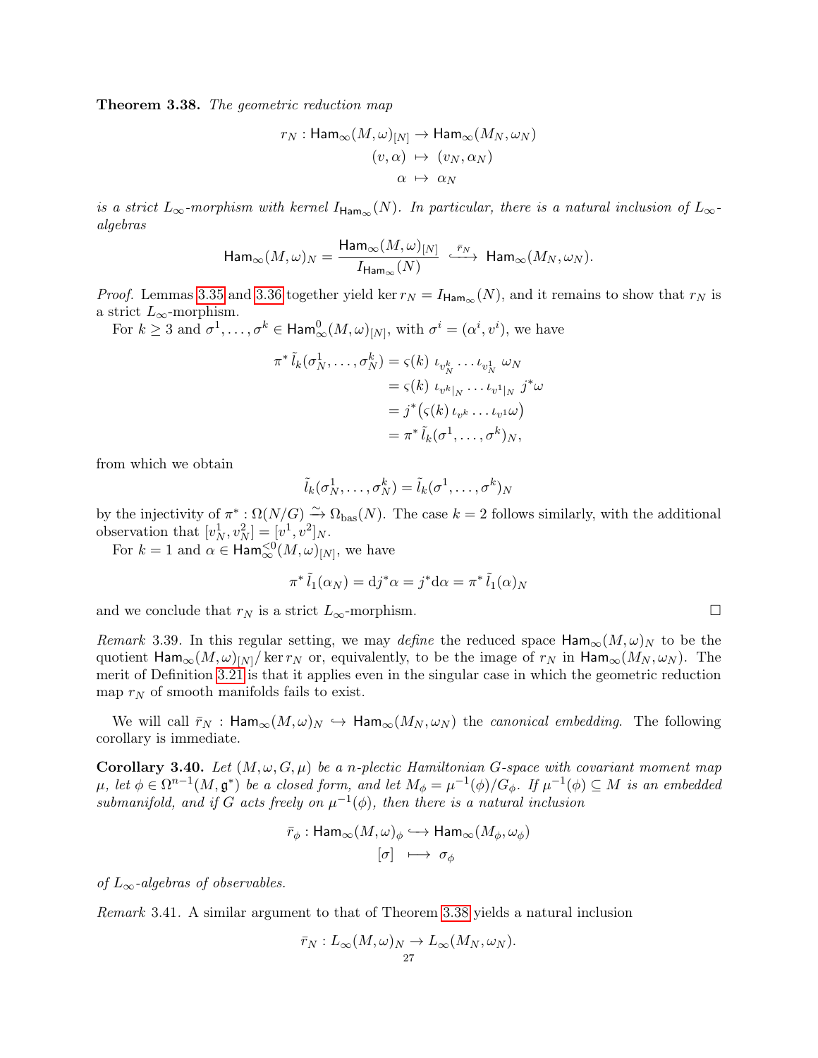**Theorem 3.38.** *The geometric reduction map*

$$\begin{aligned} r_N : \mathsf{Ham}_\infty(M,\omega)_{[N]} &\to \mathsf{Ham}_\infty(M_N,\omega_N) \\ (v,\alpha) &\mapsto (v_N,\alpha_N) \\ \alpha &\mapsto \alpha_N \end{aligned}$$

*is a strict $L_\infty$-morphism with kernel $I_{\mathsf{Ham}_\infty}(N)$. In particular, there is a natural inclusion of $L_\infty$-algebras*

$$\mathsf{Ham}_\infty(M,\omega)_N = \frac{\mathsf{Ham}_\infty(M,\omega)_{[N]}}{I_{\mathsf{Ham}_\infty}(N)} \xhookrightarrow{\bar{r}_N} \mathsf{Ham}_\infty(M_N,\omega_N).$$

*Proof.* Lemmas 3.35 and 3.36 together yield $\ker r_N = I_{\mathsf{Ham}_\infty}(N)$, and it remains to show that $r_N$ is a strict $L_\infty$-morphism.

For $k \geq 3$ and $\sigma^1,\ldots,\sigma^k \in \mathsf{Ham}^0_\infty(M,\omega)_{[N]}$, with $\sigma^i = (\alpha^i, v^i)$, we have

$$\begin{aligned} \pi^*\, \tilde{l}_k(\sigma^1_N,\ldots,\sigma^k_N) &= \varsigma(k)\ \iota_{v^k_N}\cdots\iota_{v^1_N}\ \omega_N \\ &= \varsigma(k)\ \iota_{v^k|_N}\cdots\iota_{v^1|_N}\ j^*\omega \\ &= j^*\big(\varsigma(k)\,\iota_{v^k}\cdots\iota_{v^1}\omega\big) \\ &= \pi^*\,\tilde{l}_k(\sigma^1,\ldots,\sigma^k)_N, \end{aligned}$$

from which we obtain

$$\tilde{l}_k(\sigma^1_N,\ldots,\sigma^k_N) = \tilde{l}_k(\sigma^1,\ldots,\sigma^k)_N$$

by the injectivity of $\pi^* : \Omega(N/G) \xrightarrow{\sim} \Omega_{\mathrm{bas}}(N)$. The case $k=2$ follows similarly, with the additional observation that $[v^1_N, v^2_N] = [v^1,v^2]_N$.

For $k=1$ and $\alpha \in \mathsf{Ham}^{<0}_\infty(M,\omega)_{[N]}$, we have

$$\pi^*\,\tilde{l}_1(\alpha_N) = \mathrm{d}j^*\alpha = j^*\mathrm{d}\alpha = \pi^*\,\tilde{l}_1(\alpha)_N$$

and we conclude that $r_N$ is a strict $L_\infty$-morphism. $\square$

*Remark* 3.39. In this regular setting, we may *define* the reduced space $\mathsf{Ham}_\infty(M,\omega)_N$ to be the quotient $\mathsf{Ham}_\infty(M,\omega)_{[N]}/\ker r_N$ or, equivalently, to be the image of $r_N$ in $\mathsf{Ham}_\infty(M_N,\omega_N)$. The merit of Definition 3.21 is that it applies even in the singular case in which the geometric reduction map $r_N$ of smooth manifolds fails to exist.

We will call $\bar{r}_N : \mathsf{Ham}_\infty(M,\omega)_N \hookrightarrow \mathsf{Ham}_\infty(M_N,\omega_N)$ the *canonical embedding*. The following corollary is immediate.

**Corollary 3.40.** *Let $(M,\omega,G,\mu)$ be a $n$-plectic Hamiltonian $G$-space with covariant moment map $\mu$, let $\phi \in \Omega^{n-1}(M,\mathfrak{g}^*)$ be a closed form, and let $M_\phi = \mu^{-1}(\phi)/G_\phi$. If $\mu^{-1}(\phi) \subseteq M$ is an embedded submanifold, and if $G$ acts freely on $\mu^{-1}(\phi)$, then there is a natural inclusion*

$$\begin{aligned} \bar{r}_\phi : \mathsf{Ham}_\infty(M,\omega)_\phi &\hookrightarrow \mathsf{Ham}_\infty(M_\phi,\omega_\phi) \\ [\sigma] &\longmapsto \sigma_\phi \end{aligned}$$

*of $L_\infty$-algebras of observables.*

*Remark* 3.41. A similar argument to that of Theorem 3.38 yields a natural inclusion

$$\bar{r}_N : L_\infty(M,\omega)_N \to L_\infty(M_N,\omega_N).$$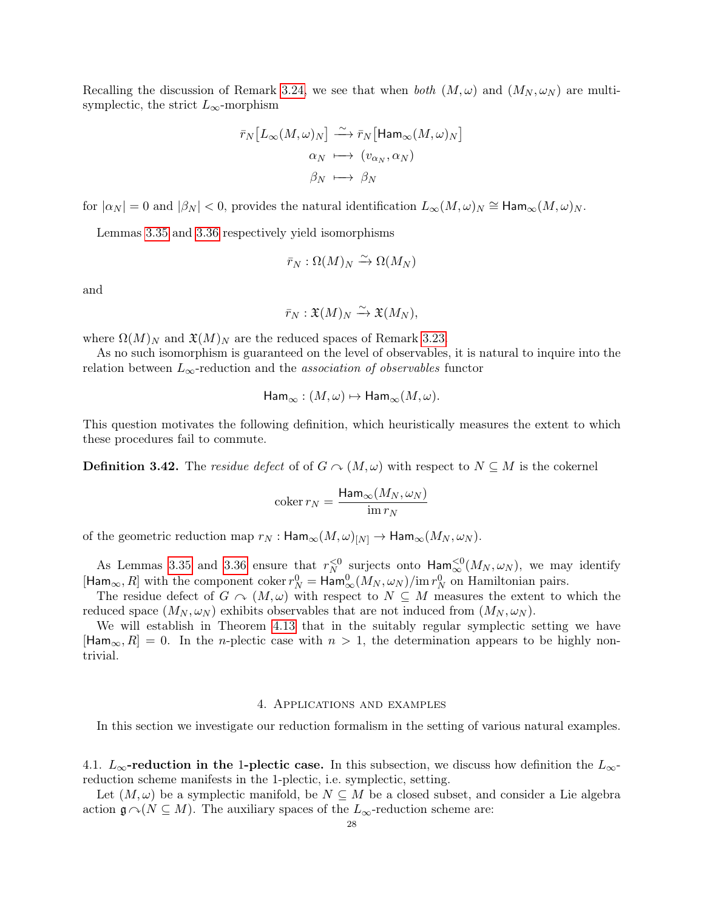Recalling the discussion of Remark 3.24, we see that when *both* $(M,\omega)$ and $(M_N,\omega_N)$ are multisymplectic, the strict $L_\infty$-morphism

$$\begin{aligned}
\bar{r}_N\big[L_\infty(M,\omega)_N\big] &\xrightarrow{\sim} \bar{r}_N\big[\mathsf{Ham}_\infty(M,\omega)_N\big]\\
\alpha_N &\longmapsto (v_{\alpha_N},\alpha_N)\\
\beta_N &\longmapsto \beta_N
\end{aligned}$$

for $|\alpha_N|=0$ and $|\beta_N|<0$, provides the natural identification $L_\infty(M,\omega)_N \cong \mathsf{Ham}_\infty(M,\omega)_N$.

Lemmas 3.35 and 3.36 respectively yield isomorphisms

$$\bar{r}_N : \Omega(M)_N \xrightarrow{\sim} \Omega(M_N)$$

and

$$\bar{r}_N : \mathfrak{X}(M)_N \xrightarrow{\sim} \mathfrak{X}(M_N),$$

where $\Omega(M)_N$ and $\mathfrak{X}(M)_N$ are the reduced spaces of Remark 3.23.

As no such isomorphism is guaranteed on the level of observables, it is natural to inquire into the relation between $L_\infty$-reduction and the *association of observables* functor

$$\mathsf{Ham}_\infty : (M,\omega) \mapsto \mathsf{Ham}_\infty(M,\omega).$$

This question motivates the following definition, which heuristically measures the extent to which these procedures fail to commute.

**Definition 3.42.** The *residue defect* of of $G \curvearrowright (M,\omega)$ with respect to $N \subseteq M$ is the cokernel

$$\operatorname{coker} r_N = \frac{\mathsf{Ham}_\infty(M_N,\omega_N)}{\operatorname{im} r_N}$$

of the geometric reduction map $r_N : \mathsf{Ham}_\infty(M,\omega)_{[N]} \to \mathsf{Ham}_\infty(M_N,\omega_N)$.

As Lemmas 3.35 and 3.36 ensure that $r_N^{<0}$ surjects onto $\mathsf{Ham}_\infty^{<0}(M_N,\omega_N)$, we may identify $[\mathsf{Ham}_\infty, R]$ with the component $\operatorname{coker} r_N^0 = \mathsf{Ham}_\infty^0(M_N,\omega_N)/\operatorname{im} r_N^0$ on Hamiltonian pairs.

The residue defect of $G \curvearrowright (M,\omega)$ with respect to $N \subseteq M$ measures the extent to which the reduced space $(M_N,\omega_N)$ exhibits observables that are not induced from $(M_N,\omega_N)$.

We will establish in Theorem 4.13 that in the suitably regular symplectic setting we have $[\mathsf{Ham}_\infty, R] = 0$. In the $n$-plectic case with $n>1$, the determination appears to be highly nontrivial.

## 4. Applications and examples

In this section we investigate our reduction formalism in the setting of various natural examples.

**4.1. $L_\infty$-reduction in the 1-plectic case.** In this subsection, we discuss how definition the $L_\infty$-reduction scheme manifests in the 1-plectic, i.e. symplectic, setting.

Let $(M,\omega)$ be a symplectic manifold, be $N \subseteq M$ be a closed subset, and consider a Lie algebra action $\mathfrak{g} \curvearrowright (N \subseteq M)$. The auxiliary spaces of the $L_\infty$-reduction scheme are: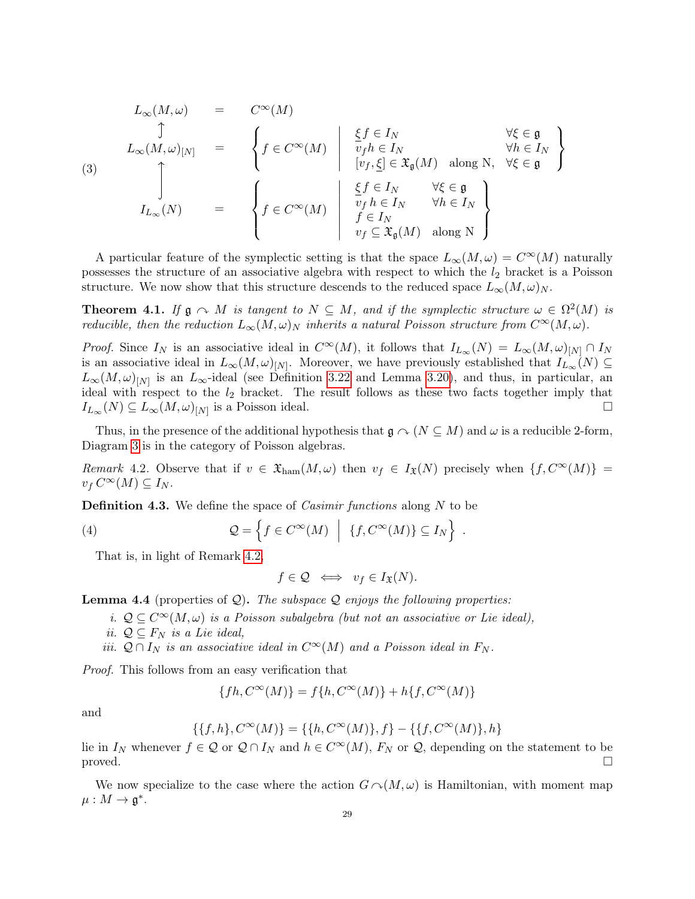$$
\begin{array}{ccl}
L_\infty(M,\omega) & = & C^\infty(M) \\
\big\uparrow & & \\
L_\infty(M,\omega)_{[N]} & = & \left\{ f \in C^\infty(M) \;\middle|\; \begin{array}{ll} \underline{\xi} f \in I_N & \forall \xi \in \mathfrak{g} \\ v_f h \in I_N & \forall h \in I_N \\ [v_f, \underline{\xi}] \in \mathfrak{X}_{\mathfrak{g}}(M) \quad \text{along N}, & \forall \xi \in \mathfrak{g} \end{array} \right\} \\
\big\uparrow & & \\
I_{L_\infty}(N) & = & \left\{ f \in C^\infty(M) \;\middle|\; \begin{array}{ll} \underline{\xi} f \in I_N & \forall \xi \in \mathfrak{g} \\ v_f\, h \in I_N & \forall h \in I_N \\ f \in I_N & \\ v_f \subseteq \mathfrak{X}_{\mathfrak{g}}(M) \quad \text{along N} & \end{array} \right\}
\end{array}
\tag{3}
$$

A particular feature of the symplectic setting is that the space $L_\infty(M,\omega) = C^\infty(M)$ naturally possesses the structure of an associative algebra with respect to which the $l_2$ bracket is a Poisson structure. We now show that this structure descends to the reduced space $L_\infty(M,\omega)_N$.

**Theorem 4.1.** *If $\mathfrak{g} \curvearrowright M$ is tangent to $N \subseteq M$, and if the symplectic structure $\omega \in \Omega^2(M)$ is reducible, then the reduction $L_\infty(M,\omega)_N$ inherits a natural Poisson structure from $C^\infty(M,\omega)$.*

*Proof.* Since $I_N$ is an associative ideal in $C^\infty(M)$, it follows that $I_{L_\infty}(N) = L_\infty(M,\omega)_{[N]} \cap I_N$ is an associative ideal in $L_\infty(M,\omega)_{[N]}$. Moreover, we have previously established that $I_{L_\infty}(N) \subseteq L_\infty(M,\omega)_{[N]}$ is an $L_\infty$-ideal (see Definition 3.22 and Lemma 3.20), and thus, in particular, an ideal with respect to the $l_2$ bracket. The result follows as these two facts together imply that $I_{L_\infty}(N) \subseteq L_\infty(M,\omega)_{[N]}$ is a Poisson ideal. □

Thus, in the presence of the additional hypothesis that $\mathfrak{g} \curvearrowright (N \subseteq M)$ and $\omega$ is a reducible 2-form, Diagram 3 is in the category of Poisson algebras.

*Remark* 4.2. Observe that if $v \in \mathfrak{X}_{\mathrm{ham}}(M,\omega)$ then $v_f \in I_{\mathfrak{X}}(N)$ precisely when $\{f, C^\infty(M)\} = v_f\, C^\infty(M) \subseteq I_N$.

**Definition 4.3.** We define the space of *Casimir functions* along $N$ to be

$$
\mathcal{Q} = \left\{ f \in C^\infty(M) \;\middle|\; \{f, C^\infty(M)\} \subseteq I_N \right\} . \tag{4}
$$

That is, in light of Remark 4.2,

$$
f \in \mathcal{Q} \iff v_f \in I_{\mathfrak{X}}(N).
$$

**Lemma 4.4** (properties of $\mathcal{Q}$)**.** *The subspace $\mathcal{Q}$ enjoys the following properties:*

*i. $\mathcal{Q} \subseteq C^\infty(M,\omega)$ is a Poisson subalgebra (but not an associative or Lie ideal),*

*ii. $\mathcal{Q} \subseteq F_N$ is a Lie ideal,*

*iii. $\mathcal{Q} \cap I_N$ is an associative ideal in $C^\infty(M)$ and a Poisson ideal in $F_N$.*

*Proof.* This follows from an easy verification that

$$
\{fh, C^\infty(M)\} = f\{h, C^\infty(M)\} + h\{f, C^\infty(M)\}
$$

and

$$
\{\{f,h\}, C^\infty(M)\} = \{\{h, C^\infty(M)\}, f\} - \{\{f, C^\infty(M)\}, h\}
$$

lie in $I_N$ whenever $f \in \mathcal{Q}$ or $\mathcal{Q} \cap I_N$ and $h \in C^\infty(M)$, $F_N$ or $\mathcal{Q}$, depending on the statement to be proved. □

We now specialize to the case where the action $G \curvearrowright (M,\omega)$ is Hamiltonian, with moment map $\mu : M \to \mathfrak{g}^*$.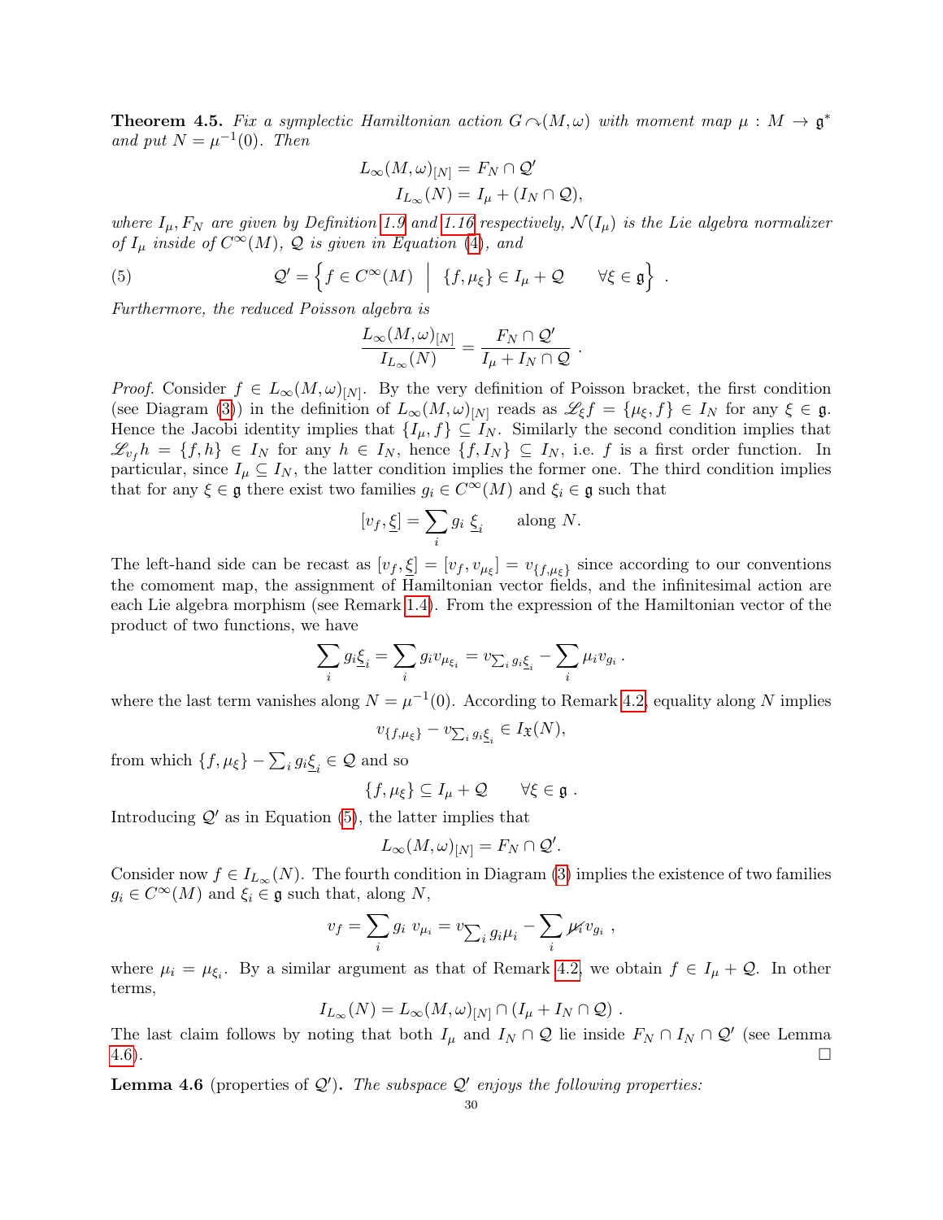**Theorem 4.5.** *Fix a symplectic Hamiltonian action $G \curvearrowright (M,\omega)$ with moment map $\mu : M \to \mathfrak{g}^*$ and put $N = \mu^{-1}(0)$. Then*

$$L_\infty(M,\omega)_{[N]} = F_N \cap \mathcal{Q}'$$
$$I_{L_\infty}(N) = I_\mu + (I_N \cap \mathcal{Q}),$$

*where $I_\mu, F_N$ are given by Definition 1.9 and 1.16 respectively, $\mathcal{N}(I_\mu)$ is the Lie algebra normalizer of $I_\mu$ inside of $C^\infty(M)$, $\mathcal{Q}$ is given in Equation (4), and*

$$\mathcal{Q}' = \left\{ f \in C^\infty(M) \;\middle|\; \{f, \mu_\xi\} \in I_\mu + \mathcal{Q} \qquad \forall \xi \in \mathfrak{g} \right\} . \tag{5}$$

*Furthermore, the reduced Poisson algebra is*

$$\frac{L_\infty(M,\omega)_{[N]}}{I_{L_\infty}(N)} = \frac{F_N \cap \mathcal{Q}'}{I_\mu + I_N \cap \mathcal{Q}} .$$

*Proof.* Consider $f \in L_\infty(M,\omega)_{[N]}$. By the very definition of Poisson bracket, the first condition (see Diagram (3)) in the definition of $L_\infty(M,\omega)_{[N]}$ reads as $\mathscr{L}_\xi f = \{\mu_\xi, f\} \in I_N$ for any $\xi \in \mathfrak{g}$. Hence the Jacobi identity implies that $\{I_\mu, f\} \subseteq I_N$. Similarly the second condition implies that $\mathscr{L}_{v_f} h = \{f,h\} \in I_N$ for any $h \in I_N$, hence $\{f, I_N\} \subseteq I_N$, i.e. $f$ is a first order function. In particular, since $I_\mu \subseteq I_N$, the latter condition implies the former one. The third condition implies that for any $\xi \in \mathfrak{g}$ there exist two families $g_i \in C^\infty(M)$ and $\xi_i \in \mathfrak{g}$ such that

$$[v_f, \underline{\xi}] = \sum_i g_i \, \underline{\xi_i} \qquad \text{along } N.$$

The left-hand side can be recast as $[v_f, \underline{\xi}] = [v_f, v_{\mu_\xi}] = v_{\{f,\mu_\xi\}}$ since according to our conventions the comoment map, the assignment of Hamiltonian vector fields, and the infinitesimal action are each Lie algebra morphism (see Remark 1.4). From the expression of the Hamiltonian vector of the product of two functions, we have

$$\sum_i g_i \underline{\xi_i} = \sum_i g_i v_{\mu_{\xi_i}} = v_{\sum_i g_i \underline{\xi_i}} - \sum_i \mu_i v_{g_i} .$$

where the last term vanishes along $N = \mu^{-1}(0)$. According to Remark 4.2, equality along $N$ implies

$$v_{\{f,\mu_\xi\}} - v_{\sum_i g_i \underline{\xi_i}} \in I_{\mathfrak{X}}(N),$$

from which $\{f, \mu_\xi\} - \sum_i g_i \underline{\xi_i} \in \mathcal{Q}$ and so

$$\{f, \mu_\xi\} \subseteq I_\mu + \mathcal{Q} \qquad \forall \xi \in \mathfrak{g} .$$

Introducing $\mathcal{Q}'$ as in Equation (5), the latter implies that

$$L_\infty(M,\omega)_{[N]} = F_N \cap \mathcal{Q}'.$$

Consider now $f \in I_{L_\infty}(N)$. The fourth condition in Diagram (3) implies the existence of two families $g_i \in C^\infty(M)$ and $\xi_i \in \mathfrak{g}$ such that, along $N$,

$$v_f = \sum_i g_i \; v_{\mu_i} = v_{\sum_i g_i \mu_i} - \sum_i \cancel{\mu_i} v_{g_i} ,$$

where $\mu_i = \mu_{\xi_i}$. By a similar argument as that of Remark 4.2, we obtain $f \in I_\mu + \mathcal{Q}$. In other terms,

$$I_{L_\infty}(N) = L_\infty(M,\omega)_{[N]} \cap (I_\mu + I_N \cap \mathcal{Q}) .$$

The last claim follows by noting that both $I_\mu$ and $I_N \cap \mathcal{Q}$ lie inside $F_N \cap I_N \cap \mathcal{Q}'$ (see Lemma 4.6). $\square$

**Lemma 4.6** (properties of $\mathcal{Q}'$)**.** *The subspace $\mathcal{Q}'$ enjoys the following properties:*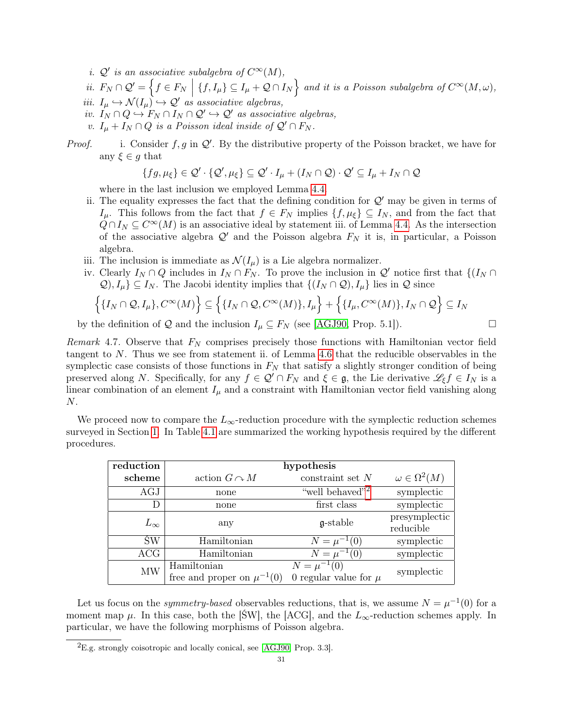*i.* $\mathcal{Q}'$ *is an associative subalgebra of* $C^\infty(M)$,

*ii.* $F_N \cap \mathcal{Q}' = \left\{ f \in F_N \;\middle|\; \{f, I_\mu\} \subseteq I_\mu + \mathcal{Q} \cap I_N \right\}$ *and it is a Poisson subalgebra of* $C^\infty(M,\omega)$,

*iii.* $I_\mu \hookrightarrow \mathcal{N}(I_\mu) \hookrightarrow \mathcal{Q}'$ *as associative algebras,*

*iv.* $I_N \cap Q \hookrightarrow F_N \cap I_N \cap \mathcal{Q}' \hookrightarrow \mathcal{Q}'$ *as associative algebras,*

*v.* $I_\mu + I_N \cap Q$ *is a Poisson ideal inside of* $\mathcal{Q}' \cap F_N$.

*Proof.*

i. Consider $f, g$ in $\mathcal{Q}'$. By the distributive property of the Poisson bracket, we have for any $\xi \in g$ that

$$\{fg, \mu_\xi\} \in \mathcal{Q}' \cdot \{\mathcal{Q}', \mu_\xi\} \subseteq \mathcal{Q}' \cdot I_\mu + (I_N \cap \mathcal{Q}) \cdot \mathcal{Q}' \subseteq I_\mu + I_N \cap \mathcal{Q}$$

where in the last inclusion we employed Lemma 4.4.

ii. The equality expresses the fact that the defining condition for $\mathcal{Q}'$ may be given in terms of $I_\mu$. This follows from the fact that $f \in F_N$ implies $\{f, \mu_\xi\} \subseteq I_N$, and from the fact that $Q \cap I_N \subseteq C^\infty(M)$ is an associative ideal by statement iii. of Lemma 4.4. As the intersection of the associative algebra $\mathcal{Q}'$ and the Poisson algebra $F_N$ it is, in particular, a Poisson algebra.

iii. The inclusion is immediate as $\mathcal{N}(I_\mu)$ is a Lie algebra normalizer.

iv. Clearly $I_N \cap Q$ includes in $I_N \cap F_N$. To prove the inclusion in $\mathcal{Q}'$ notice first that $\{(I_N \cap \mathcal{Q}), I_\mu\} \subseteq I_N$. The Jacobi identity implies that $\{(I_N \cap \mathcal{Q}), I_\mu\}$ lies in $\mathcal{Q}$ since

$$\Big\{\{I_N \cap \mathcal{Q}, I_\mu\}, C^\infty(M)\Big\} \subseteq \Big\{\{I_N \cap \mathcal{Q}, C^\infty(M)\}, I_\mu\Big\} + \Big\{\{I_\mu, C^\infty(M)\}, I_N \cap \mathcal{Q}\Big\} \subseteq I_N$$

by the definition of $\mathcal{Q}$ and the inclusion $I_\mu \subseteq F_N$ (see [AGJ90, Prop. 5.1]). □

*Remark* 4.7. Observe that $F_N$ comprises precisely those functions with Hamiltonian vector field tangent to $N$. Thus we see from statement ii. of Lemma 4.6 that the reducible observables in the symplectic case consists of those functions in $F_N$ that satisfy a slightly stronger condition of being preserved along $N$. Specifically, for any $f \in \mathcal{Q}' \cap F_N$ and $\xi \in \mathfrak{g}$, the Lie derivative $\mathscr{L}_\xi f \in I_N$ is a linear combination of an element $I_\mu$ and a constraint with Hamiltonian vector field vanishing along $N$.

We proceed now to compare the $L_\infty$-reduction procedure with the symplectic reduction schemes surveyed in Section 1. In Table 4.1 are summarized the working hypothesis required by the different procedures.

| **reduction scheme** | **hypothesis** | | |
|---|---|---|---|
| | action $G \curvearrowright M$ | constraint set $N$ | $\omega \in \Omega^2(M)$ |
| AGJ | none | "well behaved"[2] | symplectic |
| D | none | first class | symplectic |
| $L_\infty$ | any | $\mathfrak{g}$-stable | presymplectic reducible |
| ŚW | Hamiltonian | $N = \mu^{-1}(0)$ | symplectic |
| ACG | Hamiltonian | $N = \mu^{-1}(0)$ | symplectic |
| MW | Hamiltonian free and proper on $\mu^{-1}(0)$ | $N = \mu^{-1}(0)$ 0 regular value for $\mu$ | symplectic |

Let us focus on the *symmetry-based* observables reductions, that is, we assume $N = \mu^{-1}(0)$ for a moment map $\mu$. In this case, both the [ŚW], the [ACG], and the $L_\infty$-reduction schemes apply. In particular, we have the following morphisms of Poisson algebra.

[2] E.g. strongly coisotropic and locally conical, see [AGJ90, Prop. 3.3].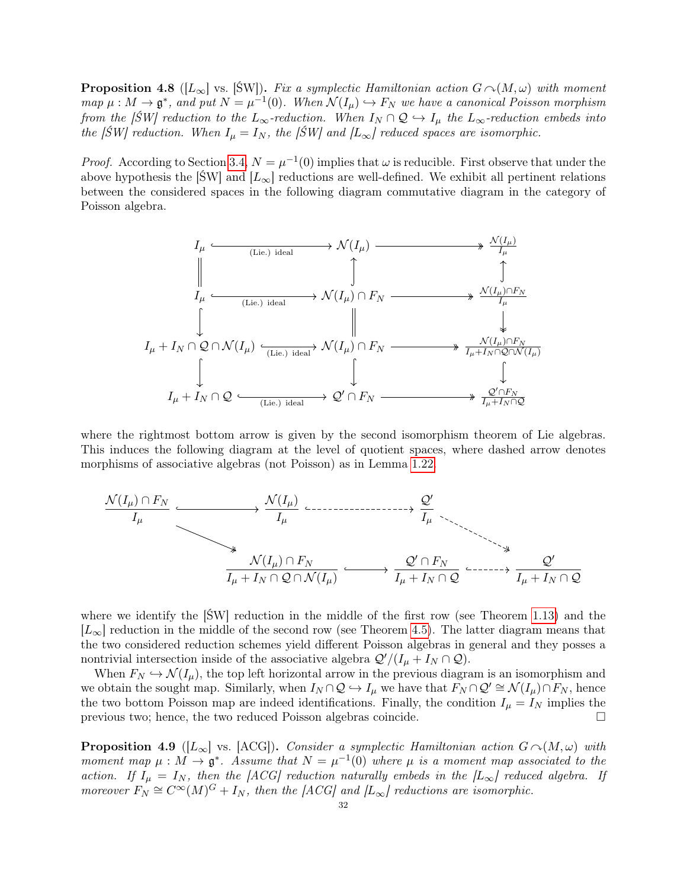**Proposition 4.8** ([$L_\infty$] vs. [ŚW])**.** *Fix a symplectic Hamiltonian action $G \curvearrowright (M,\omega)$ with moment map $\mu : M \to \mathfrak{g}^*$, and put $N = \mu^{-1}(0)$. When $\mathcal{N}(I_\mu) \hookrightarrow F_N$ we have a canonical Poisson morphism from the [ŚW] reduction to the $L_\infty$-reduction. When $I_N \cap \mathcal{Q} \hookrightarrow I_\mu$ the $L_\infty$-reduction embeds into the [ŚW] reduction. When $I_\mu = I_N$, the [ŚW] and [$L_\infty$] reduced spaces are isomorphic.*

*Proof.* According to Section 3.4, $N = \mu^{-1}(0)$ implies that $\omega$ is reducible. First observe that under the above hypothesis the [ŚW] and [$L_\infty$] reductions are well-defined. We exhibit all pertinent relations between the considered spaces in the following diagram commutative diagram in the category of Poisson algebra.

$$
\begin{array}{ccccc}
I_\mu & \xhookrightarrow{\text{(Lie.) ideal}} & \mathcal{N}(I_\mu) & \twoheadrightarrow & \frac{\mathcal{N}(I_\mu)}{I_\mu} \\
\| & & \uparrow & & \uparrow \\
I_\mu & \xhookrightarrow{\text{(Lie.) ideal}} & \mathcal{N}(I_\mu) \cap F_N & \twoheadrightarrow & \frac{\mathcal{N}(I_\mu)\cap F_N}{I_\mu} \\
\downarrow & & \| & & \downarrow \\
I_\mu + I_N \cap \mathcal{Q} \cap \mathcal{N}(I_\mu) & \xhookrightarrow{\text{(Lie.) ideal}} & \mathcal{N}(I_\mu) \cap F_N & \twoheadrightarrow & \frac{\mathcal{N}(I_\mu)\cap F_N}{I_\mu + I_N \cap \mathcal{Q} \cap \mathcal{N}(I_\mu)} \\
\downarrow & & \downarrow & & \downarrow \\
I_\mu + I_N \cap \mathcal{Q} & \xhookrightarrow{\text{(Lie.) ideal}} & \mathcal{Q}' \cap F_N & \twoheadrightarrow & \frac{\mathcal{Q}'\cap F_N}{I_\mu + I_N \cap \mathcal{Q}}
\end{array}
$$

where the rightmost bottom arrow is given by the second isomorphism theorem of Lie algebras. This induces the following diagram at the level of quotient spaces, where dashed arrow denotes morphisms of associative algebras (not Poisson) as in Lemma 1.22.

$$
\begin{array}{ccccc}
\frac{\mathcal{N}(I_\mu)\cap F_N}{I_\mu} & \hookrightarrow & \frac{\mathcal{N}(I_\mu)}{I_\mu} & \dashrightarrow & \frac{\mathcal{Q}'}{I_\mu} \\
& \searrow & & & \searrow \\
& & \frac{\mathcal{N}(I_\mu)\cap F_N}{I_\mu + I_N\cap\mathcal{Q}\cap\mathcal{N}(I_\mu)} \hookrightarrow \frac{\mathcal{Q}'\cap F_N}{I_\mu + I_N \cap \mathcal{Q}} & \dashrightarrow & \frac{\mathcal{Q}'}{I_\mu + I_N\cap\mathcal{Q}}
\end{array}
$$

where we identify the [ŚW] reduction in the middle of the first row (see Theorem 1.13) and the [$L_\infty$] reduction in the middle of the second row (see Theorem 4.5). The latter diagram means that the two considered reduction schemes yield different Poisson algebras in general and they posses a nontrivial intersection inside of the associative algebra $\mathcal{Q}'/(I_\mu + I_N \cap \mathcal{Q})$.

When $F_N \hookrightarrow \mathcal{N}(I_\mu)$, the top left horizontal arrow in the previous diagram is an isomorphism and we obtain the sought map. Similarly, when $I_N \cap \mathcal{Q} \hookrightarrow I_\mu$ we have that $F_N \cap \mathcal{Q}' \cong \mathcal{N}(I_\mu) \cap F_N$, hence the two bottom Poisson map are indeed identifications. Finally, the condition $I_\mu = I_N$ implies the previous two; hence, the two reduced Poisson algebras coincide. □

**Proposition 4.9** ([$L_\infty$] vs. [ACG])**.** *Consider a symplectic Hamiltonian action $G \curvearrowright (M,\omega)$ with moment map $\mu : M \to \mathfrak{g}^*$. Assume that $N = \mu^{-1}(0)$ where $\mu$ is a moment map associated to the action. If $I_\mu = I_N$, then the [ACG] reduction naturally embeds in the [$L_\infty$] reduced algebra. If moreover $F_N \cong C^\infty(M)^G + I_N$, then the [ACG] and [$L_\infty$] reductions are isomorphic.*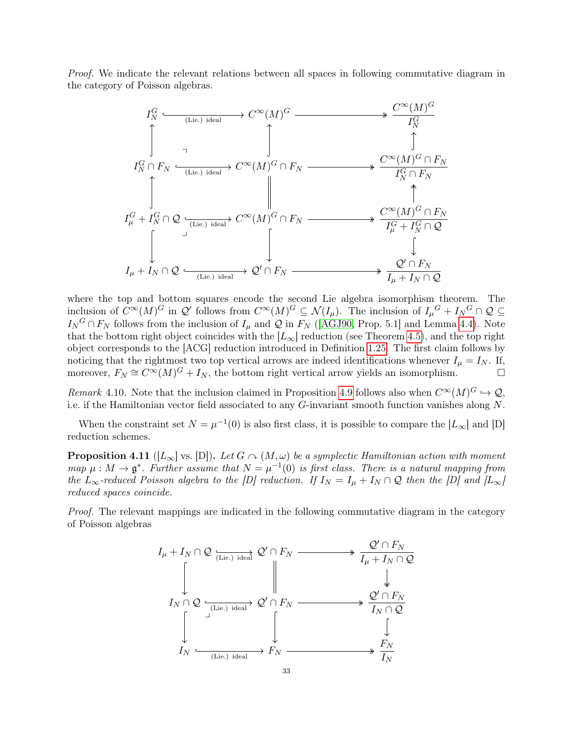*Proof.* We indicate the relevant relations between all spaces in following commutative diagram in the category of Poisson algebras.

$$
\begin{array}{ccccc}
I_N^G & \xhookrightarrow[\text{(Lie.) ideal}]{} & C^\infty(M)^G & \twoheadrightarrow & \dfrac{C^\infty(M)^G}{I_N^G} \\
\uparrow & & \uparrow & & \uparrow \\
I_N^G \cap F_N & \xhookrightarrow[\text{(Lie.) ideal}]{} & C^\infty(M)^G \cap F_N & \twoheadrightarrow & \dfrac{C^\infty(M)^G \cap F_N}{I_N^G \cap F_N} \\
\uparrow & & \| & & \uparrow \\
I_\mu^G + I_N^G \cap \mathcal{Q} & \xhookrightarrow[\text{(Lie.) ideal}]{} & C^\infty(M)^G \cap F_N & \twoheadrightarrow & \dfrac{C^\infty(M)^G \cap F_N}{I_\mu^G + I_N^G \cap \mathcal{Q}} \\
\downarrow & & \downarrow & & \downarrow \\
I_\mu + I_N \cap \mathcal{Q} & \xhookrightarrow[\text{(Lie.) ideal}]{} & \mathcal{Q}' \cap F_N & \twoheadrightarrow & \dfrac{\mathcal{Q}' \cap F_N}{I_\mu + I_N \cap \mathcal{Q}}
\end{array}
$$

where the top and bottom squares encode the second Lie algebra isomorphism theorem. The inclusion of $C^\infty(M)^G$ in $\mathcal{Q}'$ follows from $C^\infty(M)^G \subseteq \mathcal{N}(I_\mu)$. The inclusion of ${I_\mu}^G + {I_N}^G \cap \mathcal{Q} \subseteq {I_N}^G \cap F_N$ follows from the inclusion of $I_\mu$ and $\mathcal{Q}$ in $F_N$ ([AGJ90, Prop. 5.1] and Lemma 4.4). Note that the bottom right object coincides with the $[L_\infty]$ reduction (see Theorem 4.5), and the top right object corresponds to the [ACG] reduction introduced in Definition 1.25. The first claim follows by noticing that the rightmost two top vertical arrows are indeed identifications whenever $I_\mu = I_N$. If, moreover, $F_N \cong C^\infty(M)^G + I_N$, the bottom right vertical arrow yields an isomorphism. □

*Remark* 4.10. Note that the inclusion claimed in Proposition 4.9 follows also when $C^\infty(M)^G \hookrightarrow \mathcal{Q}$, i.e. if the Hamiltonian vector field associated to any $G$-invariant smooth function vanishes along $N$.

When the constraint set $N = \mu^{-1}(0)$ is also first class, it is possible to compare the $[L_\infty]$ and [D] reduction schemes.

**Proposition 4.11** ($[L_\infty]$ vs. [D])**.** *Let $G \curvearrowright (M, \omega)$ be a symplectic Hamiltonian action with moment map $\mu : M \to \mathfrak{g}^*$. Further assume that $N = \mu^{-1}(0)$ is first class. There is a natural mapping from the $L_\infty$-reduced Poisson algebra to the [D] reduction. If $I_N = I_\mu + I_N \cap \mathcal{Q}$ then the [D] and $[L_\infty]$ reduced spaces coincide.*

*Proof.* The relevant mappings are indicated in the following commutative diagram in the category of Poisson algebras

$$
\begin{array}{ccccc}
I_\mu + I_N \cap \mathcal{Q} & \xhookrightarrow[\text{(Lie.) ideal}]{} & \mathcal{Q}' \cap F_N & \twoheadrightarrow & \dfrac{\mathcal{Q}' \cap F_N}{I_\mu + I_N \cap \mathcal{Q}} \\
\downarrow & & \| & & \downarrow \\
I_N \cap \mathcal{Q} & \xhookrightarrow[\text{(Lie.) ideal}]{} & \mathcal{Q}' \cap F_N & \twoheadrightarrow & \dfrac{\mathcal{Q}' \cap F_N}{I_N \cap \mathcal{Q}} \\
\downarrow & & \downarrow & & \downarrow \\
I_N & \xhookrightarrow[\text{(Lie.) ideal}]{} & F_N & \twoheadrightarrow & \dfrac{F_N}{I_N}
\end{array}
$$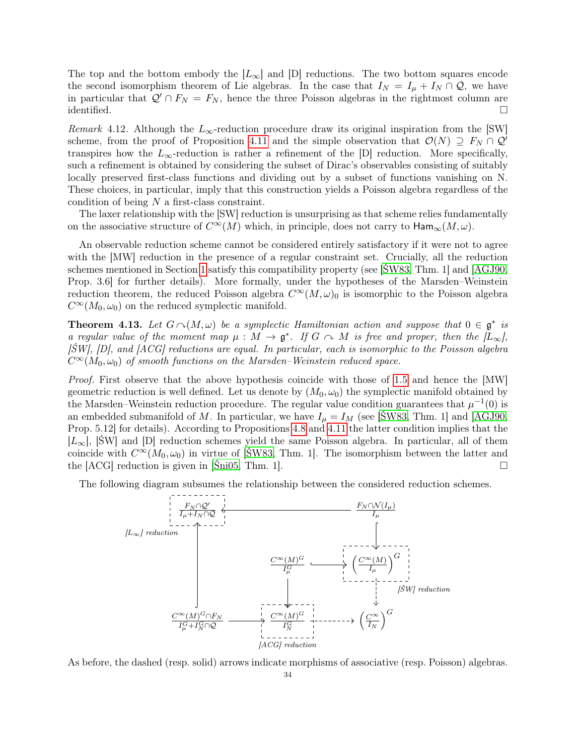The top and the bottom embody the [$L_\infty$] and [D] reductions. The two bottom squares encode the second isomorphism theorem of Lie algebras. In the case that $I_N = I_\mu + I_N \cap \mathcal{Q}$, we have in particular that $\mathcal{Q}' \cap F_N = F_N$, hence the three Poisson algebras in the rightmost column are identified. □

*Remark* 4.12. Although the $L_\infty$-reduction procedure draw its original inspiration from the [SW] scheme, from the proof of Proposition 4.11 and the simple observation that $\mathcal{O}(N) \supseteq F_N \cap \mathcal{Q}'$ transpires how the $L_\infty$-reduction is rather a refinement of the [D] reduction. More specifically, such a refinement is obtained by considering the subset of Dirac's observables consisting of suitably locally preserved first-class functions and dividing out by a subset of functions vanishing on N. These choices, in particular, imply that this construction yields a Poisson algebra regardless of the condition of being $N$ a first-class constraint.

The laxer relationship with the [SW] reduction is unsurprising as that scheme relies fundamentally on the associative structure of $C^\infty(M)$ which, in principle, does not carry to $\mathsf{Ham}_\infty(M,\omega)$.

An observable reduction scheme cannot be considered entirely satisfactory if it were not to agree with the [MW] reduction in the presence of a regular constraint set. Crucially, all the reduction schemes mentioned in Section 1 satisfy this compatibility property (see [ŚW83, Thm. 1] and [AGJ90, Prop. 3.6] for further details). More formally, under the hypotheses of the Marsden–Weinstein reduction theorem, the reduced Poisson algebra $C^\infty(M,\omega)_0$ is isomorphic to the Poisson algebra $C^\infty(M_0,\omega_0)$ on the reduced symplectic manifold.

**Theorem 4.13.** *Let $G \curvearrowright (M,\omega)$ be a symplectic Hamiltonian action and suppose that $0 \in \mathfrak{g}^*$ is a regular value of the moment map $\mu : M \to \mathfrak{g}^*$. If $G \curvearrowright M$ is free and proper, then the [$L_\infty$], [ŚW], [D], and [ACG] reductions are equal. In particular, each is isomorphic to the Poisson algebra $C^\infty(M_0,\omega_0)$ of smooth functions on the Marsden–Weinstein reduced space.*

*Proof.* First observe that the above hypothesis coincide with those of 1.5 and hence the [MW] geometric reduction is well defined. Let us denote by $(M_0,\omega_0)$ the symplectic manifold obtained by the Marsden–Weinstein reduction procedure. The regular value condition guarantees that $\mu^{-1}(0)$ is an embedded submanifold of $M$. In particular, we have $I_\mu = I_M$ (see [ŚW83, Thm. 1] and [AGJ90, Prop. 5.12] for details). According to Propositions 4.8 and 4.11 the latter condition implies that the [$L_\infty$], [ŚW] and [D] reduction schemes yield the same Poisson algebra. In particular, all of them coincide with $C^\infty(M_0,\omega_0)$ in virtue of [ŚW83, Thm. 1]. The isomorphism between the latter and the [ACG] reduction is given in [Śni05, Thm. 1]. □

The following diagram subsumes the relationship between the considered reduction schemes.

$$
\begin{array}{ccccc}
\boxed{\dfrac{F_N\cap\mathcal{Q}'}{I_\mu+I_N\cap\mathcal{Q}}} & \longleftarrow & & & \dfrac{F_N\cap\mathcal{N}(I_\mu)}{I_\mu} \\
{\scriptstyle [L_\infty]\ reduction}\ \uparrow & & & & \downarrow \\
 & & \dfrac{C^\infty(M)^G}{I_\mu^G} & \hookrightarrow & \boxed{\left(\dfrac{C^\infty(M)}{I_\mu}\right)^G} \\
 & & \downarrow & & \downarrow\ {\scriptstyle [\acute{S}W]\ reduction} \\
\dfrac{C^\infty(M)^G\cap F_N}{I_\mu^G+I_N^G\cap\mathcal{Q}} & \longrightarrow & \boxed{\dfrac{C^\infty(M)^G}{I_N^G}} & \dashrightarrow & \left(\dfrac{C^\infty}{I_N}\right)^G \\
 & & {\scriptstyle [ACG]\ reduction} & &
\end{array}
$$

As before, the dashed (resp. solid) arrows indicate morphisms of associative (resp. Poisson) algebras.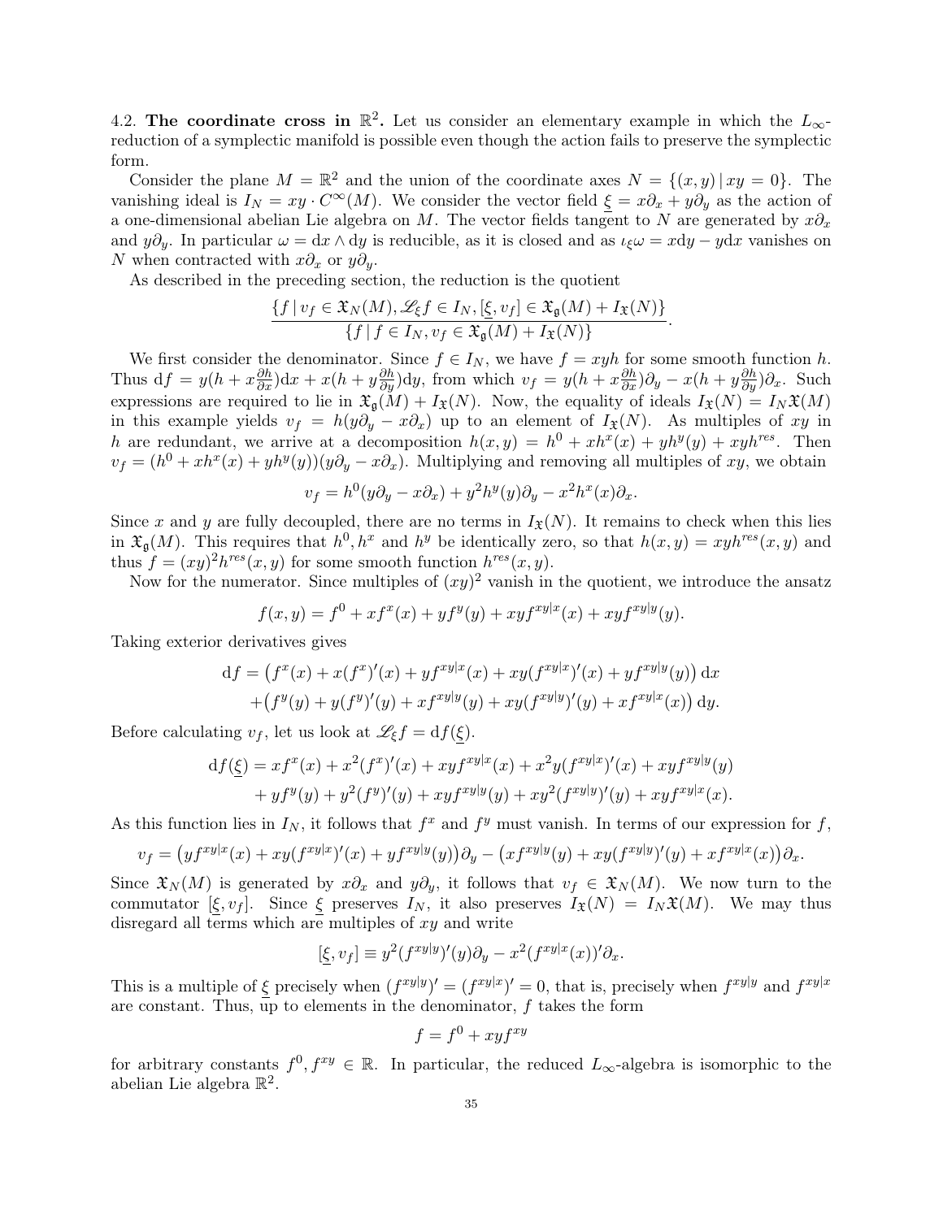4.2. **The coordinate cross in $\mathbb{R}^2$.** Let us consider an elementary example in which the $L_\infty$-reduction of a symplectic manifold is possible even though the action fails to preserve the symplectic form.

Consider the plane $M = \mathbb{R}^2$ and the union of the coordinate axes $N = \{(x, y) \,|\, xy = 0\}$. The vanishing ideal is $I_N = xy \cdot C^\infty(M)$. We consider the vector field $\underline{\xi} = x\partial_x + y\partial_y$ as the action of a one-dimensional abelian Lie algebra on $M$. The vector fields tangent to $N$ are generated by $x\partial_x$ and $y\partial_y$. In particular $\omega = \mathrm{d}x \wedge \mathrm{d}y$ is reducible, as it is closed and as $\iota_\xi \omega = x\mathrm{d}y - y\mathrm{d}x$ vanishes on $N$ when contracted with $x\partial_x$ or $y\partial_y$.

As described in the preceding section, the reduction is the quotient

$$\frac{\{f \,|\, v_f \in \mathfrak{X}_N(M), \mathscr{L}_\xi f \in I_N, [\underline{\xi}, v_f] \in \mathfrak{X}_\mathfrak{g}(M) + I_\mathfrak{X}(N)\}}{\{f \,|\, f \in I_N, v_f \in \mathfrak{X}_\mathfrak{g}(M) + I_\mathfrak{X}(N)\}}.$$

We first consider the denominator. Since $f \in I_N$, we have $f = xyh$ for some smooth function $h$. Thus $\mathrm{d}f = y(h + x\frac{\partial h}{\partial x})\mathrm{d}x + x(h + y\frac{\partial h}{\partial y})\mathrm{d}y$, from which $v_f = y(h + x\frac{\partial h}{\partial x})\partial_y - x(h + y\frac{\partial h}{\partial y})\partial_x$. Such expressions are required to lie in $\mathfrak{X}_\mathfrak{g}(M) + I_\mathfrak{X}(N)$. Now, the equality of ideals $I_\mathfrak{X}(N) = I_N\mathfrak{X}(M)$ in this example yields $v_f = h(y\partial_y - x\partial_x)$ up to an element of $I_\mathfrak{X}(N)$. As multiples of $xy$ in $h$ are redundant, we arrive at a decomposition $h(x, y) = h^0 + xh^x(x) + yh^y(y) + xyh^{res}$. Then $v_f = (h^0 + xh^x(x) + yh^y(y))(y\partial_y - x\partial_x)$. Multiplying and removing all multiples of $xy$, we obtain

$$v_f = h^0(y\partial_y - x\partial_x) + y^2h^y(y)\partial_y - x^2h^x(x)\partial_x.$$

Since $x$ and $y$ are fully decoupled, there are no terms in $I_\mathfrak{X}(N)$. It remains to check when this lies in $\mathfrak{X}_\mathfrak{g}(M)$. This requires that $h^0, h^x$ and $h^y$ be identically zero, so that $h(x, y) = xyh^{res}(x, y)$ and thus $f = (xy)^2h^{res}(x, y)$ for some smooth function $h^{res}(x, y)$.

Now for the numerator. Since multiples of $(xy)^2$ vanish in the quotient, we introduce the ansatz

$$f(x, y) = f^0 + xf^x(x) + yf^y(y) + xyf^{xy|x}(x) + xyf^{xy|y}(y).$$

Taking exterior derivatives gives

$$\begin{aligned}\mathrm{d}f = &\big(f^x(x) + x(f^x)'(x) + yf^{xy|x}(x) + xy(f^{xy|x})'(x) + yf^{xy|y}(y)\big)\,\mathrm{d}x \\ &+\big(f^y(y) + y(f^y)'(y) + xf^{xy|y}(y) + xy(f^{xy|y})'(y) + xf^{xy|x}(x)\big)\,\mathrm{d}y.\end{aligned}$$

Before calculating $v_f$, let us look at $\mathscr{L}_\xi f = \mathrm{d}f(\underline{\xi})$.

$$\begin{aligned}\mathrm{d}f(\underline{\xi}) = &\, xf^x(x) + x^2(f^x)'(x) + xyf^{xy|x}(x) + x^2y(f^{xy|x})'(x) + xyf^{xy|y}(y) \\ &+ yf^y(y) + y^2(f^y)'(y) + xyf^{xy|y}(y) + xy^2(f^{xy|y})'(y) + xyf^{xy|x}(x).\end{aligned}$$

As this function lies in $I_N$, it follows that $f^x$ and $f^y$ must vanish. In terms of our expression for $f$,

$$v_f = \big(yf^{xy|x}(x) + xy(f^{xy|x})'(x) + yf^{xy|y}(y)\big)\partial_y - \big(xf^{xy|y}(y) + xy(f^{xy|y})'(y) + xf^{xy|x}(x)\big)\partial_x.$$

Since $\mathfrak{X}_N(M)$ is generated by $x\partial_x$ and $y\partial_y$, it follows that $v_f \in \mathfrak{X}_N(M)$. We now turn to the commutator $[\underline{\xi}, v_f]$. Since $\underline{\xi}$ preserves $I_N$, it also preserves $I_\mathfrak{X}(N) = I_N\mathfrak{X}(M)$. We may thus disregard all terms which are multiples of $xy$ and write

$$[\underline{\xi}, v_f] \equiv y^2(f^{xy|y})'(y)\partial_y - x^2(f^{xy|x}(x))'\partial_x.$$

This is a multiple of $\underline{\xi}$ precisely when $(f^{xy|y})' = (f^{xy|x})' = 0$, that is, precisely when $f^{xy|y}$ and $f^{xy|x}$ are constant. Thus, up to elements in the denominator, $f$ takes the form

$$f = f^0 + xyf^{xy}$$

for arbitrary constants $f^0, f^{xy} \in \mathbb{R}$. In particular, the reduced $L_\infty$-algebra is isomorphic to the abelian Lie algebra $\mathbb{R}^2$.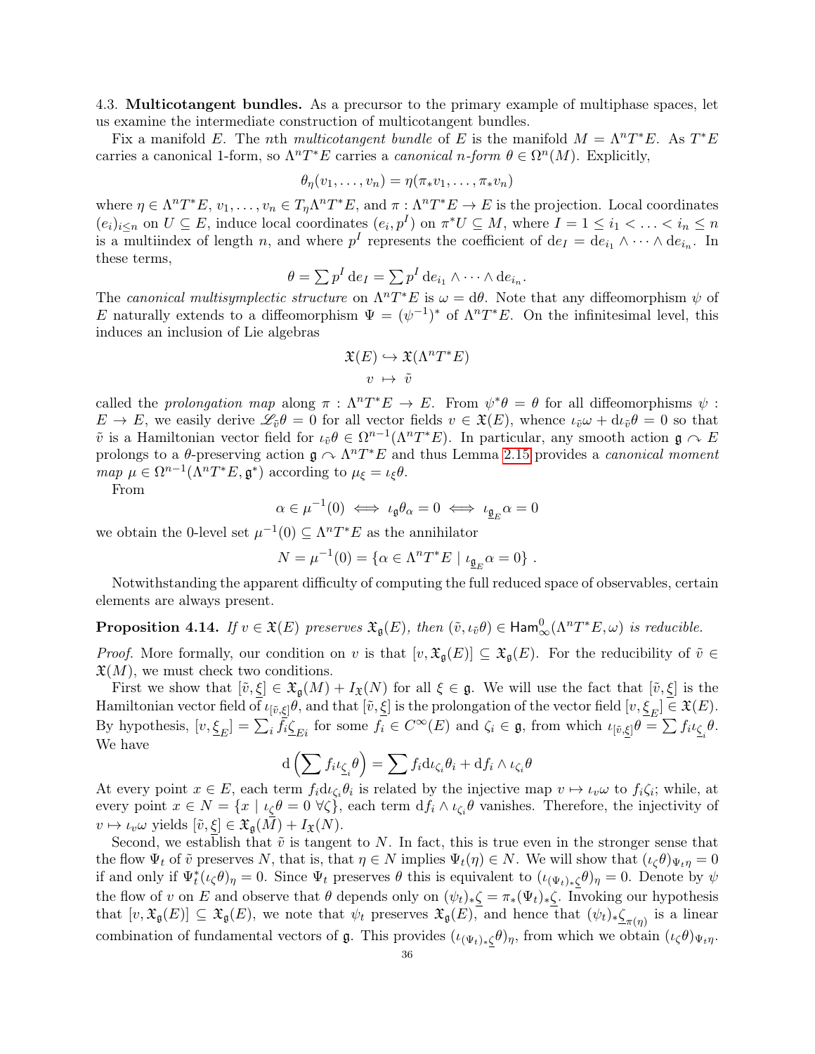4.3. **Multicotangent bundles.** As a precursor to the primary example of multiphase spaces, let us examine the intermediate construction of multicotangent bundles.

Fix a manifold $E$. The $n$th *multicotangent bundle* of $E$ is the manifold $M = \Lambda^n T^*E$. As $T^*E$ carries a canonical 1-form, so $\Lambda^n T^*E$ carries a *canonical $n$-form* $\theta \in \Omega^n(M)$. Explicitly,

$$\theta_\eta(v_1, \ldots, v_n) = \eta(\pi_* v_1, \ldots, \pi_* v_n)$$

where $\eta \in \Lambda^n T^*E$, $v_1, \ldots, v_n \in T_\eta \Lambda^n T^*E$, and $\pi : \Lambda^n T^*E \to E$ is the projection. Local coordinates $(e_i)_{i \le n}$ on $U \subseteq E$, induce local coordinates $(e_i, p^I)$ on $\pi^* U \subseteq M$, where $I = 1 \le i_1 < \ldots < i_n \le n$ is a multiindex of length $n$, and where $p^I$ represents the coefficient of $\mathrm{d}e_I = \mathrm{d}e_{i_1} \wedge \cdots \wedge \mathrm{d}e_{i_n}$. In these terms,

$$\theta = \sum p^I \, \mathrm{d}e_I = \sum p^I \, \mathrm{d}e_{i_1} \wedge \cdots \wedge \mathrm{d}e_{i_n}.$$

The *canonical multisymplectic structure* on $\Lambda^n T^*E$ is $\omega = \mathrm{d}\theta$. Note that any diffeomorphism $\psi$ of $E$ naturally extends to a diffeomorphism $\Psi = (\psi^{-1})^*$ of $\Lambda^n T^*E$. On the infinitesimal level, this induces an inclusion of Lie algebras

$$\begin{aligned} \mathfrak{X}(E) &\hookrightarrow \mathfrak{X}(\Lambda^n T^*E) \\ v &\mapsto \tilde{v} \end{aligned}$$

called the *prolongation map* along $\pi : \Lambda^n T^*E \to E$. From $\psi^*\theta = \theta$ for all diffeomorphisms $\psi : E \to E$, we easily derive $\mathscr{L}_{\tilde{v}}\theta = 0$ for all vector fields $v \in \mathfrak{X}(E)$, whence $\iota_{\tilde{v}}\omega + \mathrm{d}\iota_{\tilde{v}}\theta = 0$ so that $\tilde{v}$ is a Hamiltonian vector field for $\iota_{\tilde{v}}\theta \in \Omega^{n-1}(\Lambda^n T^*E)$. In particular, any smooth action $\mathfrak{g} \curvearrowright E$ prolongs to a $\theta$-preserving action $\mathfrak{g} \curvearrowright \Lambda^n T^*E$ and thus Lemma 2.15 provides a *canonical moment map* $\mu \in \Omega^{n-1}(\Lambda^n T^*E, \mathfrak{g}^*)$ according to $\mu_\xi = \iota_\xi \theta$.

From

$$\alpha \in \mu^{-1}(0) \iff \iota_{\mathfrak{g}}\theta_\alpha = 0 \iff \iota_{\underline{\mathfrak{g}}_E}\alpha = 0$$

we obtain the 0-level set $\mu^{-1}(0) \subseteq \Lambda^n T^*E$ as the annihilator

$$N = \mu^{-1}(0) = \{\alpha \in \Lambda^n T^*E \mid \iota_{\underline{\mathfrak{g}}_E}\alpha = 0\} \, .$$

Notwithstanding the apparent difficulty of computing the full reduced space of observables, certain elements are always present.

**Proposition 4.14.** *If $v \in \mathfrak{X}(E)$ preserves $\mathfrak{X}_{\mathfrak{g}}(E)$, then $(\tilde{v}, \iota_{\tilde{v}}\theta) \in \mathsf{Ham}^0_\infty(\Lambda^n T^*E, \omega)$ is reducible.*

*Proof.* More formally, our condition on $v$ is that $[v, \mathfrak{X}_{\mathfrak{g}}(E)] \subseteq \mathfrak{X}_{\mathfrak{g}}(E)$. For the reducibility of $\tilde{v} \in \mathfrak{X}(M)$, we must check two conditions.

First we show that $[\tilde{v}, \underline{\xi}] \in \mathfrak{X}_{\mathfrak{g}}(M) + I_{\mathfrak{X}}(N)$ for all $\xi \in \mathfrak{g}$. We will use the fact that $[\tilde{v}, \underline{\xi}]$ is the Hamiltonian vector field of $\iota_{[\tilde{v},\underline{\xi}]}\theta$, and that $[\tilde{v}, \underline{\xi}]$ is the prolongation of the vector field $[v, \underline{\xi}_E] \in \mathfrak{X}(E)$. By hypothesis, $[v, \underline{\xi}_E] = \sum_i f_i \underline{\zeta}_{Ei}$ for some $f_i \in C^\infty(E)$ and $\zeta_i \in \mathfrak{g}$, from which $\iota_{[\tilde{v},\underline{\xi}]}\theta = \sum f_i \iota_{\underline{\zeta}_i}\theta$. We have

$$\mathrm{d}\left(\sum f_i \iota_{\underline{\zeta}_i}\theta\right) = \sum f_i \mathrm{d}\iota_{\zeta_i}\theta_i + \mathrm{d}f_i \wedge \iota_{\zeta_i}\theta$$

At every point $x \in E$, each term $f_i \mathrm{d}\iota_{\zeta_i}\theta_i$ is related by the injective map $v \mapsto \iota_v\omega$ to $f_i\zeta_i$; while, at every point $x \in N = \{x \mid \iota_{\underline{\zeta}}\theta = 0 \ \forall \zeta\}$, each term $\mathrm{d}f_i \wedge \iota_{\zeta_i}\theta$ vanishes. Therefore, the injectivity of $v \mapsto \iota_v\omega$ yields $[\tilde{v}, \underline{\xi}] \in \mathfrak{X}_{\mathfrak{g}}(M) + I_{\mathfrak{X}}(N)$.

Second, we establish that $\tilde{v}$ is tangent to $N$. In fact, this is true even in the stronger sense that the flow $\Psi_t$ of $\tilde{v}$ preserves $N$, that is, that $\eta \in N$ implies $\Psi_t(\eta) \in N$. We will show that $(\iota_\zeta\theta)_{\Psi_t\eta} = 0$ if and only if $\Psi_t^*(\iota_\zeta\theta)_\eta = 0$. Since $\Psi_t$ preserves $\theta$ this is equivalent to $(\iota_{(\Psi_t)_*\underline{\zeta}}\theta)_\eta = 0$. Denote by $\psi$ the flow of $v$ on $E$ and observe that $\theta$ depends only on $(\psi_t)_*\underline{\zeta} = \pi_*(\Psi_t)_*\underline{\zeta}$. Invoking our hypothesis that $[v, \mathfrak{X}_{\mathfrak{g}}(E)] \subseteq \mathfrak{X}_{\mathfrak{g}}(E)$, we note that $\psi_t$ preserves $\mathfrak{X}_{\mathfrak{g}}(E)$, and hence that $(\psi_t)_*\underline{\zeta}_{\pi(\eta)}$ is a linear combination of fundamental vectors of $\mathfrak{g}$. This provides $(\iota_{(\Psi_t)_*\underline{\zeta}}\theta)_\eta$, from which we obtain $(\iota_\zeta\theta)_{\Psi_t\eta}$.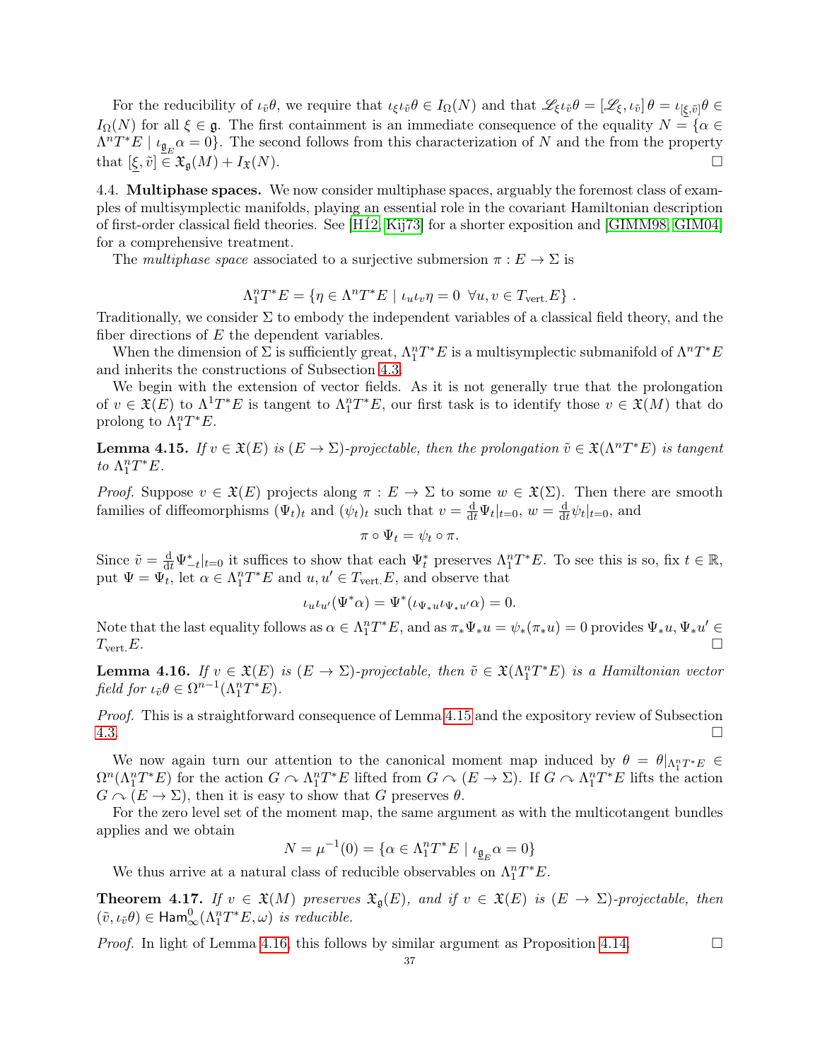For the reducibility of $\iota_{\tilde{v}}\theta$, we require that $\iota_\xi \iota_{\tilde{v}}\theta \in I_\Omega(N)$ and that $\mathscr{L}_\xi \iota_{\tilde{v}}\theta = [\mathscr{L}_\xi, \iota_{\tilde{v}}]\,\theta = \iota_{[\underline{\xi},\tilde{v}]}\theta \in I_\Omega(N)$ for all $\xi \in \mathfrak{g}$. The first containment is an immediate consequence of the equality $N = \{\alpha \in \Lambda^n T^*E \mid \iota_{\underline{\mathfrak{g}}_E}\alpha = 0\}$. The second follows from this characterization of $N$ and the from the property that $[\underline{\xi}, \tilde{v}] \in \mathfrak{X}_\mathfrak{g}(M) + I_\mathfrak{X}(N)$. □

**4.4. Multiphase spaces.** We now consider multiphase spaces, arguably the foremost class of examples of multisymplectic manifolds, playing an essential role in the covariant Hamiltonian description of first-order classical field theories. See [HÍ2, Kij73] for a shorter exposition and [GIMM98, GIM04] for a comprehensive treatment.

The *multiphase space* associated to a surjective submersion $\pi : E \to \Sigma$ is

$$\Lambda^n_1 T^*E = \{\eta \in \Lambda^n T^*E \mid \iota_u \iota_v \eta = 0 \ \ \forall u, v \in T_{\text{vert.}}E\}\ .$$

Traditionally, we consider $\Sigma$ to embody the independent variables of a classical field theory, and the fiber directions of $E$ the dependent variables.

When the dimension of $\Sigma$ is sufficiently great, $\Lambda^n_1 T^*E$ is a multisymplectic submanifold of $\Lambda^n T^*E$ and inherits the constructions of Subsection 4.3.

We begin with the extension of vector fields. As it is not generally true that the prolongation of $v \in \mathfrak{X}(E)$ to $\Lambda^1 T^*E$ is tangent to $\Lambda^n_1 T^*E$, our first task is to identify those $v \in \mathfrak{X}(M)$ that do prolong to $\Lambda^n_1 T^*E$.

**Lemma 4.15.** *If $v \in \mathfrak{X}(E)$ is $(E \to \Sigma)$-projectable, then the prolongation $\tilde{v} \in \mathfrak{X}(\Lambda^n T^*E)$ is tangent to $\Lambda^n_1 T^*E$.*

*Proof.* Suppose $v \in \mathfrak{X}(E)$ projects along $\pi : E \to \Sigma$ to some $w \in \mathfrak{X}(\Sigma)$. Then there are smooth families of diffeomorphisms $(\Psi_t)_t$ and $(\psi_t)_t$ such that $v = \frac{\mathrm{d}}{\mathrm{d}t}\Psi_t|_{t=0}$, $w = \frac{\mathrm{d}}{\mathrm{d}t}\psi_t|_{t=0}$, and

$$\pi \circ \Psi_t = \psi_t \circ \pi.$$

Since $\tilde{v} = \frac{\mathrm{d}}{\mathrm{d}t}\Psi^*_{-t}|_{t=0}$ it suffices to show that each $\Psi^*_t$ preserves $\Lambda^n_1 T^*E$. To see this is so, fix $t \in \mathbb{R}$, put $\Psi = \Psi_t$, let $\alpha \in \Lambda^n_1 T^*E$ and $u, u' \in T_{\text{vert.}}E$, and observe that

$$\iota_u \iota_{u'}(\Psi^*\alpha) = \Psi^*(\iota_{\Psi_* u}\iota_{\Psi_* u'}\alpha) = 0.$$

Note that the last equality follows as $\alpha \in \Lambda^n_1 T^*E$, and as $\pi_*\Psi_* u = \psi_*(\pi_* u) = 0$ provides $\Psi_* u, \Psi_* u' \in T_{\text{vert.}}E$. □

**Lemma 4.16.** *If $v \in \mathfrak{X}(E)$ is $(E \to \Sigma)$-projectable, then $\tilde{v} \in \mathfrak{X}(\Lambda^n_1 T^*E)$ is a Hamiltonian vector field for $\iota_{\tilde{v}}\theta \in \Omega^{n-1}(\Lambda^n_1 T^*E)$.*

*Proof.* This is a straightforward consequence of Lemma 4.15 and the expository review of Subsection 4.3. □

We now again turn our attention to the canonical moment map induced by $\theta = \theta|_{\Lambda^n_1 T^*E} \in \Omega^n(\Lambda^n_1 T^*E)$ for the action $G \curvearrowright \Lambda^n_1 T^*E$ lifted from $G \curvearrowright (E \to \Sigma)$. If $G \curvearrowright \Lambda^n_1 T^*E$ lifts the action $G \curvearrowright (E \to \Sigma)$, then it is easy to show that $G$ preserves $\theta$.

For the zero level set of the moment map, the same argument as with the multicotangent bundles applies and we obtain

$$N = \mu^{-1}(0) = \{\alpha \in \Lambda^n_1 T^*E \mid \iota_{\underline{\mathfrak{g}}_E}\alpha = 0\}$$

We thus arrive at a natural class of reducible observables on $\Lambda^n_1 T^*E$.

**Theorem 4.17.** *If $v \in \mathfrak{X}(M)$ preserves $\mathfrak{X}_\mathfrak{g}(E)$, and if $v \in \mathfrak{X}(E)$ is $(E \to \Sigma)$-projectable, then $(\tilde{v}, \iota_{\tilde{v}}\theta) \in \mathsf{Ham}^0_\infty(\Lambda^n_1 T^*E, \omega)$ is reducible.*

*Proof.* In light of Lemma 4.16, this follows by similar argument as Proposition 4.14. □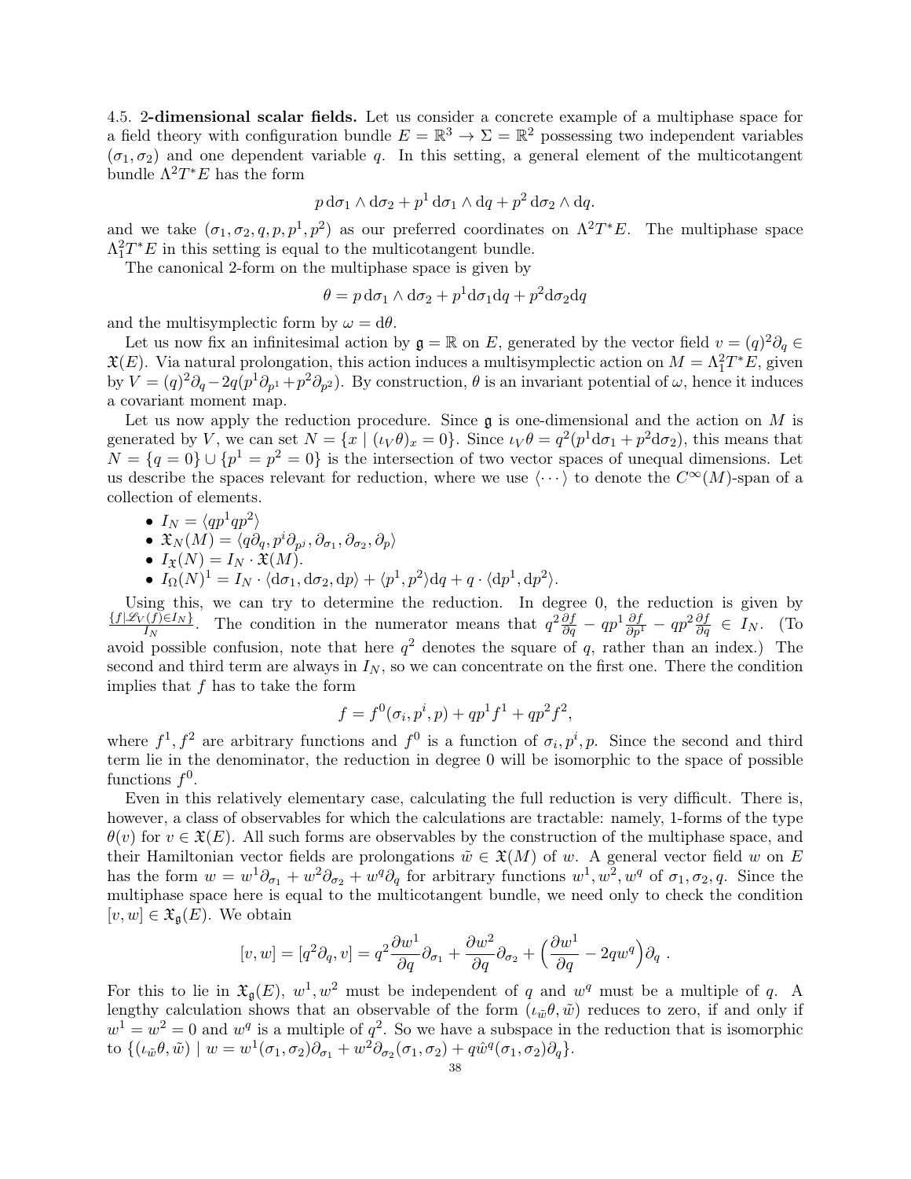4.5. **2-dimensional scalar fields.** Let us consider a concrete example of a multiphase space for a field theory with configuration bundle $E = \mathbb{R}^3 \to \Sigma = \mathbb{R}^2$ possessing two independent variables $(\sigma_1, \sigma_2)$ and one dependent variable $q$. In this setting, a general element of the multicotangent bundle $\Lambda^2 T^* E$ has the form

$$p\,\mathrm{d}\sigma_1 \wedge \mathrm{d}\sigma_2 + p^1\,\mathrm{d}\sigma_1 \wedge \mathrm{d}q + p^2\,\mathrm{d}\sigma_2 \wedge \mathrm{d}q.$$

and we take $(\sigma_1, \sigma_2, q, p, p^1, p^2)$ as our preferred coordinates on $\Lambda^2 T^* E$. The multiphase space $\Lambda^2_1 T^* E$ in this setting is equal to the multicotangent bundle.

The canonical 2-form on the multiphase space is given by

$$\theta = p\,\mathrm{d}\sigma_1 \wedge \mathrm{d}\sigma_2 + p^1 \mathrm{d}\sigma_1 \mathrm{d}q + p^2 \mathrm{d}\sigma_2 \mathrm{d}q$$

and the multisymplectic form by $\omega = \mathrm{d}\theta$.

Let us now fix an infinitesimal action by $\mathfrak{g} = \mathbb{R}$ on $E$, generated by the vector field $v = (q)^2 \partial_q \in \mathfrak{X}(E)$. Via natural prolongation, this action induces a multisymplectic action on $M = \Lambda^2_1 T^* E$, given by $V = (q)^2 \partial_q - 2q(p^1 \partial_{p^1} + p^2 \partial_{p^2})$. By construction, $\theta$ is an invariant potential of $\omega$, hence it induces a covariant moment map.

Let us now apply the reduction procedure. Since $\mathfrak{g}$ is one-dimensional and the action on $M$ is generated by $V$, we can set $N = \{x \mid (\iota_V \theta)_x = 0\}$. Since $\iota_V \theta = q^2(p^1 \mathrm{d}\sigma_1 + p^2 \mathrm{d}\sigma_2)$, this means that $N = \{q = 0\} \cup \{p^1 = p^2 = 0\}$ is the intersection of two vector spaces of unequal dimensions. Let us describe the spaces relevant for reduction, where we use $\langle \cdots \rangle$ to denote the $C^\infty(M)$-span of a collection of elements.

- $I_N = \langle qp^1 qp^2 \rangle$
- $\mathfrak{X}_N(M) = \langle q\partial_q, p^i \partial_{p^j}, \partial_{\sigma_1}, \partial_{\sigma_2}, \partial_p \rangle$
- $I_{\mathfrak{X}}(N) = I_N \cdot \mathfrak{X}(M)$.
- $I_\Omega(N)^1 = I_N \cdot \langle \mathrm{d}\sigma_1, \mathrm{d}\sigma_2, \mathrm{d}p \rangle + \langle p^1, p^2 \rangle \mathrm{d}q + q \cdot \langle \mathrm{d}p^1, \mathrm{d}p^2 \rangle$.

Using this, we can try to determine the reduction. In degree 0, the reduction is given by $\frac{\{f \mid \mathscr{L}_V(f) \in I_N\}}{I_N}$. The condition in the numerator means that $q^2 \frac{\partial f}{\partial q} - qp^1 \frac{\partial f}{\partial p^1} - qp^2 \frac{\partial f}{\partial q} \in I_N$. (To avoid possible confusion, note that here $q^2$ denotes the square of $q$, rather than an index.) The second and third term are always in $I_N$, so we can concentrate on the first one. There the condition implies that $f$ has to take the form

$$f = f^0(\sigma_i, p^i, p) + qp^1 f^1 + qp^2 f^2,$$

where $f^1, f^2$ are arbitrary functions and $f^0$ is a function of $\sigma_i, p^i, p$. Since the second and third term lie in the denominator, the reduction in degree 0 will be isomorphic to the space of possible functions $f^0$.

Even in this relatively elementary case, calculating the full reduction is very difficult. There is, however, a class of observables for which the calculations are tractable: namely, 1-forms of the type $\theta(v)$ for $v \in \mathfrak{X}(E)$. All such forms are observables by the construction of the multiphase space, and their Hamiltonian vector fields are prolongations $\tilde{w} \in \mathfrak{X}(M)$ of $w$. A general vector field $w$ on $E$ has the form $w = w^1 \partial_{\sigma_1} + w^2 \partial_{\sigma_2} + w^q \partial_q$ for arbitrary functions $w^1, w^2, w^q$ of $\sigma_1, \sigma_2, q$. Since the multiphase space here is equal to the multicotangent bundle, we need only to check the condition $[v, w] \in \mathfrak{X}_{\mathfrak{g}}(E)$. We obtain

$$[v, w] = [q^2 \partial_q, v] = q^2 \frac{\partial w^1}{\partial q} \partial_{\sigma_1} + \frac{\partial w^2}{\partial q} \partial_{\sigma_2} + \Big( \frac{\partial w^1}{\partial q} - 2qw^q \Big) \partial_q \ .$$

For this to lie in $\mathfrak{X}_{\mathfrak{g}}(E)$, $w^1, w^2$ must be independent of $q$ and $w^q$ must be a multiple of $q$. A lengthy calculation shows that an observable of the form $(\iota_{\tilde{w}} \theta, \tilde{w})$ reduces to zero, if and only if $w^1 = w^2 = 0$ and $w^q$ is a multiple of $q^2$. So we have a subspace in the reduction that is isomorphic to $\{(\iota_{\tilde{w}} \theta, \tilde{w}) \mid w = w^1(\sigma_1, \sigma_2) \partial_{\sigma_1} + w^2 \partial_{\sigma_2}(\sigma_1, \sigma_2) + q\hat{w}^q(\sigma_1, \sigma_2) \partial_q\}$.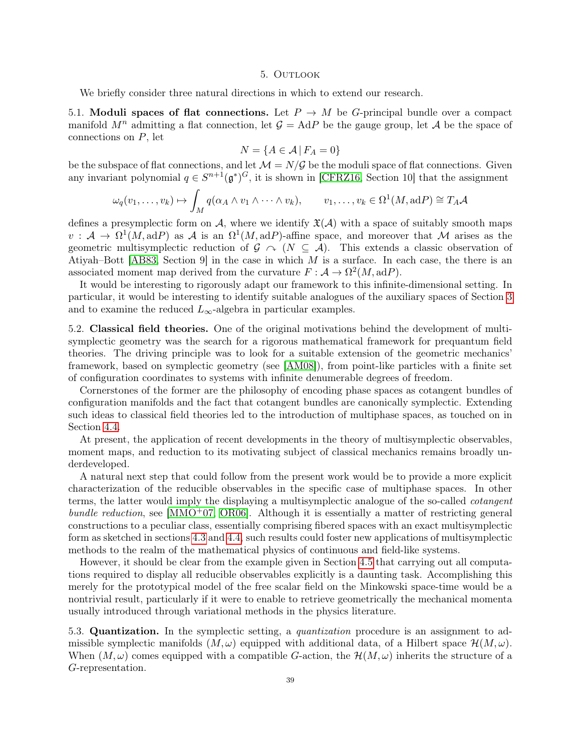## 5. Outlook

We briefly consider three natural directions in which to extend our research.

**5.1. Moduli spaces of flat connections.** Let $P \to M$ be $G$-principal bundle over a compact manifold $M^n$ admitting a flat connection, let $\mathcal{G} = \mathrm{Ad}P$ be the gauge group, let $\mathcal{A}$ be the space of connections on $P$, let

$$N = \{A \in \mathcal{A} \,|\, F_A = 0\}$$

be the subspace of flat connections, and let $\mathcal{M} = N/\mathcal{G}$ be the moduli space of flat connections. Given any invariant polynomial $q \in S^{n+1}(\mathfrak{g}^*)^G$, it is shown in [CFRZ16, Section 10] that the assignment

$$\omega_q(v_1, \ldots, v_k) \mapsto \int_M q(\alpha_A \wedge v_1 \wedge \cdots \wedge v_k), \qquad v_1, \ldots, v_k \in \Omega^1(M, \mathrm{ad}P) \cong T_A\mathcal{A}$$

defines a presymplectic form on $\mathcal{A}$, where we identify $\mathfrak{X}(\mathcal{A})$ with a space of suitably smooth maps $v : \mathcal{A} \to \Omega^1(M, \mathrm{ad}P)$ as $\mathcal{A}$ is an $\Omega^1(M, \mathrm{ad}P)$-affine space, and moreover that $\mathcal{M}$ arises as the geometric multisymplectic reduction of $\mathcal{G} \curvearrowright (N \subseteq \mathcal{A})$. This extends a classic observation of Atiyah–Bott [AB83, Section 9] in the case in which $M$ is a surface. In each case, the there is an associated moment map derived from the curvature $F : \mathcal{A} \to \Omega^2(M, \mathrm{ad}P)$.

It would be interesting to rigorously adapt our framework to this infinite-dimensional setting. In particular, it would be interesting to identify suitable analogues of the auxiliary spaces of Section 3 and to examine the reduced $L_\infty$-algebra in particular examples.

**5.2. Classical field theories.** One of the original motivations behind the development of multisymplectic geometry was the search for a rigorous mathematical framework for prequantum field theories. The driving principle was to look for a suitable extension of the geometric mechanics' framework, based on symplectic geometry (see [AM08]), from point-like particles with a finite set of configuration coordinates to systems with infinite denumerable degrees of freedom.

Cornerstones of the former are the philosophy of encoding phase spaces as cotangent bundles of configuration manifolds and the fact that cotangent bundles are canonically symplectic. Extending such ideas to classical field theories led to the introduction of multiphase spaces, as touched on in Section 4.4.

At present, the application of recent developments in the theory of multisymplectic observables, moment maps, and reduction to its motivating subject of classical mechanics remains broadly underdeveloped.

A natural next step that could follow from the present work would be to provide a more explicit characterization of the reducible observables in the specific case of multiphase spaces. In other terms, the latter would imply the displaying a multisymplectic analogue of the so-called *cotangent bundle reduction*, see [MMO+07, OR06]. Although it is essentially a matter of restricting general constructions to a peculiar class, essentially comprising fibered spaces with an exact multisymplectic form as sketched in sections 4.3 and 4.4, such results could foster new applications of multisymplectic methods to the realm of the mathematical physics of continuous and field-like systems.

However, it should be clear from the example given in Section 4.5 that carrying out all computations required to display all reducible observables explicitly is a daunting task. Accomplishing this merely for the prototypical model of the free scalar field on the Minkowski space-time would be a nontrivial result, particularly if it were to enable to retrieve geometrically the mechanical momenta usually introduced through variational methods in the physics literature.

**5.3. Quantization.** In the symplectic setting, a *quantization* procedure is an assignment to admissible symplectic manifolds $(M, \omega)$ equipped with additional data, of a Hilbert space $\mathcal{H}(M, \omega)$. When $(M, \omega)$ comes equipped with a compatible $G$-action, the $\mathcal{H}(M, \omega)$ inherits the structure of a $G$-representation.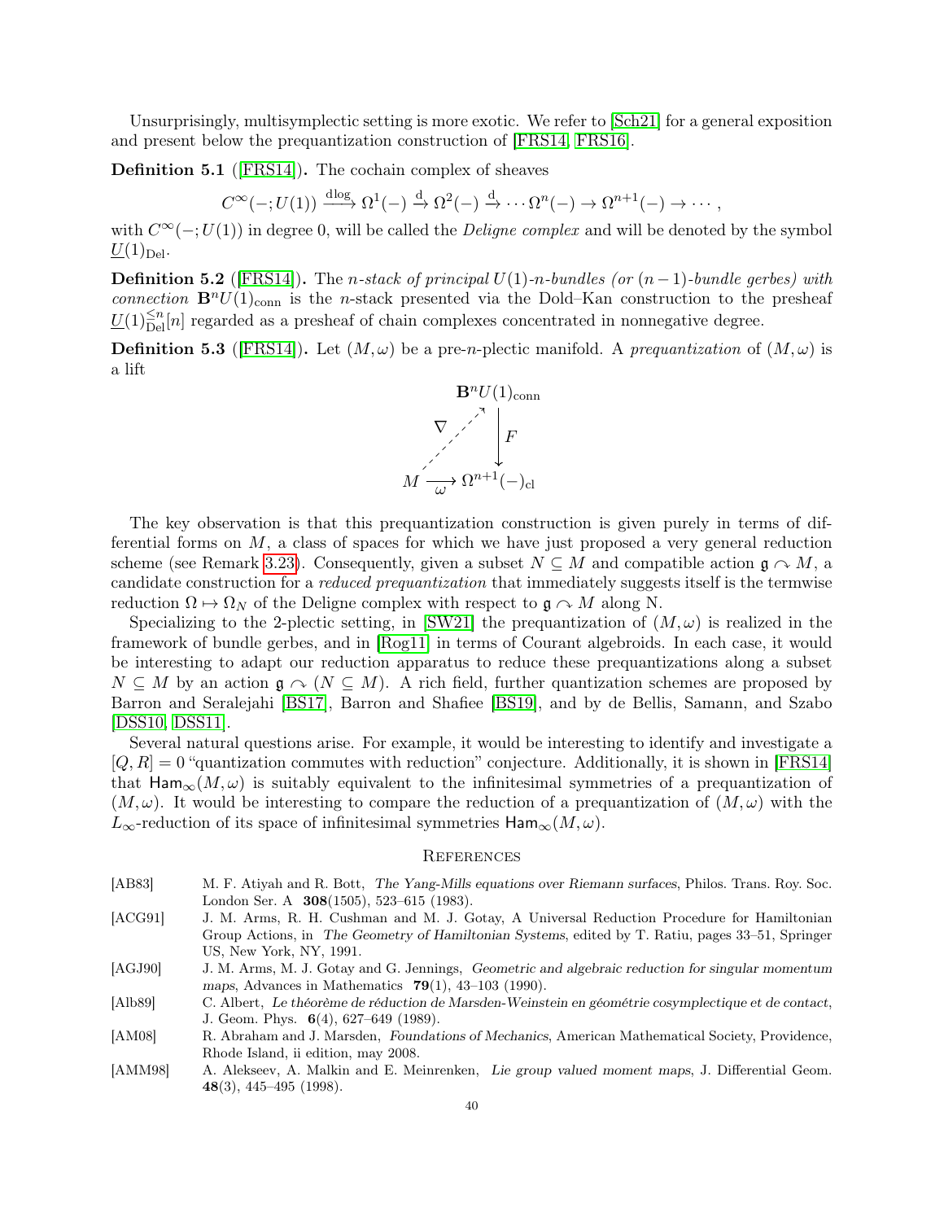Unsurprisingly, multisymplectic setting is more exotic. We refer to [Sch21] for a general exposition and present below the prequantization construction of [FRS14, FRS16].

**Definition 5.1** ([FRS14])**.** The cochain complex of sheaves

$$C^\infty(-;U(1)) \xrightarrow{\mathrm{d}\log} \Omega^1(-) \xrightarrow{\mathrm{d}} \Omega^2(-) \xrightarrow{\mathrm{d}} \cdots \Omega^n(-) \to \Omega^{n+1}(-) \to \cdots,$$

with $C^\infty(-;U(1))$ in degree 0, will be called the *Deligne complex* and will be denoted by the symbol $\underline{U}(1)_{\mathrm{Del}}$.

**Definition 5.2** ([FRS14])**.** The *$n$-stack of principal $U(1)$-$n$-bundles (or $(n-1)$-bundle gerbes) with connection* $\mathbf{B}^n U(1)_{\mathrm{conn}}$ is the $n$-stack presented via the Dold–Kan construction to the presheaf $\underline{U}(1)^{\leq n}_{\mathrm{Del}}[n]$ regarded as a presheaf of chain complexes concentrated in nonnegative degree.

**Definition 5.3** ([FRS14])**.** Let $(M,\omega)$ be a pre-$n$-plectic manifold. A *prequantization* of $(M,\omega)$ is a lift

$$\begin{array}{ccc} & & \mathbf{B}^n U(1)_{\mathrm{conn}} \\ & \overset{\nabla}{\nearrow} & \big\downarrow F \\ M & \xrightarrow[\omega]{} & \Omega^{n+1}(-)_{\mathrm{cl}} \end{array}$$

The key observation is that this prequantization construction is given purely in terms of differential forms on $M$, a class of spaces for which we have just proposed a very general reduction scheme (see Remark 3.23). Consequently, given a subset $N \subseteq M$ and compatible action $\mathfrak{g} \curvearrowright M$, a candidate construction for a *reduced prequantization* that immediately suggests itself is the termwise reduction $\Omega \mapsto \Omega_N$ of the Deligne complex with respect to $\mathfrak{g} \curvearrowright M$ along N.

Specializing to the 2-plectic setting, in [SW21] the prequantization of $(M,\omega)$ is realized in the framework of bundle gerbes, and in [Rog11] in terms of Courant algebroids. In each case, it would be interesting to adapt our reduction apparatus to reduce these prequantizations along a subset $N \subseteq M$ by an action $\mathfrak{g} \curvearrowright (N \subseteq M)$. A rich field, further quantization schemes are proposed by Barron and Seralejahi [BS17], Barron and Shafiee [BS19], and by de Bellis, Samann, and Szabo [DSS10, DSS11].

Several natural questions arise. For example, it would be interesting to identify and investigate a $[Q,R]=0$ "quantization commutes with reduction" conjecture. Additionally, it is shown in [FRS14] that $\mathsf{Ham}_\infty(M,\omega)$ is suitably equivalent to the infinitesimal symmetries of a prequantization of $(M,\omega)$. It would be interesting to compare the reduction of a prequantization of $(M,\omega)$ with the $L_\infty$-reduction of its space of infinitesimal symmetries $\mathsf{Ham}_\infty(M,\omega)$.

## References

[AB83] M. F. Atiyah and R. Bott, *The Yang-Mills equations over Riemann surfaces*, Philos. Trans. Roy. Soc. London Ser. A **308**(1505), 523–615 (1983).

[ACG91] J. M. Arms, R. H. Cushman and M. J. Gotay, A Universal Reduction Procedure for Hamiltonian Group Actions, in *The Geometry of Hamiltonian Systems*, edited by T. Ratiu, pages 33–51, Springer US, New York, NY, 1991.

[AGJ90] J. M. Arms, M. J. Gotay and G. Jennings, *Geometric and algebraic reduction for singular momentum maps*, Advances in Mathematics **79**(1), 43–103 (1990).

[Alb89] C. Albert, *Le théorème de réduction de Marsden-Weinstein en géométrie cosymplectique et de contact*, J. Geom. Phys. **6**(4), 627–649 (1989).

[AM08] R. Abraham and J. Marsden, *Foundations of Mechanics*, American Mathematical Society, Providence, Rhode Island, ii edition, may 2008.

[AMM98] A. Alekseev, A. Malkin and E. Meinrenken, *Lie group valued moment maps*, J. Differential Geom. **48**(3), 445–495 (1998).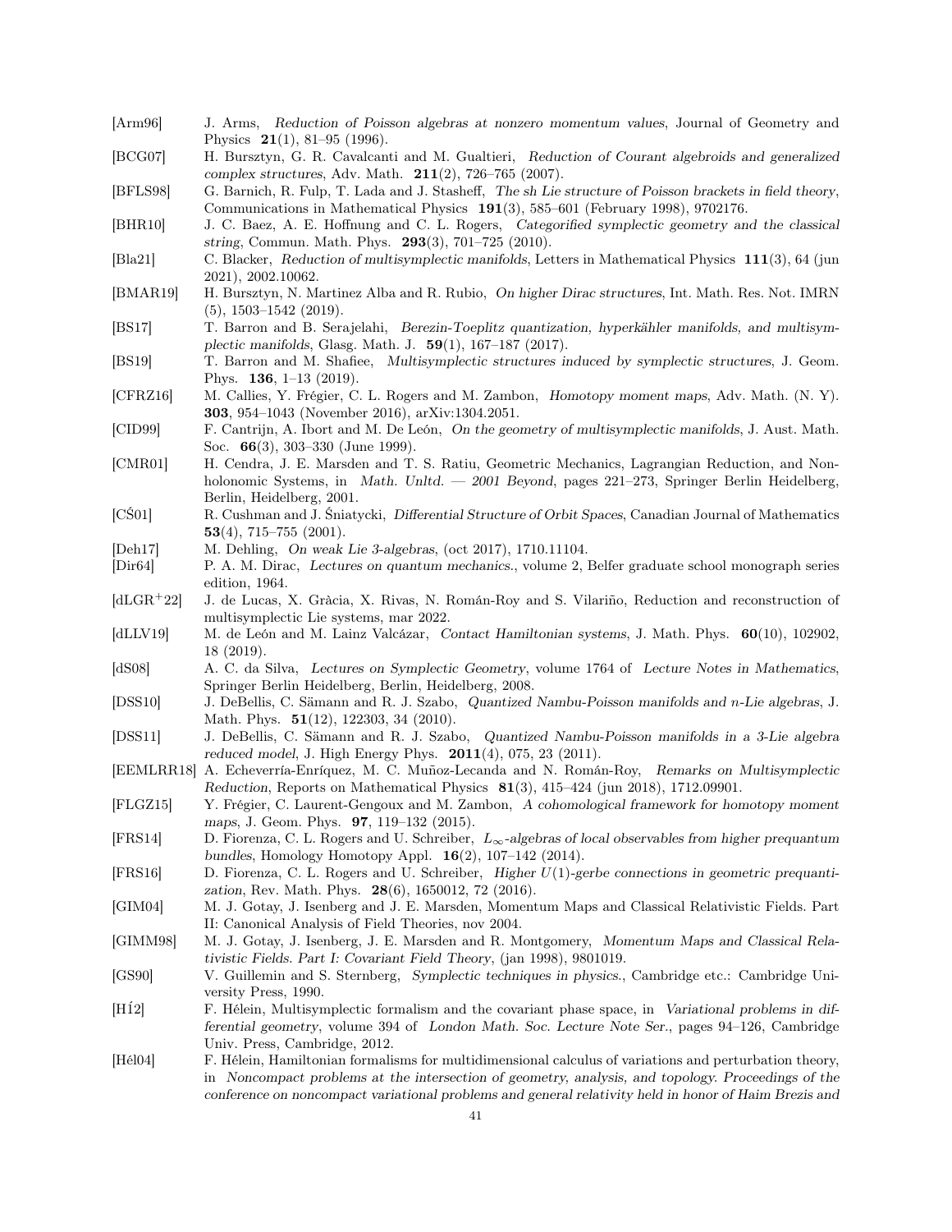[Arm96] J. Arms, *Reduction of Poisson algebras at nonzero momentum values*, Journal of Geometry and Physics **21**(1), 81–95 (1996).

[BCG07] H. Bursztyn, G. R. Cavalcanti and M. Gualtieri, *Reduction of Courant algebroids and generalized complex structures*, Adv. Math. **211**(2), 726–765 (2007).

[BFLS98] G. Barnich, R. Fulp, T. Lada and J. Stasheff, *The sh Lie structure of Poisson brackets in field theory*, Communications in Mathematical Physics **191**(3), 585–601 (February 1998), 9702176.

[BHR10] J. C. Baez, A. E. Hoffnung and C. L. Rogers, *Categorified symplectic geometry and the classical string*, Commun. Math. Phys. **293**(3), 701–725 (2010).

[Bla21] C. Blacker, *Reduction of multisymplectic manifolds*, Letters in Mathematical Physics **111**(3), 64 (jun 2021), 2002.10062.

[BMAR19] H. Bursztyn, N. Martinez Alba and R. Rubio, *On higher Dirac structures*, Int. Math. Res. Not. IMRN (5), 1503–1542 (2019).

[BS17] T. Barron and B. Serajelahi, *Berezin-Toeplitz quantization, hyperkähler manifolds, and multisymplectic manifolds*, Glasg. Math. J. **59**(1), 167–187 (2017).

[BS19] T. Barron and M. Shafiee, *Multisymplectic structures induced by symplectic structures*, J. Geom. Phys. **136**, 1–13 (2019).

[CFRZ16] M. Callies, Y. Frégier, C. L. Rogers and M. Zambon, *Homotopy moment maps*, Adv. Math. (N. Y). **303**, 954–1043 (November 2016), arXiv:1304.2051.

[CID99] F. Cantrijn, A. Ibort and M. De León, *On the geometry of multisymplectic manifolds*, J. Aust. Math. Soc. **66**(3), 303–330 (June 1999).

[CMR01] H. Cendra, J. E. Marsden and T. S. Ratiu, Geometric Mechanics, Lagrangian Reduction, and Nonholonomic Systems, in *Math. Unltd. — 2001 Beyond*, pages 221–273, Springer Berlin Heidelberg, Berlin, Heidelberg, 2001.

[CŚ01] R. Cushman and J. Śniatycki, *Differential Structure of Orbit Spaces*, Canadian Journal of Mathematics **53**(4), 715–755 (2001).

[Deh17] M. Dehling, *On weak Lie 3-algebras*, (oct 2017), 1710.11104.

[Dir64] P. A. M. Dirac, *Lectures on quantum mechanics.*, volume 2, Belfer graduate school monograph series edition, 1964.

[dLGR$^+$22] J. de Lucas, X. Gràcia, X. Rivas, N. Román-Roy and S. Vilariño, Reduction and reconstruction of multisymplectic Lie systems, mar 2022.

[dLLV19] M. de León and M. Lainz Valcázar, *Contact Hamiltonian systems*, J. Math. Phys. **60**(10), 102902, 18 (2019).

[dS08] A. C. da Silva, *Lectures on Symplectic Geometry*, volume 1764 of *Lecture Notes in Mathematics*, Springer Berlin Heidelberg, Berlin, Heidelberg, 2008.

[DSS10] J. DeBellis, C. Sämann and R. J. Szabo, *Quantized Nambu-Poisson manifolds and $n$-Lie algebras*, J. Math. Phys. **51**(12), 122303, 34 (2010).

[DSS11] J. DeBellis, C. Sämann and R. J. Szabo, *Quantized Nambu-Poisson manifolds in a 3-Lie algebra reduced model*, J. High Energy Phys. **2011**(4), 075, 23 (2011).

[EEMLRR18] A. Echeverría-Enríquez, M. C. Muñoz-Lecanda and N. Román-Roy, *Remarks on Multisymplectic Reduction*, Reports on Mathematical Physics **81**(3), 415–424 (jun 2018), 1712.09901.

[FLGZ15] Y. Frégier, C. Laurent-Gengoux and M. Zambon, *A cohomological framework for homotopy moment maps*, J. Geom. Phys. **97**, 119–132 (2015).

[FRS14] D. Fiorenza, C. L. Rogers and U. Schreiber, *$L_\infty$-algebras of local observables from higher prequantum bundles*, Homology Homotopy Appl. **16**(2), 107–142 (2014).

[FRS16] D. Fiorenza, C. L. Rogers and U. Schreiber, *Higher $U(1)$-gerbe connections in geometric prequantization*, Rev. Math. Phys. **28**(6), 1650012, 72 (2016).

[GIM04] M. J. Gotay, J. Isenberg and J. E. Marsden, Momentum Maps and Classical Relativistic Fields. Part II: Canonical Analysis of Field Theories, nov 2004.

[GIMM98] M. J. Gotay, J. Isenberg, J. E. Marsden and R. Montgomery, *Momentum Maps and Classical Relativistic Fields. Part I: Covariant Field Theory*, (jan 1998), 9801019.

[GS90] V. Guillemin and S. Sternberg, *Symplectic techniques in physics.*, Cambridge etc.: Cambridge University Press, 1990.

[HÍ2] F. Hélein, Multisymplectic formalism and the covariant phase space, in *Variational problems in differential geometry*, volume 394 of *London Math. Soc. Lecture Note Ser.*, pages 94–126, Cambridge Univ. Press, Cambridge, 2012.

[Hél04] F. Hélein, Hamiltonian formalisms for multidimensional calculus of variations and perturbation theory, in *Noncompact problems at the intersection of geometry, analysis, and topology. Proceedings of the conference on noncompact variational problems and general relativity held in honor of Haim Brezis and*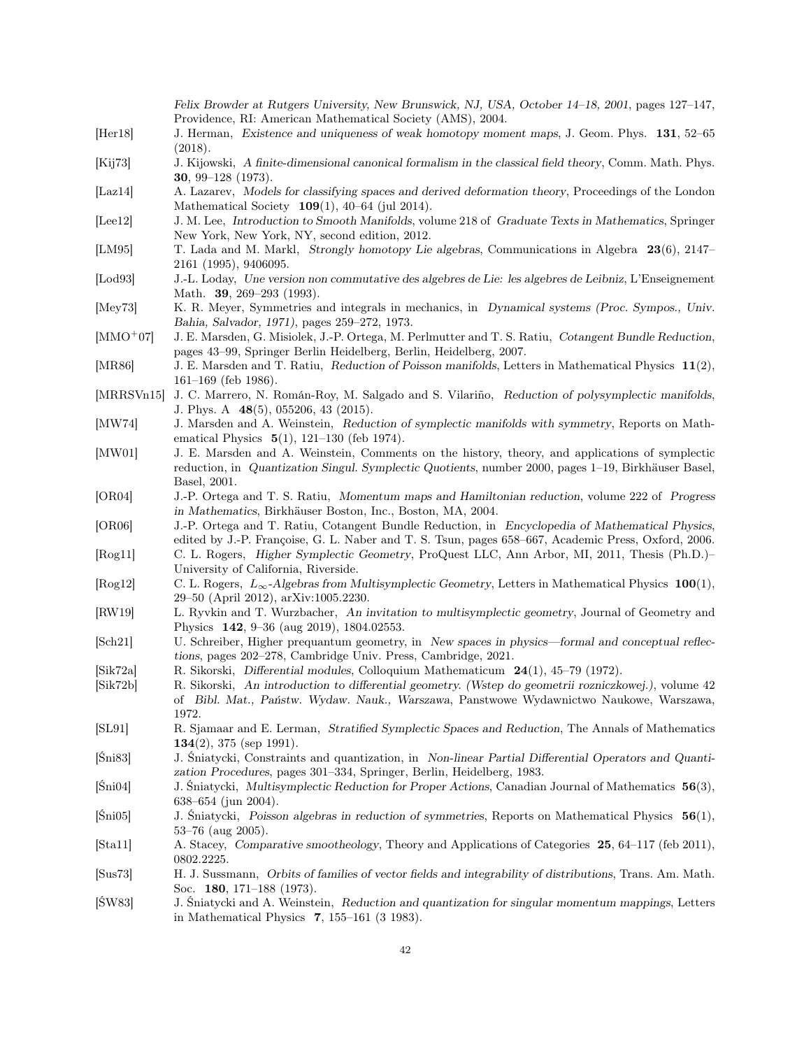*Felix Browder at Rutgers University, New Brunswick, NJ, USA, October 14–18, 2001*, pages 127–147, Providence, RI: American Mathematical Society (AMS), 2004.

[Her18] J. Herman, *Existence and uniqueness of weak homotopy moment maps*, J. Geom. Phys. **131**, 52–65 (2018).

[Kij73] J. Kijowski, *A finite-dimensional canonical formalism in the classical field theory*, Comm. Math. Phys. **30**, 99–128 (1973).

[Laz14] A. Lazarev, *Models for classifying spaces and derived deformation theory*, Proceedings of the London Mathematical Society **109**(1), 40–64 (jul 2014).

[Lee12] J. M. Lee, *Introduction to Smooth Manifolds*, volume 218 of *Graduate Texts in Mathematics*, Springer New York, New York, NY, second edition, 2012.

[LM95] T. Lada and M. Markl, *Strongly homotopy Lie algebras*, Communications in Algebra **23**(6), 2147–2161 (1995), 9406095.

[Lod93] J.-L. Loday, *Une version non commutative des algebres de Lie: les algebres de Leibniz*, L'Enseignement Math. **39**, 269–293 (1993).

[Mey73] K. R. Meyer, Symmetries and integrals in mechanics, in *Dynamical systems (Proc. Sympos., Univ. Bahia, Salvador, 1971)*, pages 259–272, 1973.

[MMO$^+$07] J. E. Marsden, G. Misiolek, J.-P. Ortega, M. Perlmutter and T. S. Ratiu, *Cotangent Bundle Reduction*, pages 43–99, Springer Berlin Heidelberg, Berlin, Heidelberg, 2007.

[MR86] J. E. Marsden and T. Ratiu, *Reduction of Poisson manifolds*, Letters in Mathematical Physics **11**(2), 161–169 (feb 1986).

[MRRSVn15] J. C. Marrero, N. Román-Roy, M. Salgado and S. Vilariño, *Reduction of polysymplectic manifolds*, J. Phys. A **48**(5), 055206, 43 (2015).

[MW74] J. Marsden and A. Weinstein, *Reduction of symplectic manifolds with symmetry*, Reports on Mathematical Physics **5**(1), 121–130 (feb 1974).

[MW01] J. E. Marsden and A. Weinstein, Comments on the history, theory, and applications of symplectic reduction, in *Quantization Singul. Symplectic Quotients*, number 2000, pages 1–19, Birkhäuser Basel, Basel, 2001.

[OR04] J.-P. Ortega and T. S. Ratiu, *Momentum maps and Hamiltonian reduction*, volume 222 of *Progress in Mathematics*, Birkhäuser Boston, Inc., Boston, MA, 2004.

[OR06] J.-P. Ortega and T. Ratiu, Cotangent Bundle Reduction, in *Encyclopedia of Mathematical Physics*, edited by J.-P. Françoise, G. L. Naber and T. S. Tsun, pages 658–667, Academic Press, Oxford, 2006.

[Rog11] C. L. Rogers, *Higher Symplectic Geometry*, ProQuest LLC, Ann Arbor, MI, 2011, Thesis (Ph.D.)–University of California, Riverside.

[Rog12] C. L. Rogers, *$L_\infty$-Algebras from Multisymplectic Geometry*, Letters in Mathematical Physics **100**(1), 29–50 (April 2012), arXiv:1005.2230.

[RW19] L. Ryvkin and T. Wurzbacher, *An invitation to multisymplectic geometry*, Journal of Geometry and Physics **142**, 9–36 (aug 2019), 1804.02553.

[Sch21] U. Schreiber, Higher prequantum geometry, in *New spaces in physics—formal and conceptual reflections*, pages 202–278, Cambridge Univ. Press, Cambridge, 2021.

[Sik72a] R. Sikorski, *Differential modules*, Colloquium Mathematicum **24**(1), 45–79 (1972).

[Sik72b] R. Sikorski, *An introduction to differential geometry. (Wstep do geometrii rozniczkowej.)*, volume 42 of *Bibl. Mat., Państw. Wydaw. Nauk., Warszawa*, Panstwowe Wydawnictwo Naukowe, Warszawa, 1972.

[SL91] R. Sjamaar and E. Lerman, *Stratified Symplectic Spaces and Reduction*, The Annals of Mathematics **134**(2), 375 (sep 1991).

[Śni83] J. Śniatycki, Constraints and quantization, in *Non-linear Partial Differential Operators and Quantization Procedures*, pages 301–334, Springer, Berlin, Heidelberg, 1983.

[Śni04] J. Śniatycki, *Multisymplectic Reduction for Proper Actions*, Canadian Journal of Mathematics **56**(3), 638–654 (jun 2004).

[Śni05] J. Śniatycki, *Poisson algebras in reduction of symmetries*, Reports on Mathematical Physics **56**(1), 53–76 (aug 2005).

[Sta11] A. Stacey, *Comparative smootheology*, Theory and Applications of Categories **25**, 64–117 (feb 2011), 0802.2225.

[Sus73] H. J. Sussmann, *Orbits of families of vector fields and integrability of distributions*, Trans. Am. Math. Soc. **180**, 171–188 (1973).

[ŚW83] J. Śniatycki and A. Weinstein, *Reduction and quantization for singular momentum mappings*, Letters in Mathematical Physics **7**, 155–161 (3 1983).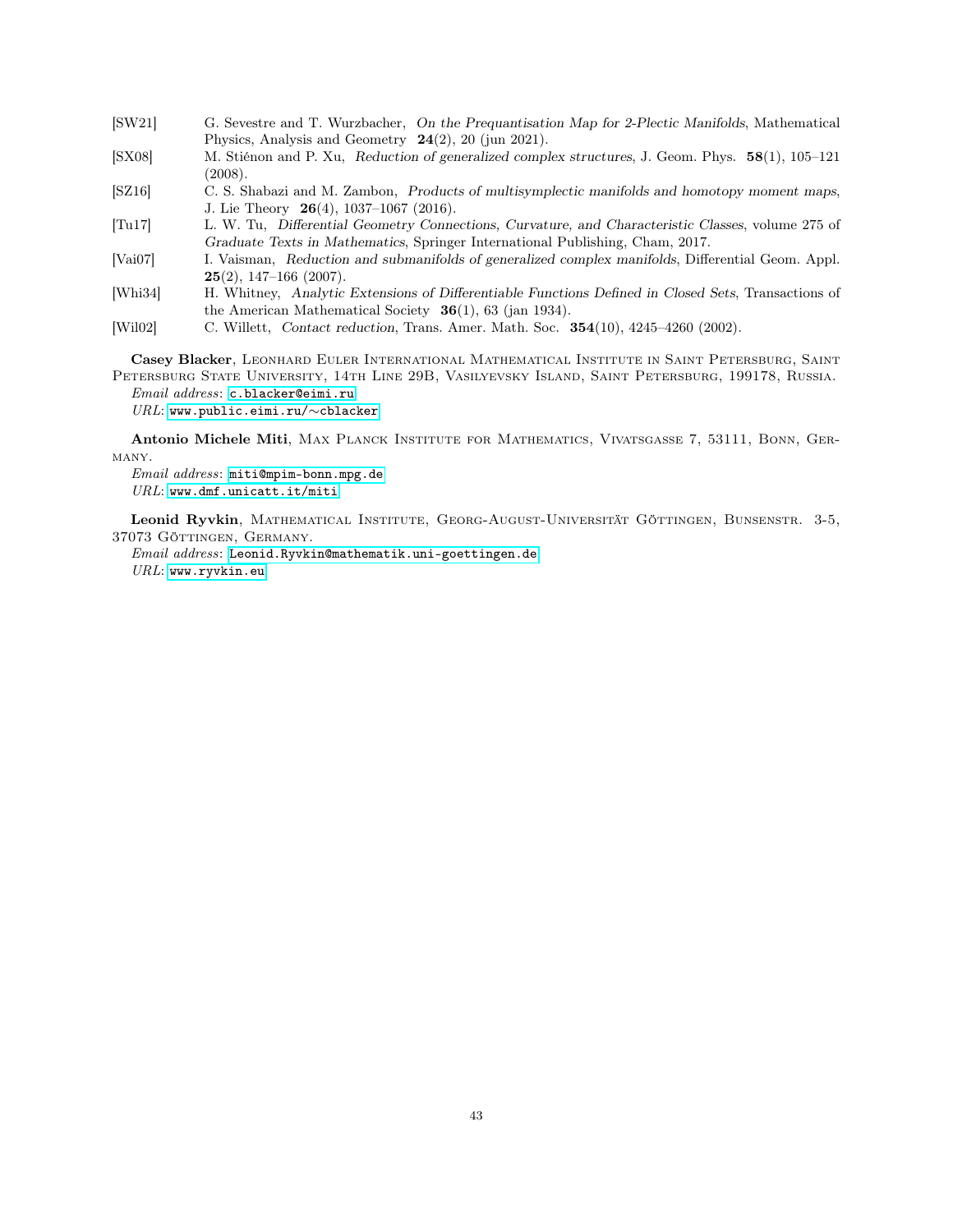- [SW21] G. Sevestre and T. Wurzbacher, *On the Prequantisation Map for 2-Plectic Manifolds*, Mathematical Physics, Analysis and Geometry **24**(2), 20 (jun 2021).
- [SX08] M. Stiénon and P. Xu, *Reduction of generalized complex structures*, J. Geom. Phys. **58**(1), 105–121 (2008).
- [SZ16] C. S. Shabazi and M. Zambon, *Products of multisymplectic manifolds and homotopy moment maps*, J. Lie Theory **26**(4), 1037–1067 (2016).
- [Tu17] L. W. Tu, *Differential Geometry Connections, Curvature, and Characteristic Classes*, volume 275 of *Graduate Texts in Mathematics*, Springer International Publishing, Cham, 2017.
- [Vai07] I. Vaisman, *Reduction and submanifolds of generalized complex manifolds*, Differential Geom. Appl. **25**(2), 147–166 (2007).
- [Whi34] H. Whitney, *Analytic Extensions of Differentiable Functions Defined in Closed Sets*, Transactions of the American Mathematical Society **36**(1), 63 (jan 1934).
- [Wil02] C. Willett, *Contact reduction*, Trans. Amer. Math. Soc. **354**(10), 4245–4260 (2002).

**Casey Blacker**, Leonhard Euler International Mathematical Institute in Saint Petersburg, Saint Petersburg State University, 14th Line 29B, Vasilyevsky Island, Saint Petersburg, 199178, Russia.
*Email address*: c.blacker@eimi.ru
*URL*: www.public.eimi.ru/∼cblacker

**Antonio Michele Miti**, Max Planck Institute for Mathematics, Vivatsgasse 7, 53111, Bonn, Germany.
*Email address*: miti@mpim-bonn.mpg.de
*URL*: www.dmf.unicatt.it/miti

**Leonid Ryvkin**, Mathematical Institute, Georg-August-Universität Göttingen, Bunsenstr. 3-5, 37073 Göttingen, Germany.
*Email address*: Leonid.Ryvkin@mathematik.uni-goettingen.de
*URL*: www.ryvkin.eu